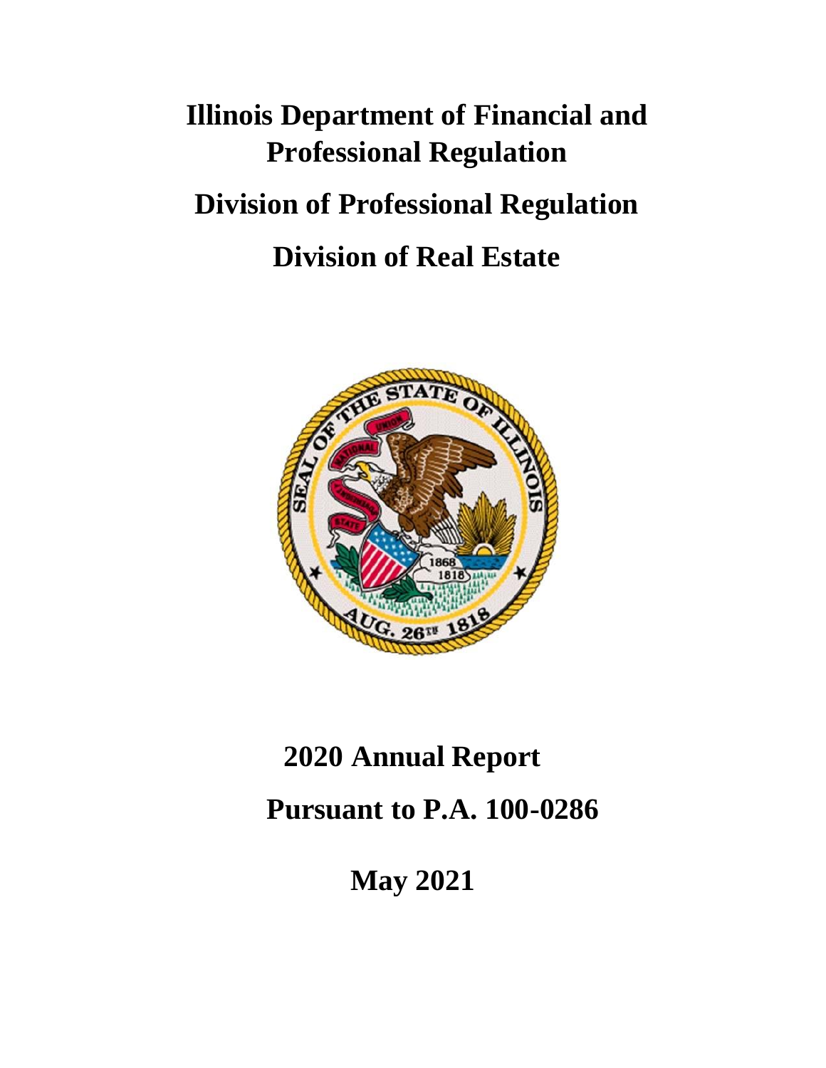# Illinois Department of Financial and Professional Regulation

## Division of Professional Regulation

## Division of Real Estate

# 2020 Annual Report

## Pursuant to P.A. 100-0286

## May 2021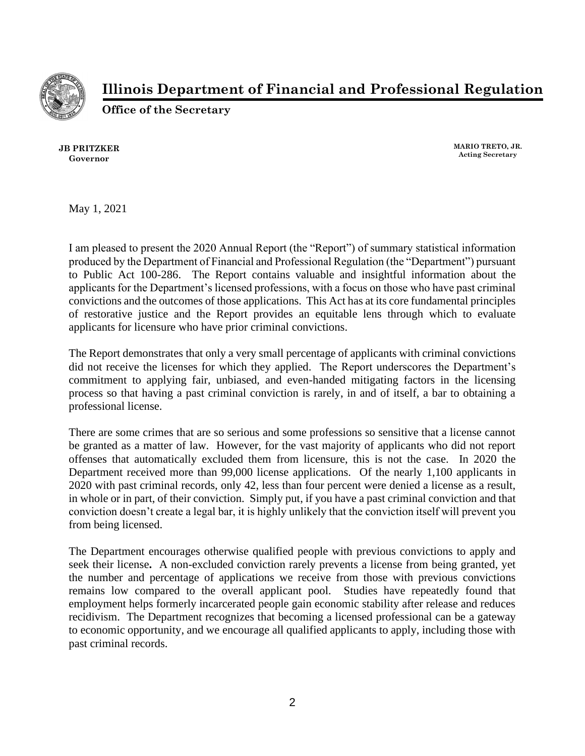# Illinois Department of Financial and Professional Regulation

**Office of the Secretary**

**JB PRITZKER**
**Governor**

**MARIO TRETO, JR.**
**Acting Secretary**

May 1, 2021

I am pleased to present the 2020 Annual Report (the "Report") of summary statistical information produced by the Department of Financial and Professional Regulation (the "Department") pursuant to Public Act 100-286. The Report contains valuable and insightful information about the applicants for the Department's licensed professions, with a focus on those who have past criminal convictions and the outcomes of those applications. This Act has at its core fundamental principles of restorative justice and the Report provides an equitable lens through which to evaluate applicants for licensure who have prior criminal convictions.

The Report demonstrates that only a very small percentage of applicants with criminal convictions did not receive the licenses for which they applied. The Report underscores the Department's commitment to applying fair, unbiased, and even-handed mitigating factors in the licensing process so that having a past criminal conviction is rarely, in and of itself, a bar to obtaining a professional license.

There are some crimes that are so serious and some professions so sensitive that a license cannot be granted as a matter of law. However, for the vast majority of applicants who did not report offenses that automatically excluded them from licensure, this is not the case. In 2020 the Department received more than 99,000 license applications. Of the nearly 1,100 applicants in 2020 with past criminal records, only 42, less than four percent were denied a license as a result, in whole or in part, of their conviction. Simply put, if you have a past criminal conviction and that conviction doesn't create a legal bar, it is highly unlikely that the conviction itself will prevent you from being licensed.

The Department encourages otherwise qualified people with previous convictions to apply and seek their license**.** A non-excluded conviction rarely prevents a license from being granted, yet the number and percentage of applications we receive from those with previous convictions remains low compared to the overall applicant pool. Studies have repeatedly found that employment helps formerly incarcerated people gain economic stability after release and reduces recidivism. The Department recognizes that becoming a licensed professional can be a gateway to economic opportunity, and we encourage all qualified applicants to apply, including those with past criminal records.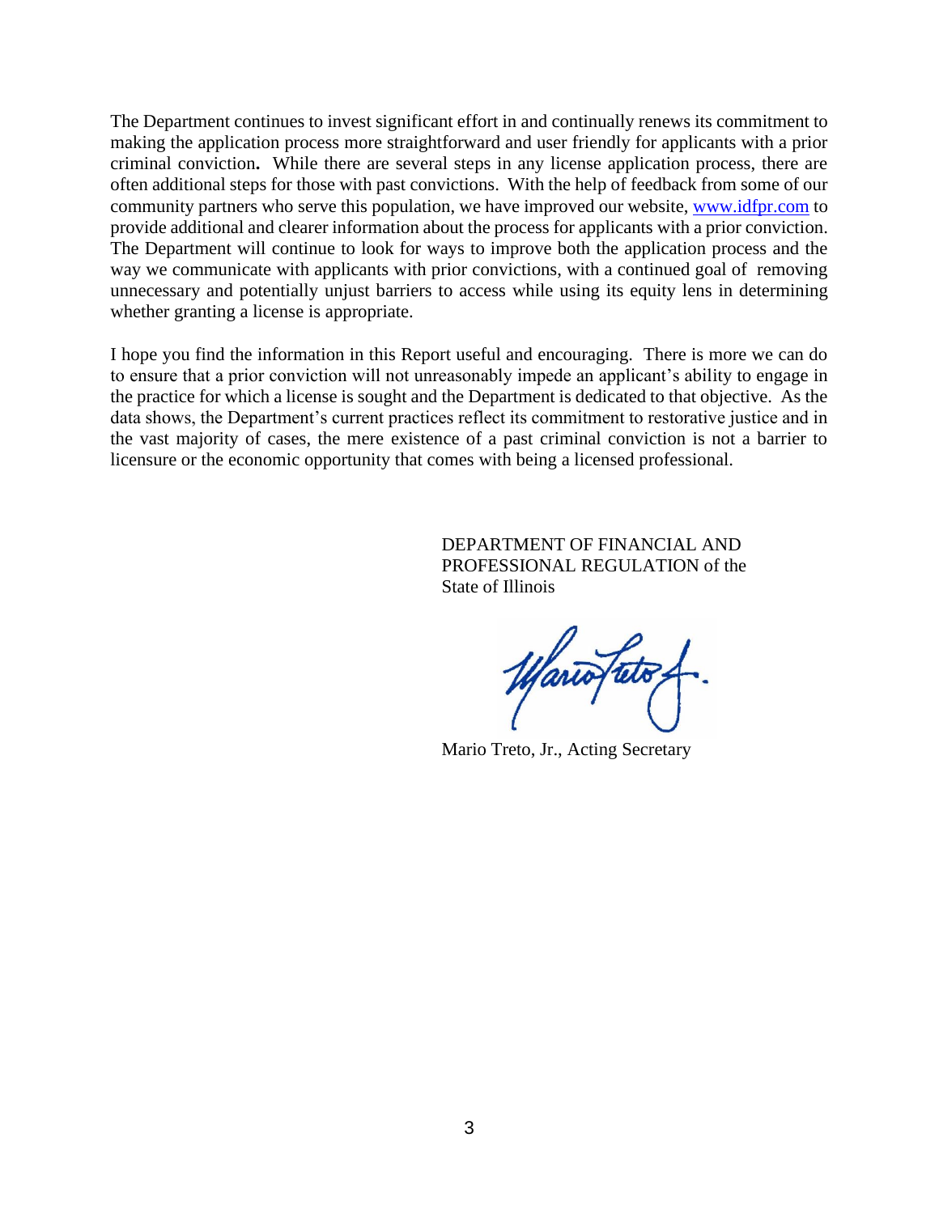The Department continues to invest significant effort in and continually renews its commitment to making the application process more straightforward and user friendly for applicants with a prior criminal conviction**.** While there are several steps in any license application process, there are often additional steps for those with past convictions. With the help of feedback from some of our community partners who serve this population, we have improved our website, www.idfpr.com to provide additional and clearer information about the process for applicants with a prior conviction. The Department will continue to look for ways to improve both the application process and the way we communicate with applicants with prior convictions, with a continued goal of removing unnecessary and potentially unjust barriers to access while using its equity lens in determining whether granting a license is appropriate.

I hope you find the information in this Report useful and encouraging. There is more we can do to ensure that a prior conviction will not unreasonably impede an applicant's ability to engage in the practice for which a license is sought and the Department is dedicated to that objective. As the data shows, the Department's current practices reflect its commitment to restorative justice and in the vast majority of cases, the mere existence of a past criminal conviction is not a barrier to licensure or the economic opportunity that comes with being a licensed professional.

DEPARTMENT OF FINANCIAL AND PROFESSIONAL REGULATION of the State of Illinois

Mario Treto, Jr., Acting Secretary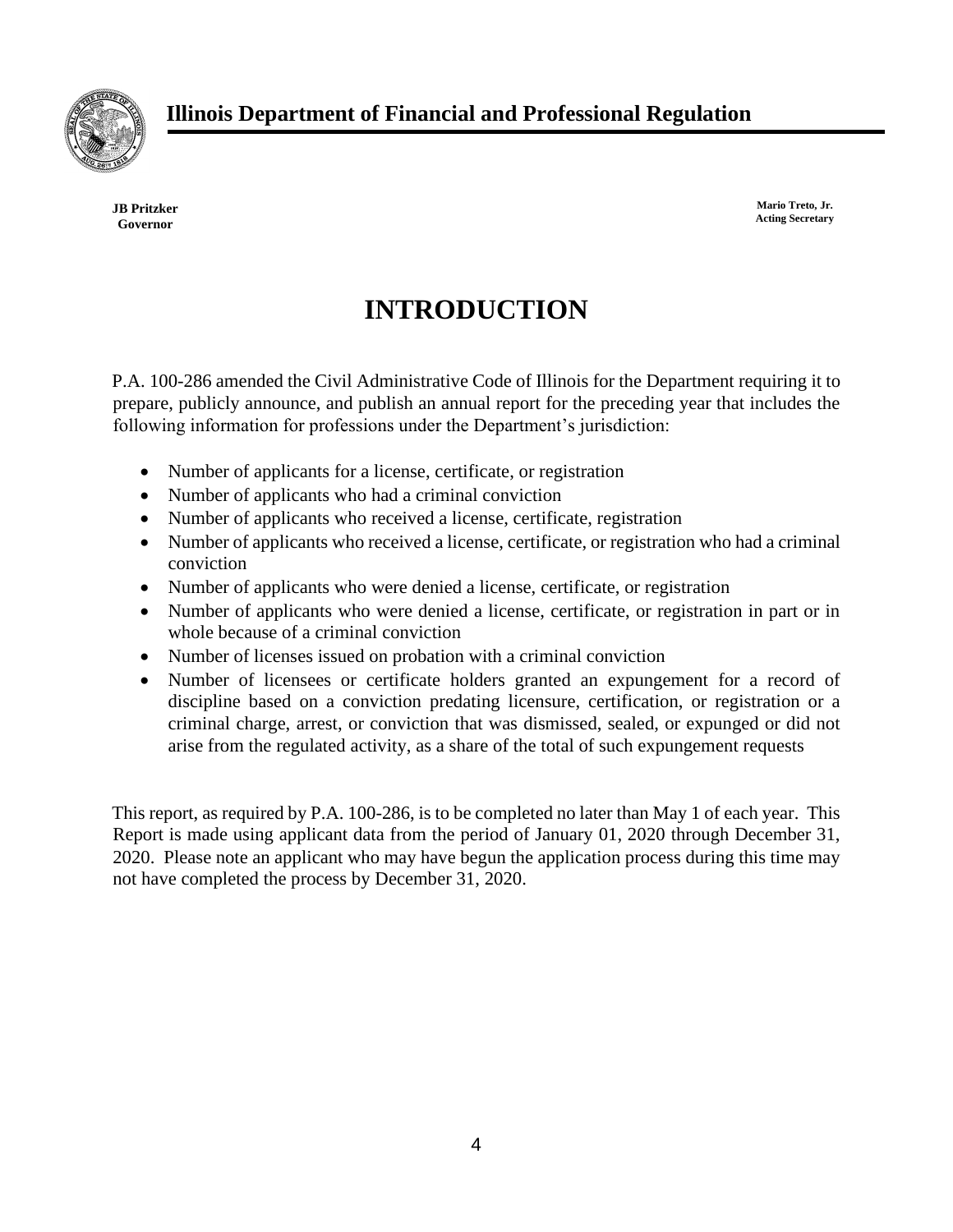**Illinois Department of Financial and Professional Regulation**

**JB Pritzker**
**Governor**

**Mario Treto, Jr.**
**Acting Secretary**

# INTRODUCTION

P.A. 100-286 amended the Civil Administrative Code of Illinois for the Department requiring it to prepare, publicly announce, and publish an annual report for the preceding year that includes the following information for professions under the Department's jurisdiction:

- Number of applicants for a license, certificate, or registration
- Number of applicants who had a criminal conviction
- Number of applicants who received a license, certificate, registration
- Number of applicants who received a license, certificate, or registration who had a criminal conviction
- Number of applicants who were denied a license, certificate, or registration
- Number of applicants who were denied a license, certificate, or registration in part or in whole because of a criminal conviction
- Number of licenses issued on probation with a criminal conviction
- Number of licensees or certificate holders granted an expungement for a record of discipline based on a conviction predating licensure, certification, or registration or a criminal charge, arrest, or conviction that was dismissed, sealed, or expunged or did not arise from the regulated activity, as a share of the total of such expungement requests

This report, as required by P.A. 100-286, is to be completed no later than May 1 of each year. This Report is made using applicant data from the period of January 01, 2020 through December 31, 2020. Please note an applicant who may have begun the application process during this time may not have completed the process by December 31, 2020.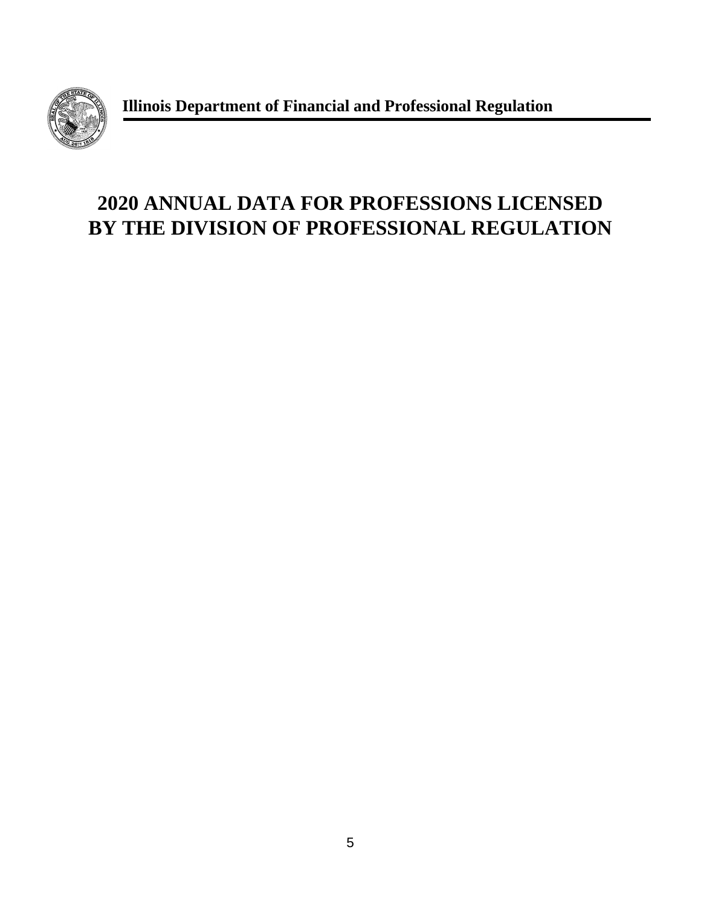**Illinois Department of Financial and Professional Regulation**

# 2020 ANNUAL DATA FOR PROFESSIONS LICENSED BY THE DIVISION OF PROFESSIONAL REGULATION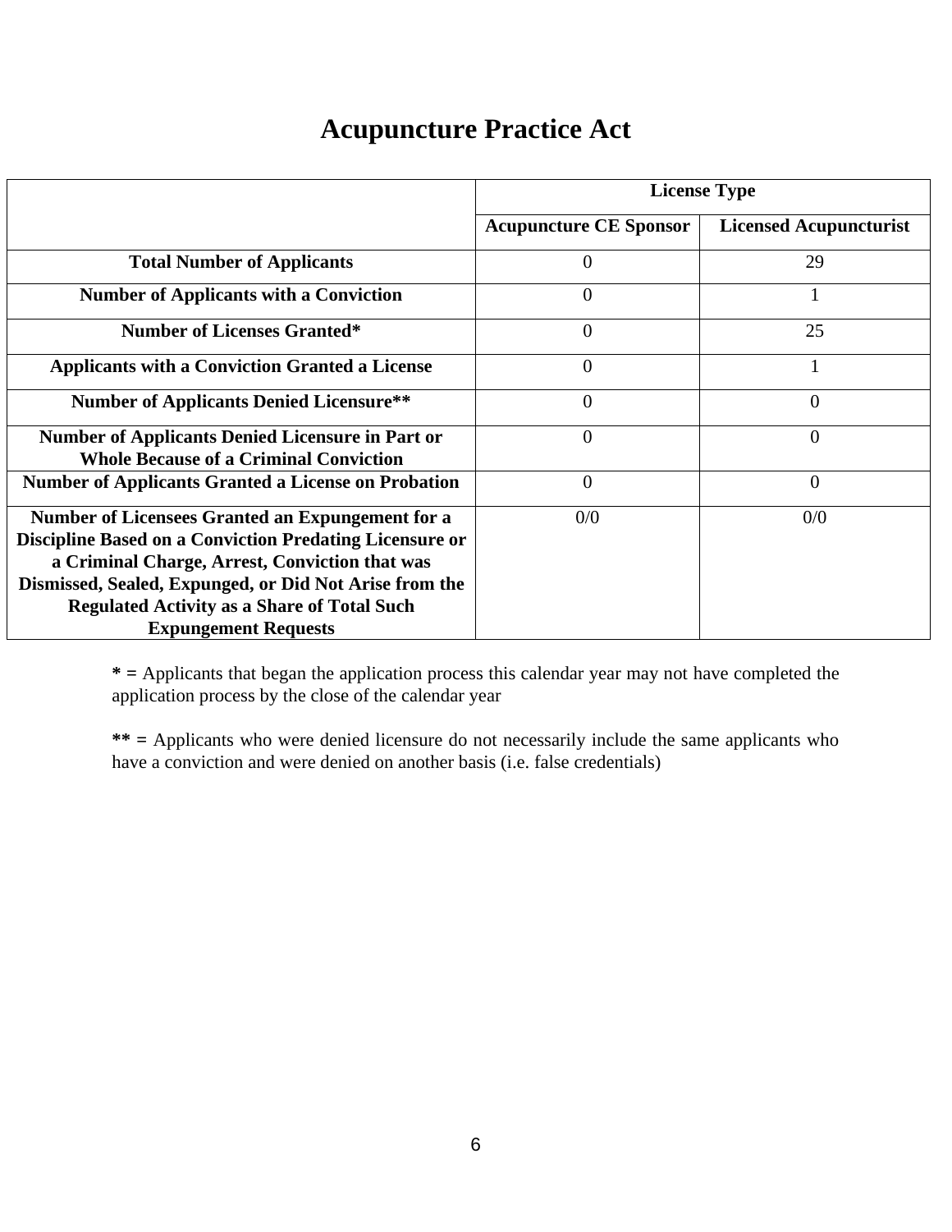# Acupuncture Practice Act

| | License Type | |
|---|---|---|
| | **Acupuncture CE Sponsor** | **Licensed Acupuncturist** |
| **Total Number of Applicants** | 0 | 29 |
| **Number of Applicants with a Conviction** | 0 | 1 |
| **Number of Licenses Granted*** | 0 | 25 |
| **Applicants with a Conviction Granted a License** | 0 | 1 |
| **Number of Applicants Denied Licensure**** | 0 | 0 |
| **Number of Applicants Denied Licensure in Part or Whole Because of a Criminal Conviction** | 0 | 0 |
| **Number of Applicants Granted a License on Probation** | 0 | 0 |
| **Number of Licensees Granted an Expungement for a Discipline Based on a Conviction Predating Licensure or a Criminal Charge, Arrest, Conviction that was Dismissed, Sealed, Expunged, or Did Not Arise from the Regulated Activity as a Share of Total Such Expungement Requests** | 0/0 | 0/0 |

**\* =** Applicants that began the application process this calendar year may not have completed the application process by the close of the calendar year

**\*\* =** Applicants who were denied licensure do not necessarily include the same applicants who have a conviction and were denied on another basis (i.e. false credentials)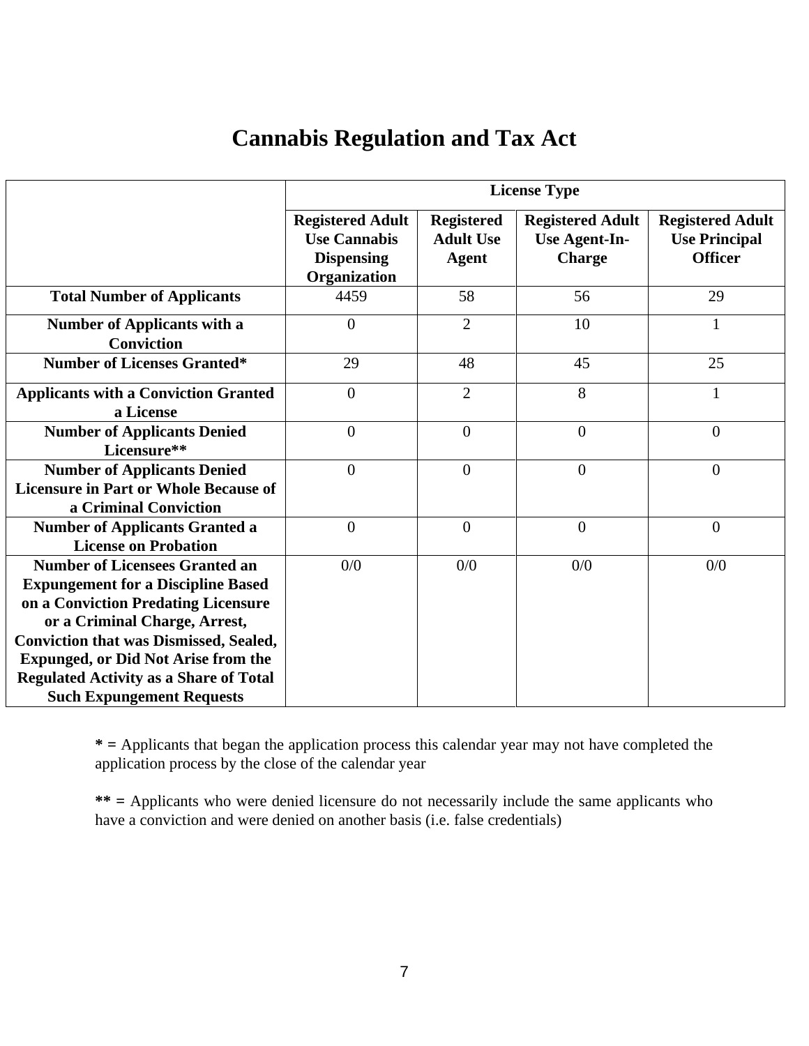# Cannabis Regulation and Tax Act

| | License Type | | | |
|---|---|---|---|---|
| | Registered Adult Use Cannabis Dispensing Organization | Registered Adult Use Agent | Registered Adult Use Agent-In-Charge | Registered Adult Use Principal Officer |
| **Total Number of Applicants** | 4459 | 58 | 56 | 29 |
| **Number of Applicants with a Conviction** | 0 | 2 | 10 | 1 |
| **Number of Licenses Granted*** | 29 | 48 | 45 | 25 |
| **Applicants with a Conviction Granted a License** | 0 | 2 | 8 | 1 |
| **Number of Applicants Denied Licensure**** | 0 | 0 | 0 | 0 |
| **Number of Applicants Denied Licensure in Part or Whole Because of a Criminal Conviction** | 0 | 0 | 0 | 0 |
| **Number of Applicants Granted a License on Probation** | 0 | 0 | 0 | 0 |
| **Number of Licensees Granted an Expungement for a Discipline Based on a Conviction Predating Licensure or a Criminal Charge, Arrest, Conviction that was Dismissed, Sealed, Expunged, or Did Not Arise from the Regulated Activity as a Share of Total Such Expungement Requests** | 0/0 | 0/0 | 0/0 | 0/0 |

**\* =** Applicants that began the application process this calendar year may not have completed the application process by the close of the calendar year

**\*\* =** Applicants who were denied licensure do not necessarily include the same applicants who have a conviction and were denied on another basis (i.e. false credentials)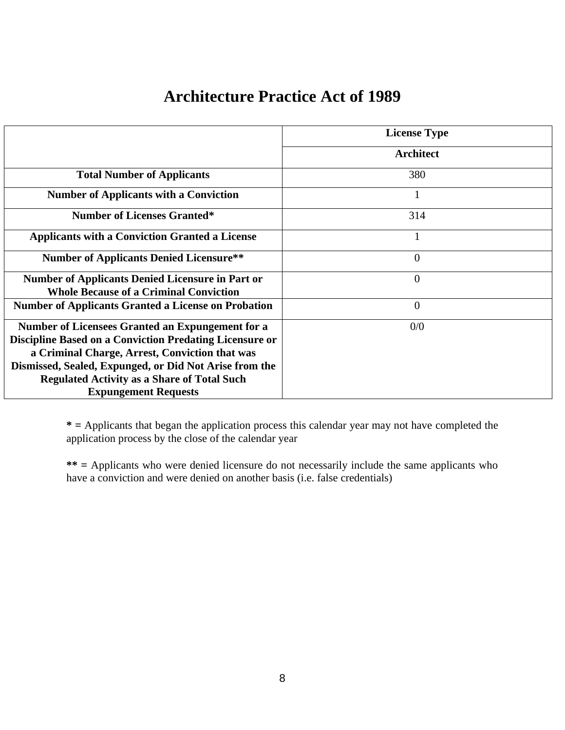# Architecture Practice Act of 1989

| | License Type |
|---|---|
| | **Architect** |
| **Total Number of Applicants** | 380 |
| **Number of Applicants with a Conviction** | 1 |
| **Number of Licenses Granted*** | 314 |
| **Applicants with a Conviction Granted a License** | 1 |
| **Number of Applicants Denied Licensure**** | 0 |
| **Number of Applicants Denied Licensure in Part or Whole Because of a Criminal Conviction** | 0 |
| **Number of Applicants Granted a License on Probation** | 0 |
| **Number of Licensees Granted an Expungement for a Discipline Based on a Conviction Predating Licensure or a Criminal Charge, Arrest, Conviction that was Dismissed, Sealed, Expunged, or Did Not Arise from the Regulated Activity as a Share of Total Such Expungement Requests** | 0/0 |

**\* =** Applicants that began the application process this calendar year may not have completed the application process by the close of the calendar year

**\*\* =** Applicants who were denied licensure do not necessarily include the same applicants who have a conviction and were denied on another basis (i.e. false credentials)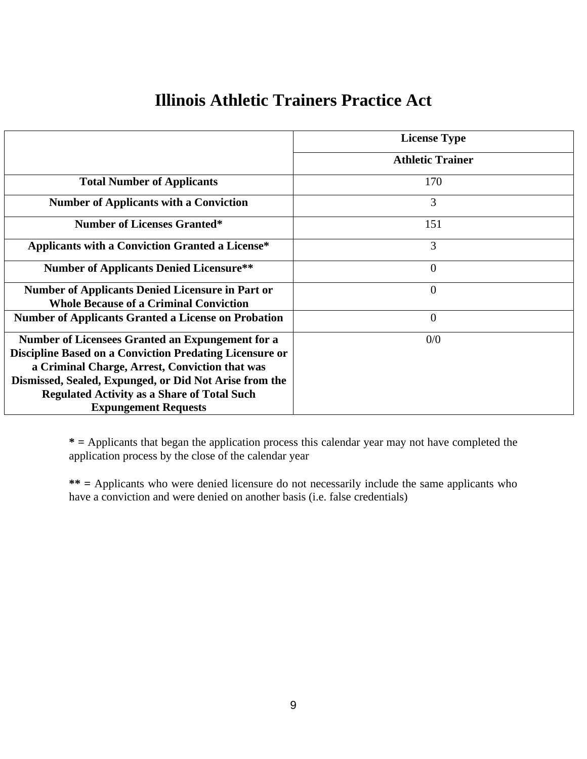# Illinois Athletic Trainers Practice Act

| | License Type |
|---|---|
| | **Athletic Trainer** |
| **Total Number of Applicants** | 170 |
| **Number of Applicants with a Conviction** | 3 |
| **Number of Licenses Granted*** | 151 |
| **Applicants with a Conviction Granted a License*** | 3 |
| **Number of Applicants Denied Licensure**** | 0 |
| **Number of Applicants Denied Licensure in Part or Whole Because of a Criminal Conviction** | 0 |
| **Number of Applicants Granted a License on Probation** | 0 |
| **Number of Licensees Granted an Expungement for a Discipline Based on a Conviction Predating Licensure or a Criminal Charge, Arrest, Conviction that was Dismissed, Sealed, Expunged, or Did Not Arise from the Regulated Activity as a Share of Total Such Expungement Requests** | 0/0 |

**\* =** Applicants that began the application process this calendar year may not have completed the application process by the close of the calendar year

**\*\* =** Applicants who were denied licensure do not necessarily include the same applicants who have a conviction and were denied on another basis (i.e. false credentials)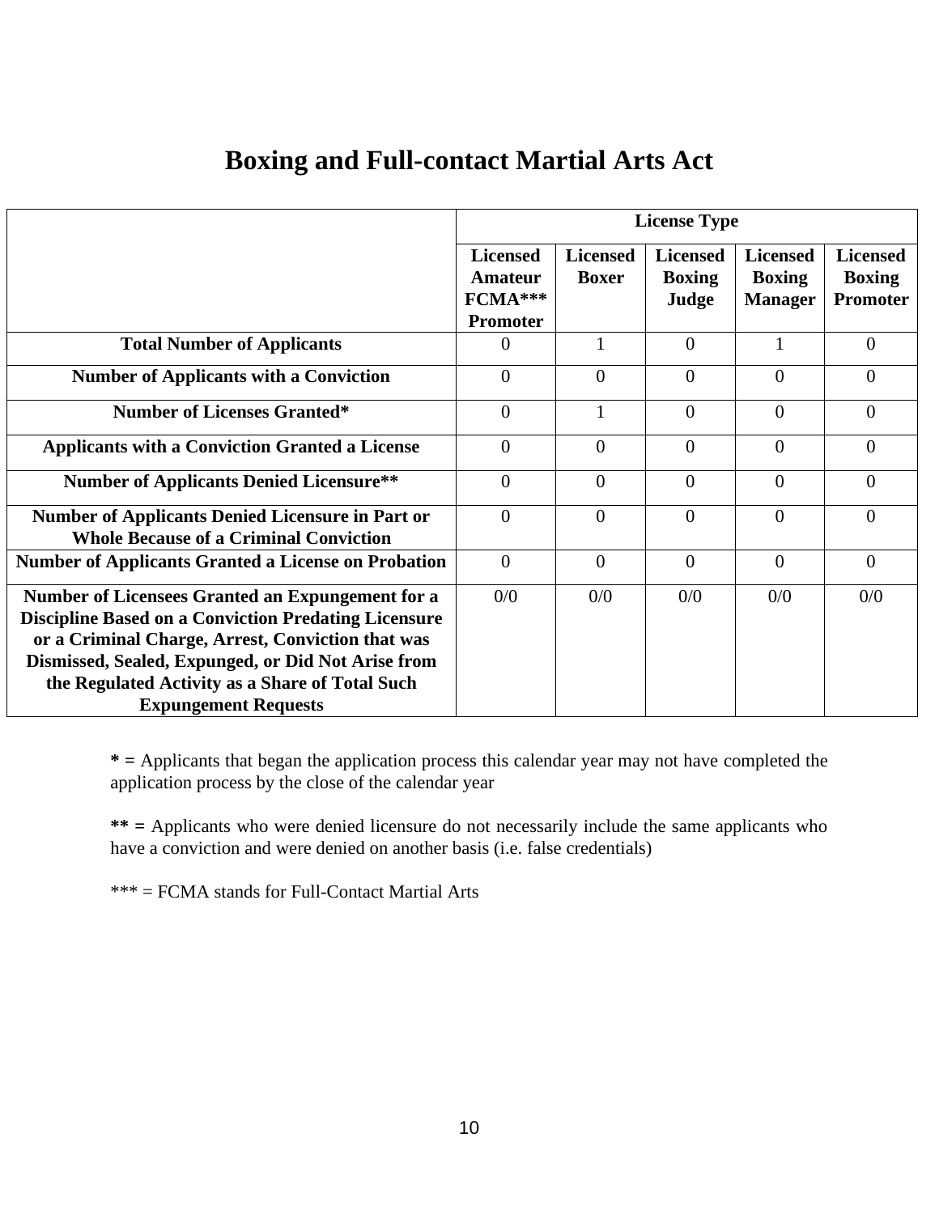# Boxing and Full-contact Martial Arts Act

| | License Type | | | | |
|---|---|---|---|---|---|
| | **Licensed Amateur FCMA*** Promoter** | **Licensed Boxer** | **Licensed Boxing Judge** | **Licensed Boxing Manager** | **Licensed Boxing Promoter** |
| **Total Number of Applicants** | 0 | 1 | 0 | 1 | 0 |
| **Number of Applicants with a Conviction** | 0 | 0 | 0 | 0 | 0 |
| **Number of Licenses Granted*** | 0 | 1 | 0 | 0 | 0 |
| **Applicants with a Conviction Granted a License** | 0 | 0 | 0 | 0 | 0 |
| **Number of Applicants Denied Licensure**** | 0 | 0 | 0 | 0 | 0 |
| **Number of Applicants Denied Licensure in Part or Whole Because of a Criminal Conviction** | 0 | 0 | 0 | 0 | 0 |
| **Number of Applicants Granted a License on Probation** | 0 | 0 | 0 | 0 | 0 |
| **Number of Licensees Granted an Expungement for a Discipline Based on a Conviction Predating Licensure or a Criminal Charge, Arrest, Conviction that was Dismissed, Sealed, Expunged, or Did Not Arise from the Regulated Activity as a Share of Total Such Expungement Requests** | 0/0 | 0/0 | 0/0 | 0/0 | 0/0 |

**\* =** Applicants that began the application process this calendar year may not have completed the application process by the close of the calendar year

**\*\* =** Applicants who were denied licensure do not necessarily include the same applicants who have a conviction and were denied on another basis (i.e. false credentials)

*** = FCMA stands for Full-Contact Martial Arts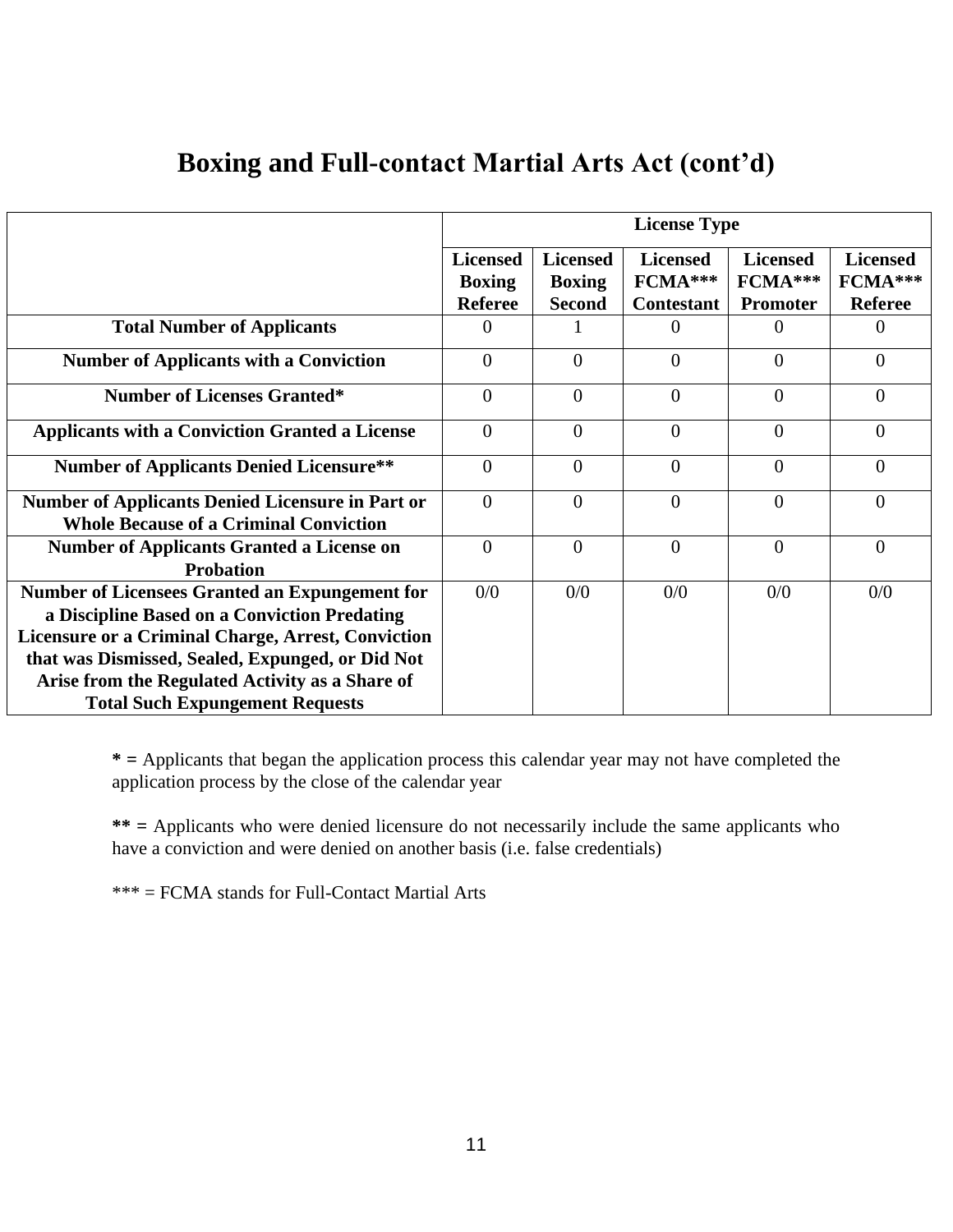# Boxing and Full-contact Martial Arts Act (cont'd)

| | License Type | | | | |
|---|---|---|---|---|---|
| | **Licensed Boxing Referee** | **Licensed Boxing Second** | **Licensed FCMA*** Contestant** | **Licensed FCMA*** Promoter** | **Licensed FCMA*** Referee** |
| **Total Number of Applicants** | 0 | 1 | 0 | 0 | 0 |
| **Number of Applicants with a Conviction** | 0 | 0 | 0 | 0 | 0 |
| **Number of Licenses Granted*** | 0 | 0 | 0 | 0 | 0 |
| **Applicants with a Conviction Granted a License** | 0 | 0 | 0 | 0 | 0 |
| **Number of Applicants Denied Licensure**** | 0 | 0 | 0 | 0 | 0 |
| **Number of Applicants Denied Licensure in Part or Whole Because of a Criminal Conviction** | 0 | 0 | 0 | 0 | 0 |
| **Number of Applicants Granted a License on Probation** | 0 | 0 | 0 | 0 | 0 |
| **Number of Licensees Granted an Expungement for a Discipline Based on a Conviction Predating Licensure or a Criminal Charge, Arrest, Conviction that was Dismissed, Sealed, Expunged, or Did Not Arise from the Regulated Activity as a Share of Total Such Expungement Requests** | 0/0 | 0/0 | 0/0 | 0/0 | 0/0 |

**\* =** Applicants that began the application process this calendar year may not have completed the application process by the close of the calendar year

**\*\* =** Applicants who were denied licensure do not necessarily include the same applicants who have a conviction and were denied on another basis (i.e. false credentials)

*** = FCMA stands for Full-Contact Martial Arts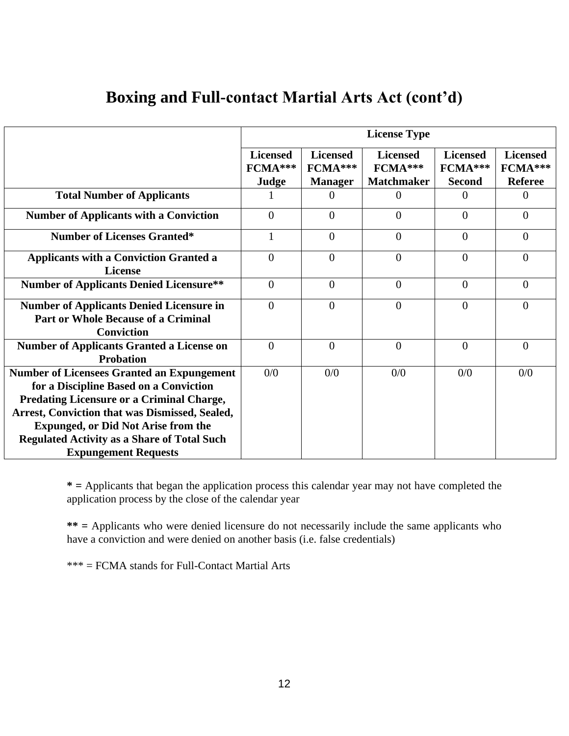# Boxing and Full-contact Martial Arts Act (cont'd)

| | License Type | | | | |
|---|---|---|---|---|---|
| | Licensed FCMA*** Judge | Licensed FCMA*** Manager | Licensed FCMA*** Matchmaker | Licensed FCMA*** Second | Licensed FCMA*** Referee |
| **Total Number of Applicants** | 1 | 0 | 0 | 0 | 0 |
| **Number of Applicants with a Conviction** | 0 | 0 | 0 | 0 | 0 |
| **Number of Licenses Granted*** | 1 | 0 | 0 | 0 | 0 |
| **Applicants with a Conviction Granted a License** | 0 | 0 | 0 | 0 | 0 |
| **Number of Applicants Denied Licensure**** | 0 | 0 | 0 | 0 | 0 |
| **Number of Applicants Denied Licensure in Part or Whole Because of a Criminal Conviction** | 0 | 0 | 0 | 0 | 0 |
| **Number of Applicants Granted a License on Probation** | 0 | 0 | 0 | 0 | 0 |
| **Number of Licensees Granted an Expungement for a Discipline Based on a Conviction Predating Licensure or a Criminal Charge, Arrest, Conviction that was Dismissed, Sealed, Expunged, or Did Not Arise from the Regulated Activity as a Share of Total Such Expungement Requests** | 0/0 | 0/0 | 0/0 | 0/0 | 0/0 |

**\* =** Applicants that began the application process this calendar year may not have completed the application process by the close of the calendar year

**\** =** Applicants who were denied licensure do not necessarily include the same applicants who have a conviction and were denied on another basis (i.e. false credentials)

*** = FCMA stands for Full-Contact Martial Arts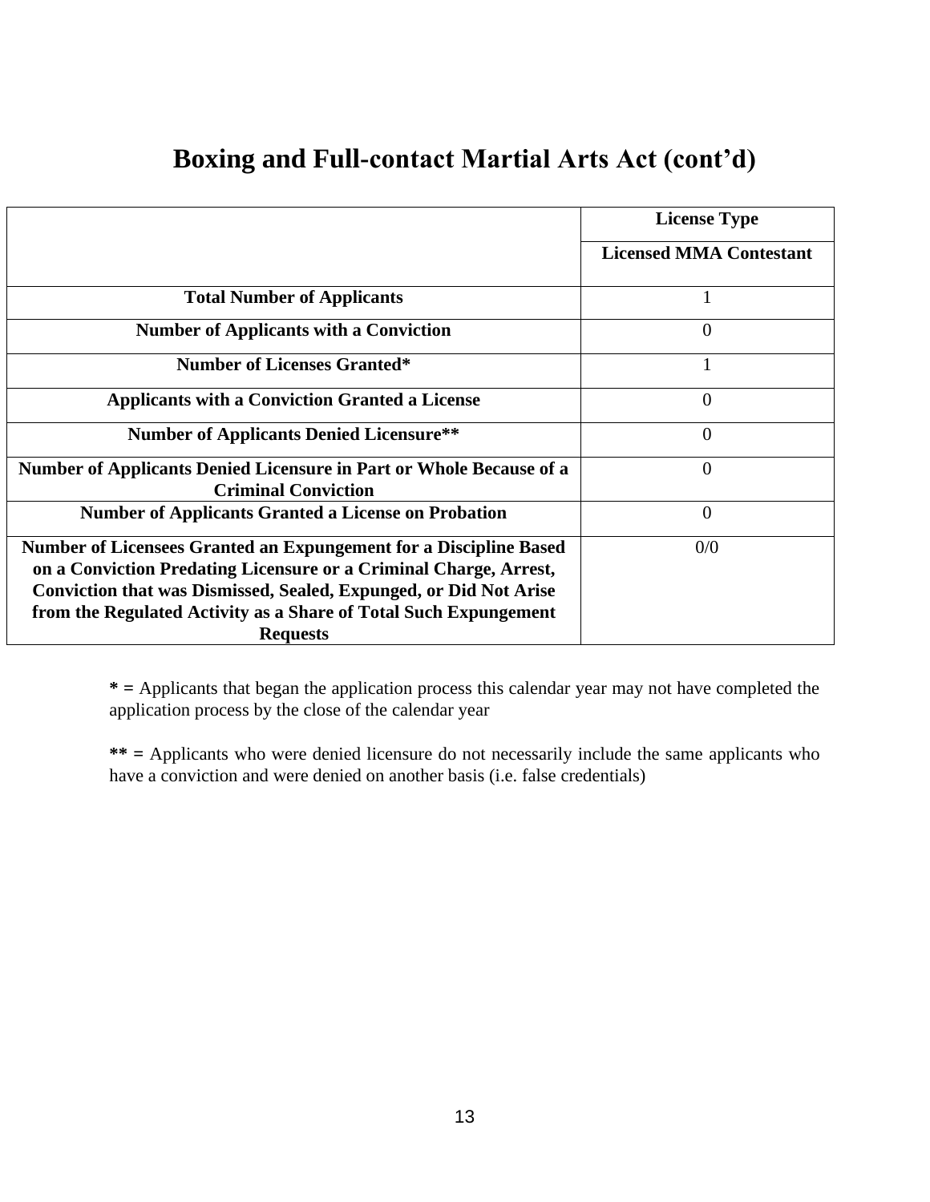# Boxing and Full-contact Martial Arts Act (cont'd)

| | License Type |
|---|---|
| | **Licensed MMA Contestant** |
| **Total Number of Applicants** | 1 |
| **Number of Applicants with a Conviction** | 0 |
| **Number of Licenses Granted*** | 1 |
| **Applicants with a Conviction Granted a License** | 0 |
| **Number of Applicants Denied Licensure**** | 0 |
| **Number of Applicants Denied Licensure in Part or Whole Because of a Criminal Conviction** | 0 |
| **Number of Applicants Granted a License on Probation** | 0 |
| **Number of Licensees Granted an Expungement for a Discipline Based on a Conviction Predating Licensure or a Criminal Charge, Arrest, Conviction that was Dismissed, Sealed, Expunged, or Did Not Arise from the Regulated Activity as a Share of Total Such Expungement Requests** | 0/0 |

**\* =** Applicants that began the application process this calendar year may not have completed the application process by the close of the calendar year

**\*\* =** Applicants who were denied licensure do not necessarily include the same applicants who have a conviction and were denied on another basis (i.e. false credentials)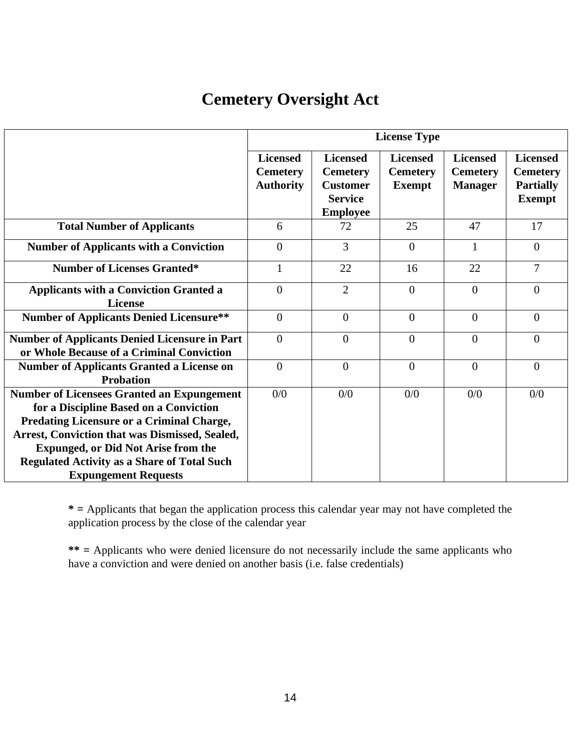# Cemetery Oversight Act

| | License Type | | | | |
|---|---|---|---|---|---|
| | **Licensed Cemetery Authority** | **Licensed Cemetery Customer Service Employee** | **Licensed Cemetery Exempt** | **Licensed Cemetery Manager** | **Licensed Cemetery Partially Exempt** |
| **Total Number of Applicants** | 6 | 72 | 25 | 47 | 17 |
| **Number of Applicants with a Conviction** | 0 | 3 | 0 | 1 | 0 |
| **Number of Licenses Granted*** | 1 | 22 | 16 | 22 | 7 |
| **Applicants with a Conviction Granted a License** | 0 | 2 | 0 | 0 | 0 |
| **Number of Applicants Denied Licensure**** | 0 | 0 | 0 | 0 | 0 |
| **Number of Applicants Denied Licensure in Part or Whole Because of a Criminal Conviction** | 0 | 0 | 0 | 0 | 0 |
| **Number of Applicants Granted a License on Probation** | 0 | 0 | 0 | 0 | 0 |
| **Number of Licensees Granted an Expungement for a Discipline Based on a Conviction Predating Licensure or a Criminal Charge, Arrest, Conviction that was Dismissed, Sealed, Expunged, or Did Not Arise from the Regulated Activity as a Share of Total Such Expungement Requests** | 0/0 | 0/0 | 0/0 | 0/0 | 0/0 |

**\* =** Applicants that began the application process this calendar year may not have completed the application process by the close of the calendar year

**\*\* =** Applicants who were denied licensure do not necessarily include the same applicants who have a conviction and were denied on another basis (i.e. false credentials)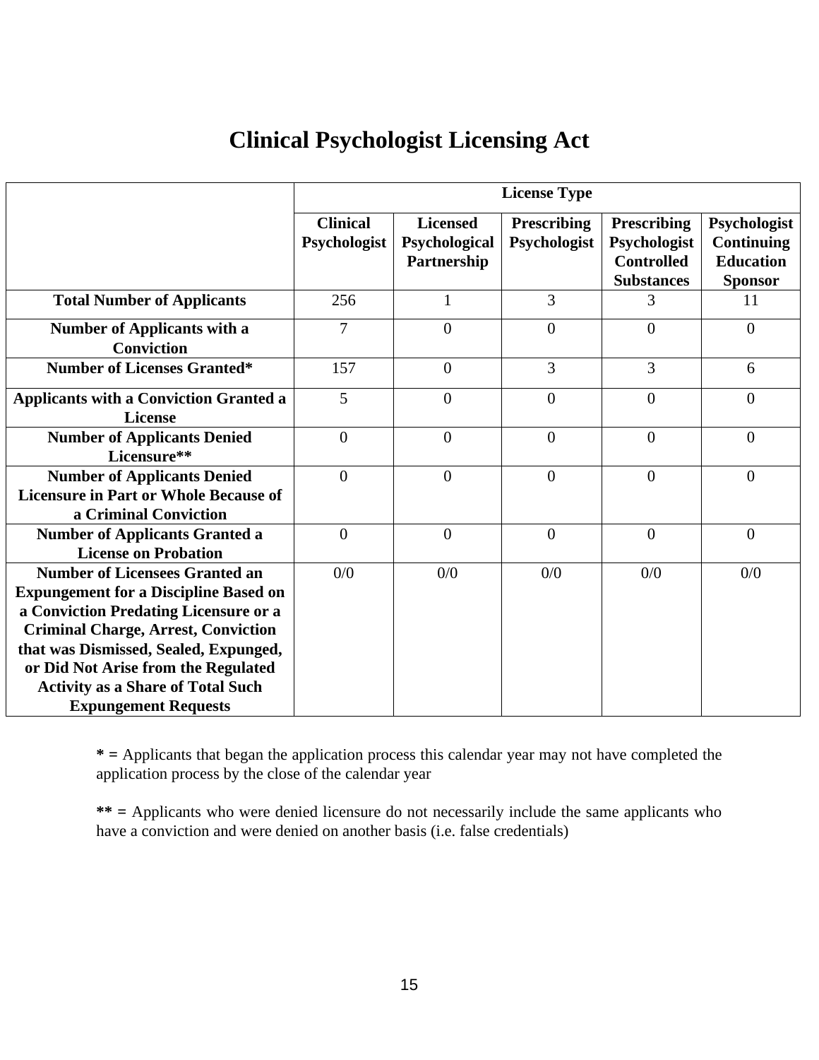# Clinical Psychologist Licensing Act

| | License Type | | | | |
|---|---|---|---|---|---|
| | **Clinical Psychologist** | **Licensed Psychological Partnership** | **Prescribing Psychologist** | **Prescribing Psychologist Controlled Substances** | **Psychologist Continuing Education Sponsor** |
| **Total Number of Applicants** | 256 | 1 | 3 | 3 | 11 |
| **Number of Applicants with a Conviction** | 7 | 0 | 0 | 0 | 0 |
| **Number of Licenses Granted*** | 157 | 0 | 3 | 3 | 6 |
| **Applicants with a Conviction Granted a License** | 5 | 0 | 0 | 0 | 0 |
| **Number of Applicants Denied Licensure**** | 0 | 0 | 0 | 0 | 0 |
| **Number of Applicants Denied Licensure in Part or Whole Because of a Criminal Conviction** | 0 | 0 | 0 | 0 | 0 |
| **Number of Applicants Granted a License on Probation** | 0 | 0 | 0 | 0 | 0 |
| **Number of Licensees Granted an Expungement for a Discipline Based on a Conviction Predating Licensure or a Criminal Charge, Arrest, Conviction that was Dismissed, Sealed, Expunged, or Did Not Arise from the Regulated Activity as a Share of Total Such Expungement Requests** | 0/0 | 0/0 | 0/0 | 0/0 | 0/0 |

**\* =** Applicants that began the application process this calendar year may not have completed the application process by the close of the calendar year

**\*\* =** Applicants who were denied licensure do not necessarily include the same applicants who have a conviction and were denied on another basis (i.e. false credentials)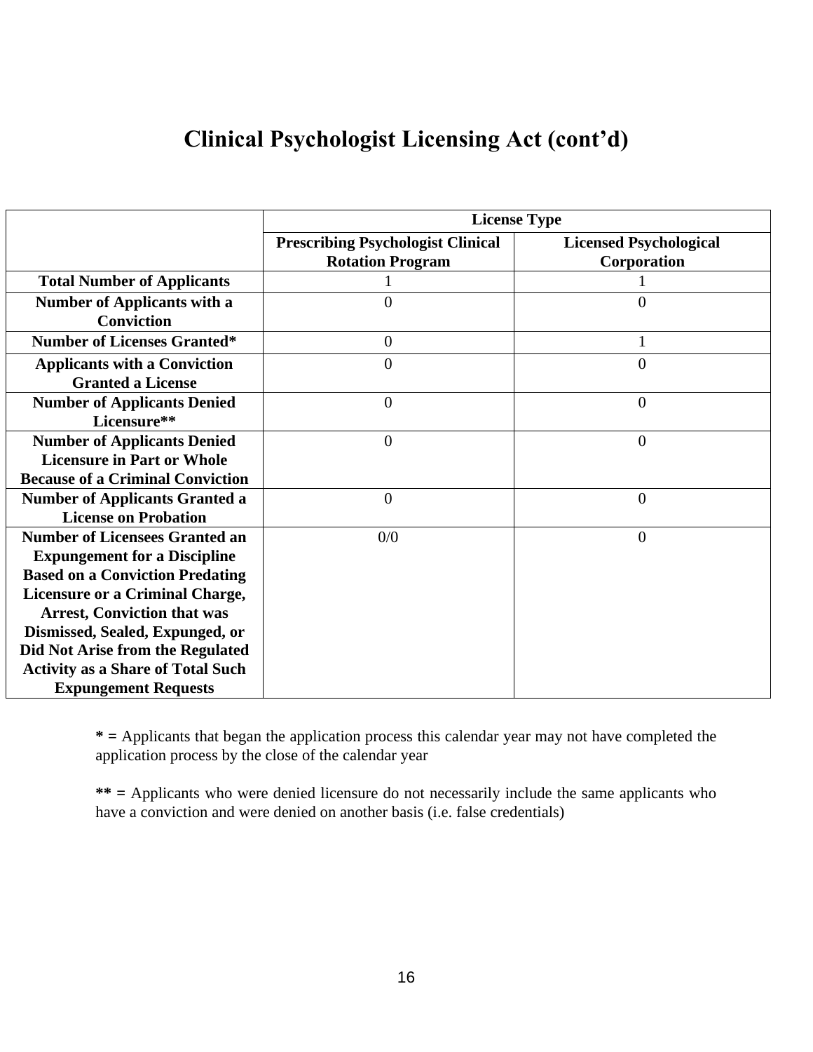# Clinical Psychologist Licensing Act (cont'd)

| | License Type | |
|---|---|---|
| | **Prescribing Psychologist Clinical Rotation Program** | **Licensed Psychological Corporation** |
| **Total Number of Applicants** | 1 | 1 |
| **Number of Applicants with a Conviction** | 0 | 0 |
| **Number of Licenses Granted*** | 0 | 1 |
| **Applicants with a Conviction Granted a License** | 0 | 0 |
| **Number of Applicants Denied Licensure**** | 0 | 0 |
| **Number of Applicants Denied Licensure in Part or Whole Because of a Criminal Conviction** | 0 | 0 |
| **Number of Applicants Granted a License on Probation** | 0 | 0 |
| **Number of Licensees Granted an Expungement for a Discipline Based on a Conviction Predating Licensure or a Criminal Charge, Arrest, Conviction that was Dismissed, Sealed, Expunged, or Did Not Arise from the Regulated Activity as a Share of Total Such Expungement Requests** | 0/0 | 0 |

**\* =** Applicants that began the application process this calendar year may not have completed the application process by the close of the calendar year

**\*\* =** Applicants who were denied licensure do not necessarily include the same applicants who have a conviction and were denied on another basis (i.e. false credentials)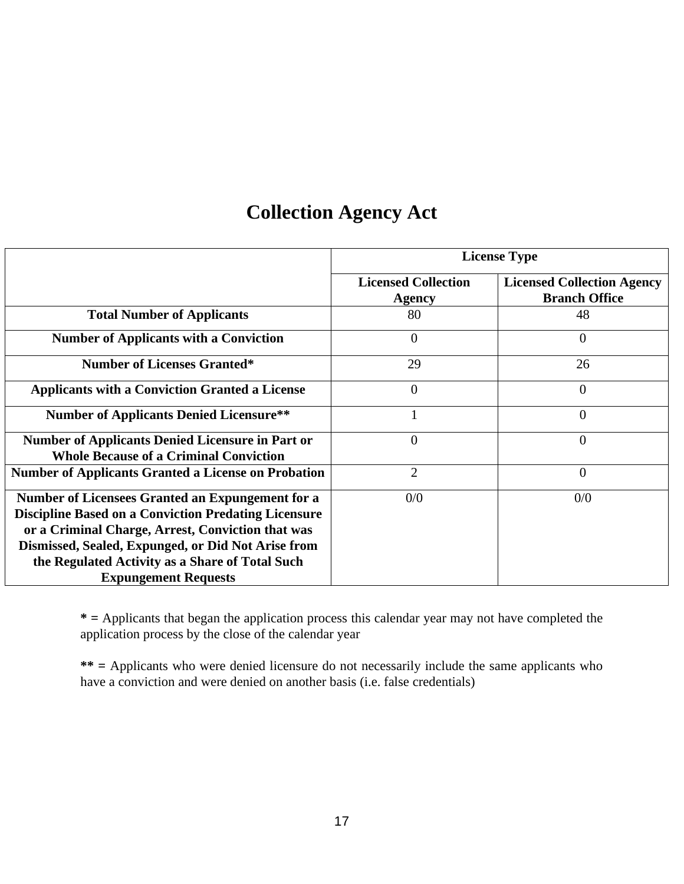# Collection Agency Act

| | License Type | |
|---|---|---|
| | Licensed Collection Agency | Licensed Collection Agency Branch Office |
| **Total Number of Applicants** | 80 | 48 |
| **Number of Applicants with a Conviction** | 0 | 0 |
| **Number of Licenses Granted*** | 29 | 26 |
| **Applicants with a Conviction Granted a License** | 0 | 0 |
| **Number of Applicants Denied Licensure**** | 1 | 0 |
| **Number of Applicants Denied Licensure in Part or Whole Because of a Criminal Conviction** | 0 | 0 |
| **Number of Applicants Granted a License on Probation** | 2 | 0 |
| **Number of Licensees Granted an Expungement for a Discipline Based on a Conviction Predating Licensure or a Criminal Charge, Arrest, Conviction that was Dismissed, Sealed, Expunged, or Did Not Arise from the Regulated Activity as a Share of Total Such Expungement Requests** | 0/0 | 0/0 |

**\* =** Applicants that began the application process this calendar year may not have completed the application process by the close of the calendar year

**\*\* =** Applicants who were denied licensure do not necessarily include the same applicants who have a conviction and were denied on another basis (i.e. false credentials)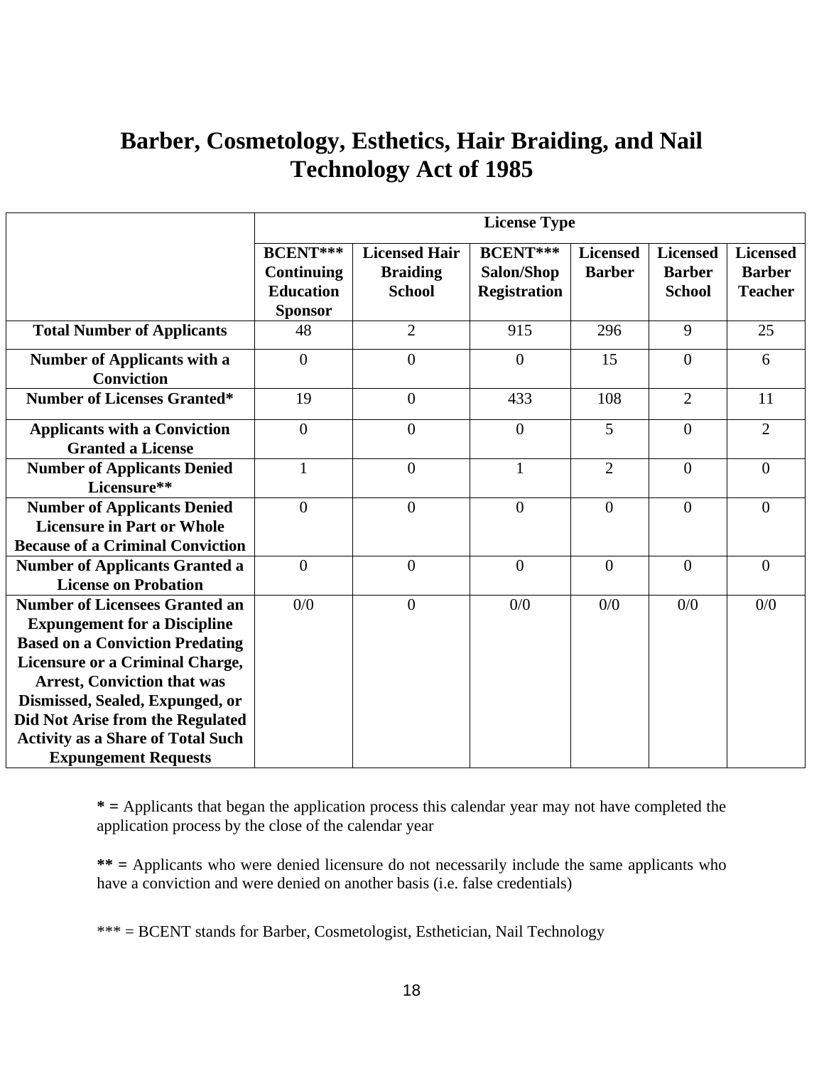# Barber, Cosmetology, Esthetics, Hair Braiding, and Nail Technology Act of 1985

| | License Type | | | | | |
|---|---|---|---|---|---|---|
| | BCENT*** Continuing Education Sponsor | Licensed Hair Braiding School | BCENT*** Salon/Shop Registration | Licensed Barber | Licensed Barber School | Licensed Barber Teacher |
| **Total Number of Applicants** | 48 | 2 | 915 | 296 | 9 | 25 |
| **Number of Applicants with a Conviction** | 0 | 0 | 0 | 15 | 0 | 6 |
| **Number of Licenses Granted*** | 19 | 0 | 433 | 108 | 2 | 11 |
| **Applicants with a Conviction Granted a License** | 0 | 0 | 0 | 5 | 0 | 2 |
| **Number of Applicants Denied Licensure**** | 1 | 0 | 1 | 2 | 0 | 0 |
| **Number of Applicants Denied Licensure in Part or Whole Because of a Criminal Conviction** | 0 | 0 | 0 | 0 | 0 | 0 |
| **Number of Applicants Granted a License on Probation** | 0 | 0 | 0 | 0 | 0 | 0 |
| **Number of Licensees Granted an Expungement for a Discipline Based on a Conviction Predating Licensure or a Criminal Charge, Arrest, Conviction that was Dismissed, Sealed, Expunged, or Did Not Arise from the Regulated Activity as a Share of Total Such Expungement Requests** | 0/0 | 0 | 0/0 | 0/0 | 0/0 | 0/0 |

**\* =** Applicants that began the application process this calendar year may not have completed the application process by the close of the calendar year

**\*\* =** Applicants who were denied licensure do not necessarily include the same applicants who have a conviction and were denied on another basis (i.e. false credentials)

*** = BCENT stands for Barber, Cosmetologist, Esthetician, Nail Technology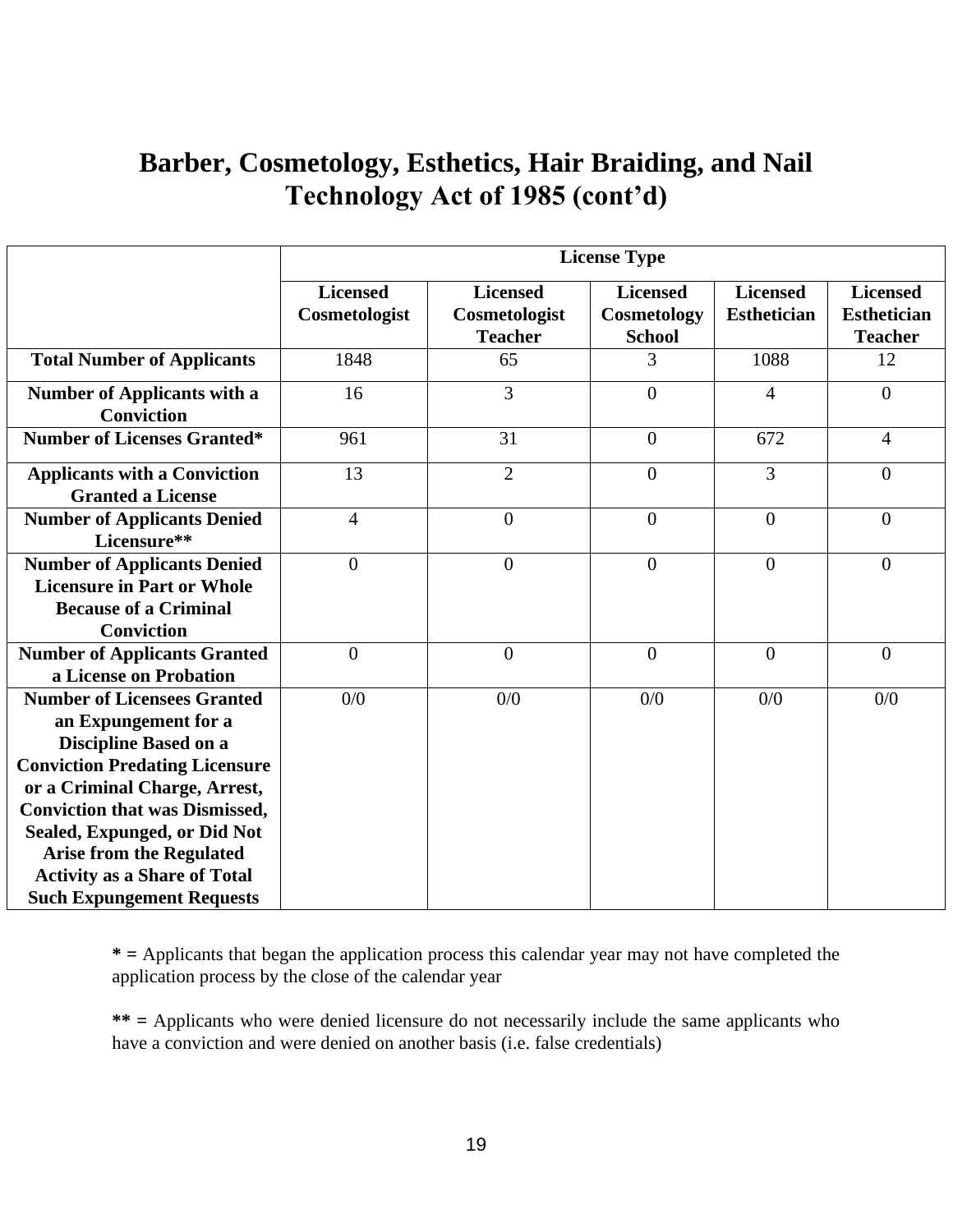# Barber, Cosmetology, Esthetics, Hair Braiding, and Nail Technology Act of 1985 (cont'd)

| | License Type | | | | |
|---|---|---|---|---|---|
| | **Licensed Cosmetologist** | **Licensed Cosmetologist Teacher** | **Licensed Cosmetology School** | **Licensed Esthetician** | **Licensed Esthetician Teacher** |
| **Total Number of Applicants** | 1848 | 65 | 3 | 1088 | 12 |
| **Number of Applicants with a Conviction** | 16 | 3 | 0 | 4 | 0 |
| **Number of Licenses Granted*** | 961 | 31 | 0 | 672 | 4 |
| **Applicants with a Conviction Granted a License** | 13 | 2 | 0 | 3 | 0 |
| **Number of Applicants Denied Licensure**** | 4 | 0 | 0 | 0 | 0 |
| **Number of Applicants Denied Licensure in Part or Whole Because of a Criminal Conviction** | 0 | 0 | 0 | 0 | 0 |
| **Number of Applicants Granted a License on Probation** | 0 | 0 | 0 | 0 | 0 |
| **Number of Licensees Granted an Expungement for a Discipline Based on a Conviction Predating Licensure or a Criminal Charge, Arrest, Conviction that was Dismissed, Sealed, Expunged, or Did Not Arise from the Regulated Activity as a Share of Total Such Expungement Requests** | 0/0 | 0/0 | 0/0 | 0/0 | 0/0 |

**\* =** Applicants that began the application process this calendar year may not have completed the application process by the close of the calendar year

**\*\* =** Applicants who were denied licensure do not necessarily include the same applicants who have a conviction and were denied on another basis (i.e. false credentials)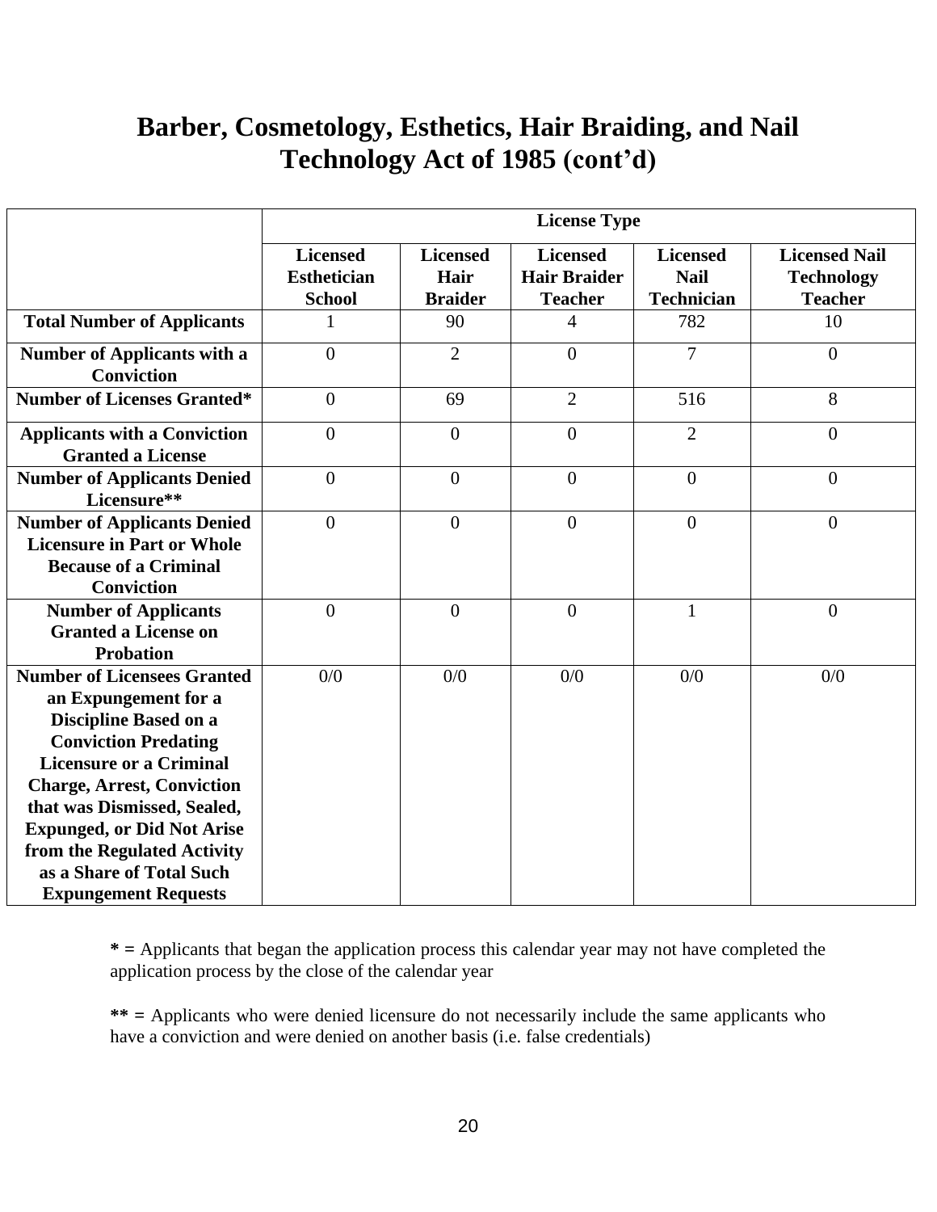# Barber, Cosmetology, Esthetics, Hair Braiding, and Nail Technology Act of 1985 (cont'd)

| | License Type | | | | |
|---|---|---|---|---|---|
| | **Licensed Esthetician School** | **Licensed Hair Braider** | **Licensed Hair Braider Teacher** | **Licensed Nail Technician** | **Licensed Nail Technology Teacher** |
| **Total Number of Applicants** | 1 | 90 | 4 | 782 | 10 |
| **Number of Applicants with a Conviction** | 0 | 2 | 0 | 7 | 0 |
| **Number of Licenses Granted*** | 0 | 69 | 2 | 516 | 8 |
| **Applicants with a Conviction Granted a License** | 0 | 0 | 0 | 2 | 0 |
| **Number of Applicants Denied Licensure**** | 0 | 0 | 0 | 0 | 0 |
| **Number of Applicants Denied Licensure in Part or Whole Because of a Criminal Conviction** | 0 | 0 | 0 | 0 | 0 |
| **Number of Applicants Granted a License on Probation** | 0 | 0 | 0 | 1 | 0 |
| **Number of Licensees Granted an Expungement for a Discipline Based on a Conviction Predating Licensure or a Criminal Charge, Arrest, Conviction that was Dismissed, Sealed, Expunged, or Did Not Arise from the Regulated Activity as a Share of Total Such Expungement Requests** | 0/0 | 0/0 | 0/0 | 0/0 | 0/0 |

**\* =** Applicants that began the application process this calendar year may not have completed the application process by the close of the calendar year

**\*\* =** Applicants who were denied licensure do not necessarily include the same applicants who have a conviction and were denied on another basis (i.e. false credentials)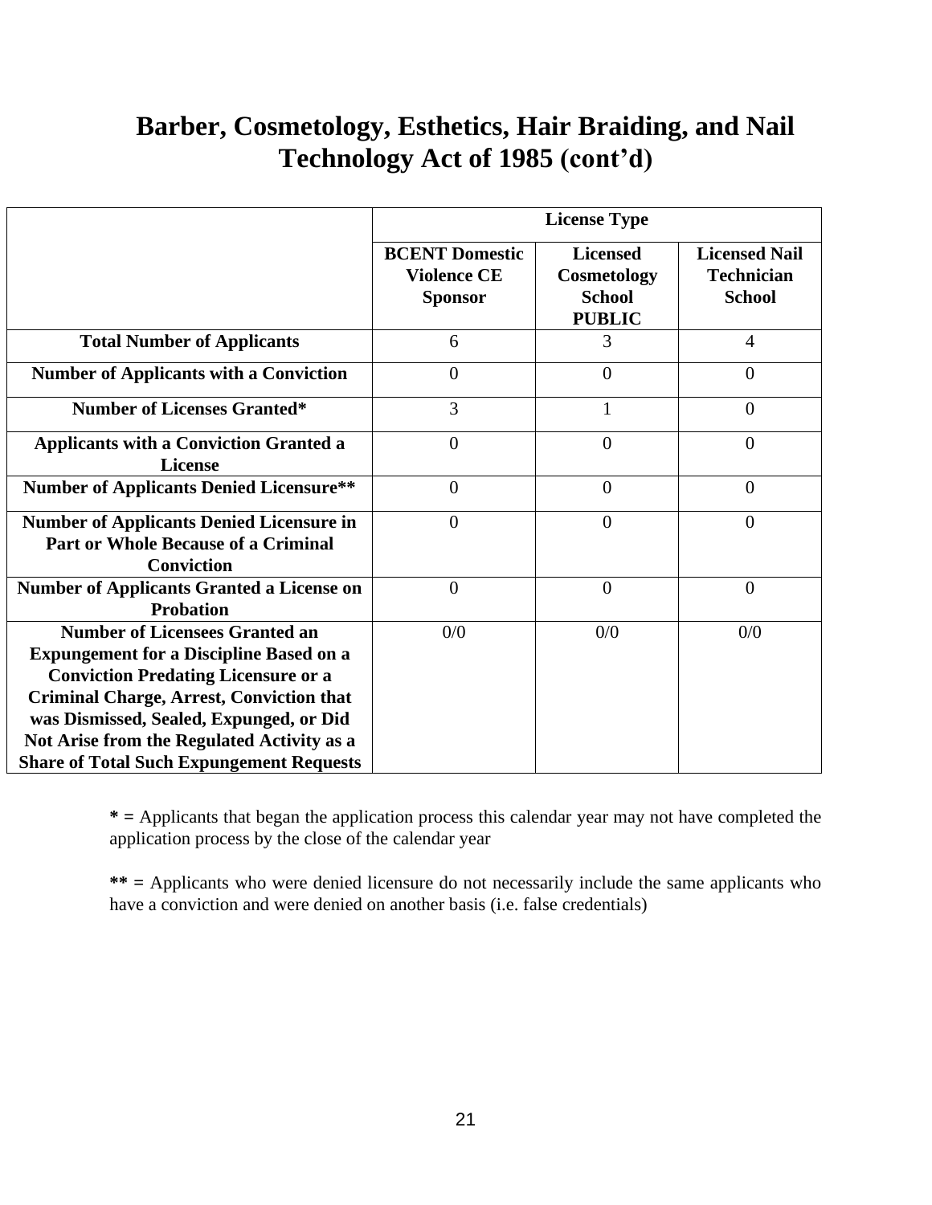# Barber, Cosmetology, Esthetics, Hair Braiding, and Nail Technology Act of 1985 (cont'd)

| | License Type | | |
|---|---|---|---|
| | **BCENT Domestic Violence CE Sponsor** | **Licensed Cosmetology School PUBLIC** | **Licensed Nail Technician School** |
| **Total Number of Applicants** | 6 | 3 | 4 |
| **Number of Applicants with a Conviction** | 0 | 0 | 0 |
| **Number of Licenses Granted*** | 3 | 1 | 0 |
| **Applicants with a Conviction Granted a License** | 0 | 0 | 0 |
| **Number of Applicants Denied Licensure**** | 0 | 0 | 0 |
| **Number of Applicants Denied Licensure in Part or Whole Because of a Criminal Conviction** | 0 | 0 | 0 |
| **Number of Applicants Granted a License on Probation** | 0 | 0 | 0 |
| **Number of Licensees Granted an Expungement for a Discipline Based on a Conviction Predating Licensure or a Criminal Charge, Arrest, Conviction that was Dismissed, Sealed, Expunged, or Did Not Arise from the Regulated Activity as a Share of Total Such Expungement Requests** | 0/0 | 0/0 | 0/0 |

**\* =** Applicants that began the application process this calendar year may not have completed the application process by the close of the calendar year

**\*\* =** Applicants who were denied licensure do not necessarily include the same applicants who have a conviction and were denied on another basis (i.e. false credentials)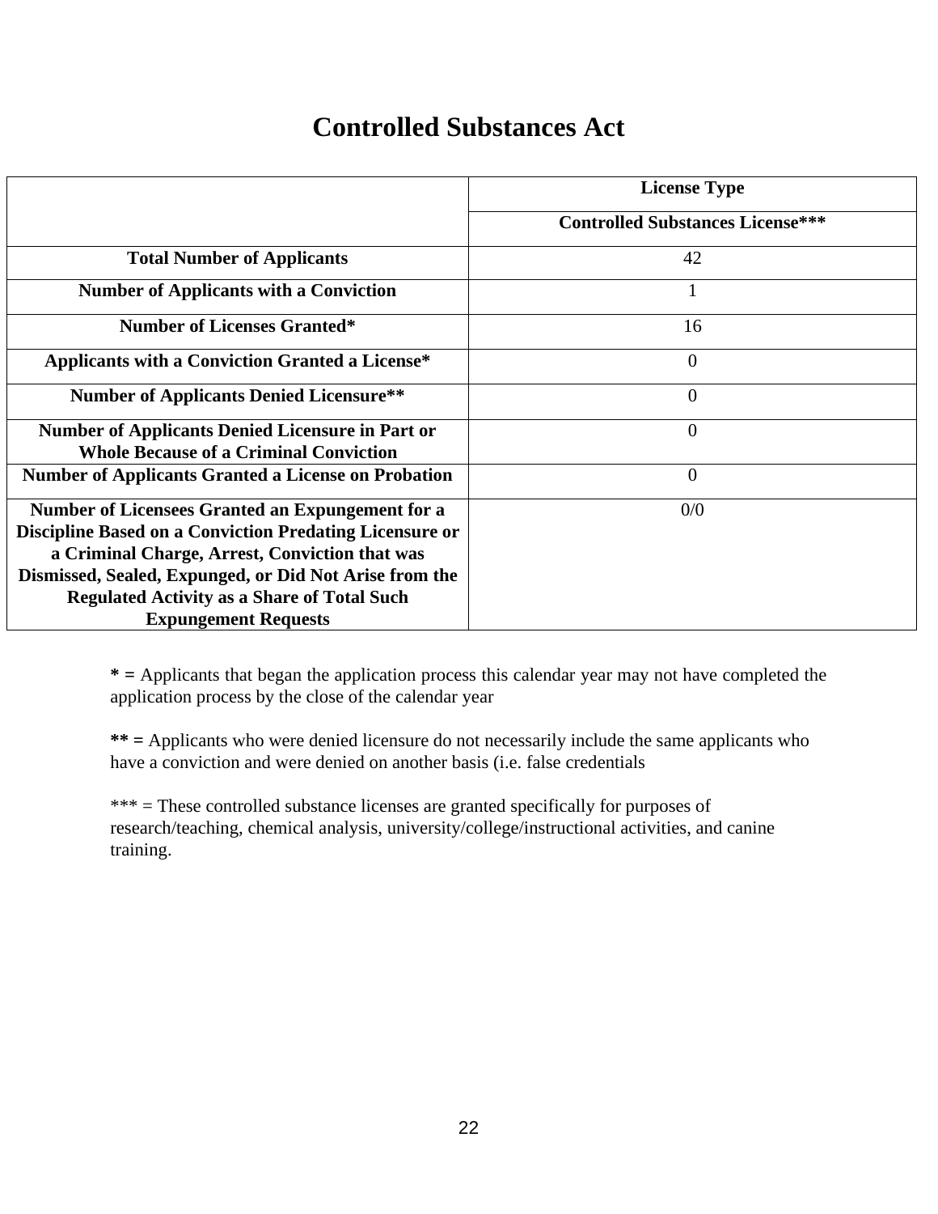# Controlled Substances Act

| | License Type |
|---|---|
| | **Controlled Substances License*** ** |
| **Total Number of Applicants** | 42 |
| **Number of Applicants with a Conviction** | 1 |
| **Number of Licenses Granted*** | 16 |
| **Applicants with a Conviction Granted a License*** | 0 |
| **Number of Applicants Denied Licensure**** | 0 |
| **Number of Applicants Denied Licensure in Part or Whole Because of a Criminal Conviction** | 0 |
| **Number of Applicants Granted a License on Probation** | 0 |
| **Number of Licensees Granted an Expungement for a Discipline Based on a Conviction Predating Licensure or a Criminal Charge, Arrest, Conviction that was Dismissed, Sealed, Expunged, or Did Not Arise from the Regulated Activity as a Share of Total Such Expungement Requests** | 0/0 |

**\* =** Applicants that began the application process this calendar year may not have completed the application process by the close of the calendar year

**\*\* =** Applicants who were denied licensure do not necessarily include the same applicants who have a conviction and were denied on another basis (i.e. false credentials

\*\*\* = These controlled substance licenses are granted specifically for purposes of research/teaching, chemical analysis, university/college/instructional activities, and canine training.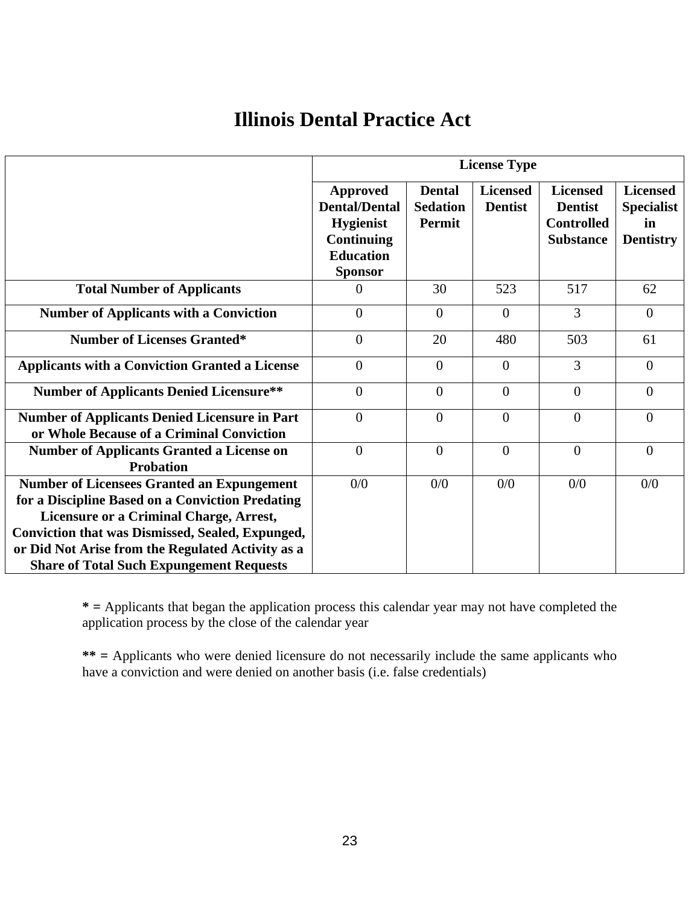# Illinois Dental Practice Act

| | License Type | | | | |
|---|---|---|---|---|---|
| | **Approved Dental/Dental Hygienist Continuing Education Sponsor** | **Dental Sedation Permit** | **Licensed Dentist** | **Licensed Dentist Controlled Substance** | **Licensed Specialist in Dentistry** |
| **Total Number of Applicants** | 0 | 30 | 523 | 517 | 62 |
| **Number of Applicants with a Conviction** | 0 | 0 | 0 | 3 | 0 |
| **Number of Licenses Granted*** | 0 | 20 | 480 | 503 | 61 |
| **Applicants with a Conviction Granted a License** | 0 | 0 | 0 | 3 | 0 |
| **Number of Applicants Denied Licensure**** | 0 | 0 | 0 | 0 | 0 |
| **Number of Applicants Denied Licensure in Part or Whole Because of a Criminal Conviction** | 0 | 0 | 0 | 0 | 0 |
| **Number of Applicants Granted a License on Probation** | 0 | 0 | 0 | 0 | 0 |
| **Number of Licensees Granted an Expungement for a Discipline Based on a Conviction Predating Licensure or a Criminal Charge, Arrest, Conviction that was Dismissed, Sealed, Expunged, or Did Not Arise from the Regulated Activity as a Share of Total Such Expungement Requests** | 0/0 | 0/0 | 0/0 | 0/0 | 0/0 |

**\* =** Applicants that began the application process this calendar year may not have completed the application process by the close of the calendar year

**\*\* =** Applicants who were denied licensure do not necessarily include the same applicants who have a conviction and were denied on another basis (i.e. false credentials)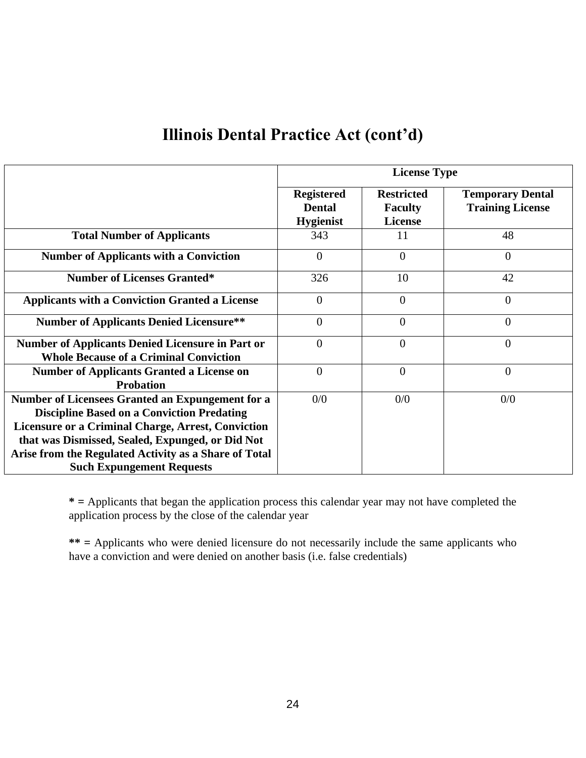# Illinois Dental Practice Act (cont'd)

| | License Type | | |
|---|---|---|---|
| | **Registered Dental Hygienist** | **Restricted Faculty License** | **Temporary Dental Training License** |
| **Total Number of Applicants** | 343 | 11 | 48 |
| **Number of Applicants with a Conviction** | 0 | 0 | 0 |
| **Number of Licenses Granted*** | 326 | 10 | 42 |
| **Applicants with a Conviction Granted a License** | 0 | 0 | 0 |
| **Number of Applicants Denied Licensure**** | 0 | 0 | 0 |
| **Number of Applicants Denied Licensure in Part or Whole Because of a Criminal Conviction** | 0 | 0 | 0 |
| **Number of Applicants Granted a License on Probation** | 0 | 0 | 0 |
| **Number of Licensees Granted an Expungement for a Discipline Based on a Conviction Predating Licensure or a Criminal Charge, Arrest, Conviction that was Dismissed, Sealed, Expunged, or Did Not Arise from the Regulated Activity as a Share of Total Such Expungement Requests** | 0/0 | 0/0 | 0/0 |

**\* =** Applicants that began the application process this calendar year may not have completed the application process by the close of the calendar year

**\*\* =** Applicants who were denied licensure do not necessarily include the same applicants who have a conviction and were denied on another basis (i.e. false credentials)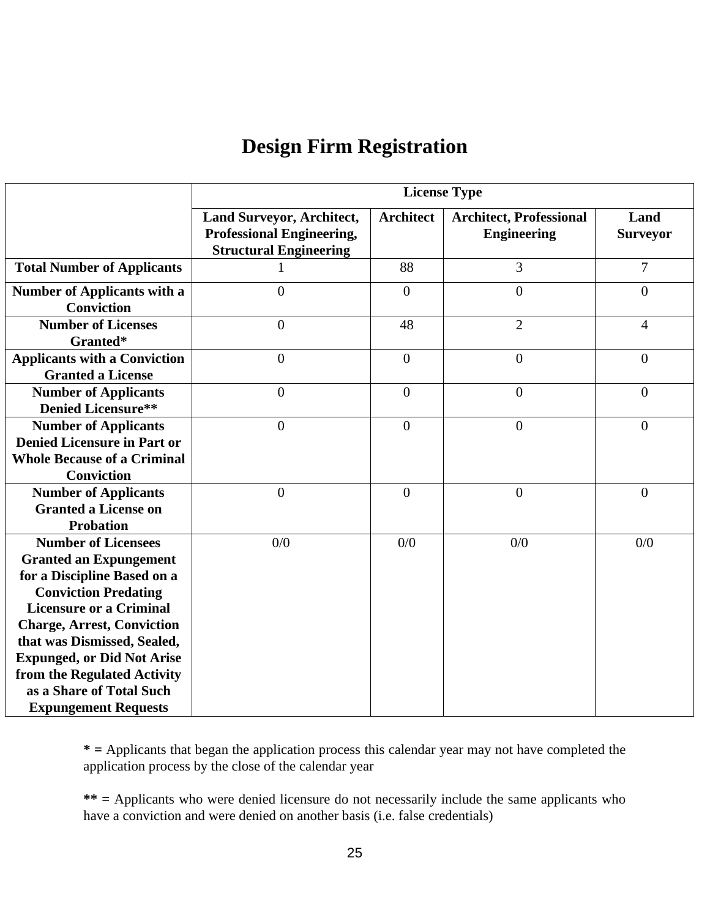# Design Firm Registration

| | License Type | | | |
|---|---|---|---|---|
| | **Land Surveyor, Architect, Professional Engineering, Structural Engineering** | **Architect** | **Architect, Professional Engineering** | **Land Surveyor** |
| **Total Number of Applicants** | 1 | 88 | 3 | 7 |
| **Number of Applicants with a Conviction** | 0 | 0 | 0 | 0 |
| **Number of Licenses Granted*** | 0 | 48 | 2 | 4 |
| **Applicants with a Conviction Granted a License** | 0 | 0 | 0 | 0 |
| **Number of Applicants Denied Licensure**** | 0 | 0 | 0 | 0 |
| **Number of Applicants Denied Licensure in Part or Whole Because of a Criminal Conviction** | 0 | 0 | 0 | 0 |
| **Number of Applicants Granted a License on Probation** | 0 | 0 | 0 | 0 |
| **Number of Licensees Granted an Expungement for a Discipline Based on a Conviction Predating Licensure or a Criminal Charge, Arrest, Conviction that was Dismissed, Sealed, Expunged, or Did Not Arise from the Regulated Activity as a Share of Total Such Expungement Requests** | 0/0 | 0/0 | 0/0 | 0/0 |

**\* =** Applicants that began the application process this calendar year may not have completed the application process by the close of the calendar year

**\*\* =** Applicants who were denied licensure do not necessarily include the same applicants who have a conviction and were denied on another basis (i.e. false credentials)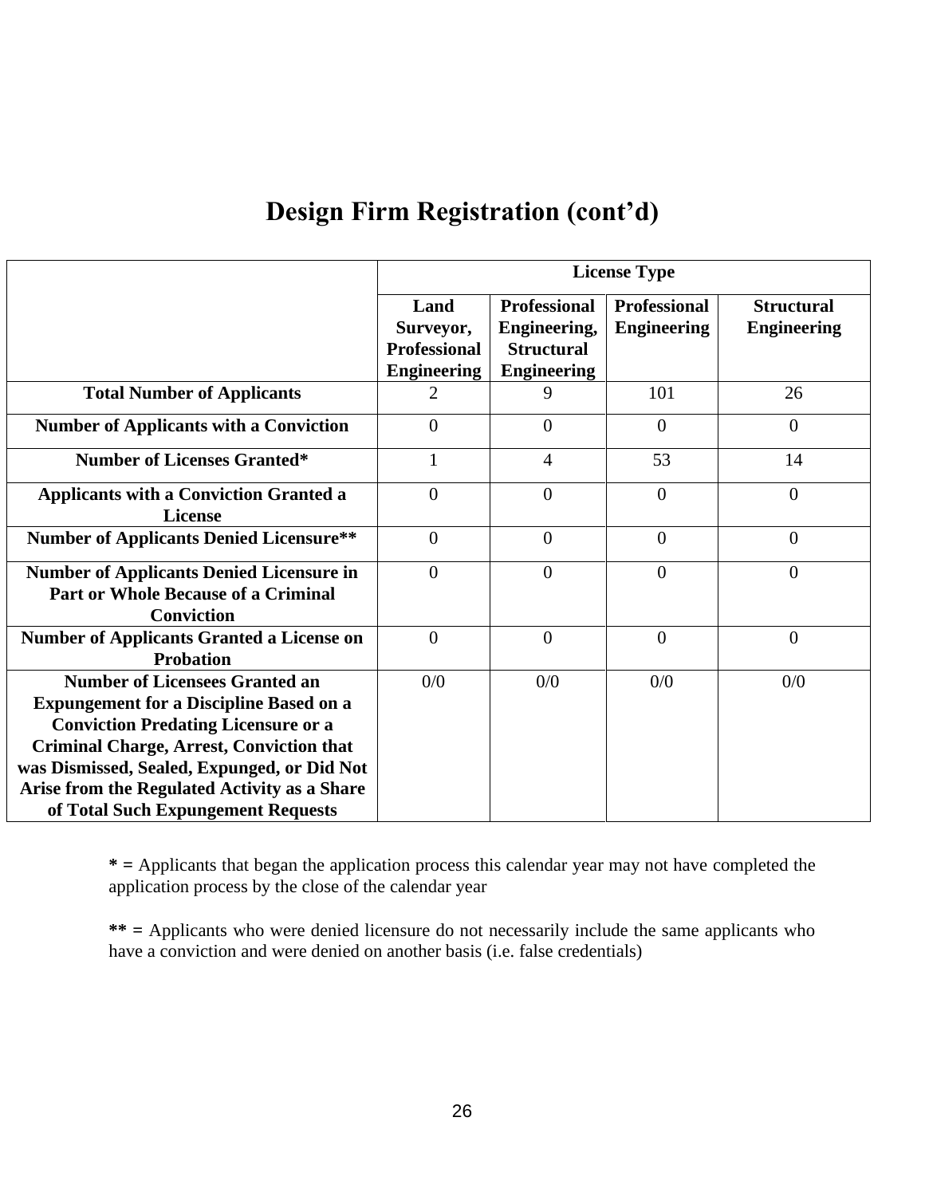# Design Firm Registration (cont'd)

| | License Type | | | |
|---|---|---|---|---|
| | **Land Surveyor, Professional Engineering** | **Professional Engineering, Structural Engineering** | **Professional Engineering** | **Structural Engineering** |
| **Total Number of Applicants** | 2 | 9 | 101 | 26 |
| **Number of Applicants with a Conviction** | 0 | 0 | 0 | 0 |
| **Number of Licenses Granted*** | 1 | 4 | 53 | 14 |
| **Applicants with a Conviction Granted a License** | 0 | 0 | 0 | 0 |
| **Number of Applicants Denied Licensure**** | 0 | 0 | 0 | 0 |
| **Number of Applicants Denied Licensure in Part or Whole Because of a Criminal Conviction** | 0 | 0 | 0 | 0 |
| **Number of Applicants Granted a License on Probation** | 0 | 0 | 0 | 0 |
| **Number of Licensees Granted an Expungement for a Discipline Based on a Conviction Predating Licensure or a Criminal Charge, Arrest, Conviction that was Dismissed, Sealed, Expunged, or Did Not Arise from the Regulated Activity as a Share of Total Such Expungement Requests** | 0/0 | 0/0 | 0/0 | 0/0 |

**\* =** Applicants that began the application process this calendar year may not have completed the application process by the close of the calendar year

**\*\* =** Applicants who were denied licensure do not necessarily include the same applicants who have a conviction and were denied on another basis (i.e. false credentials)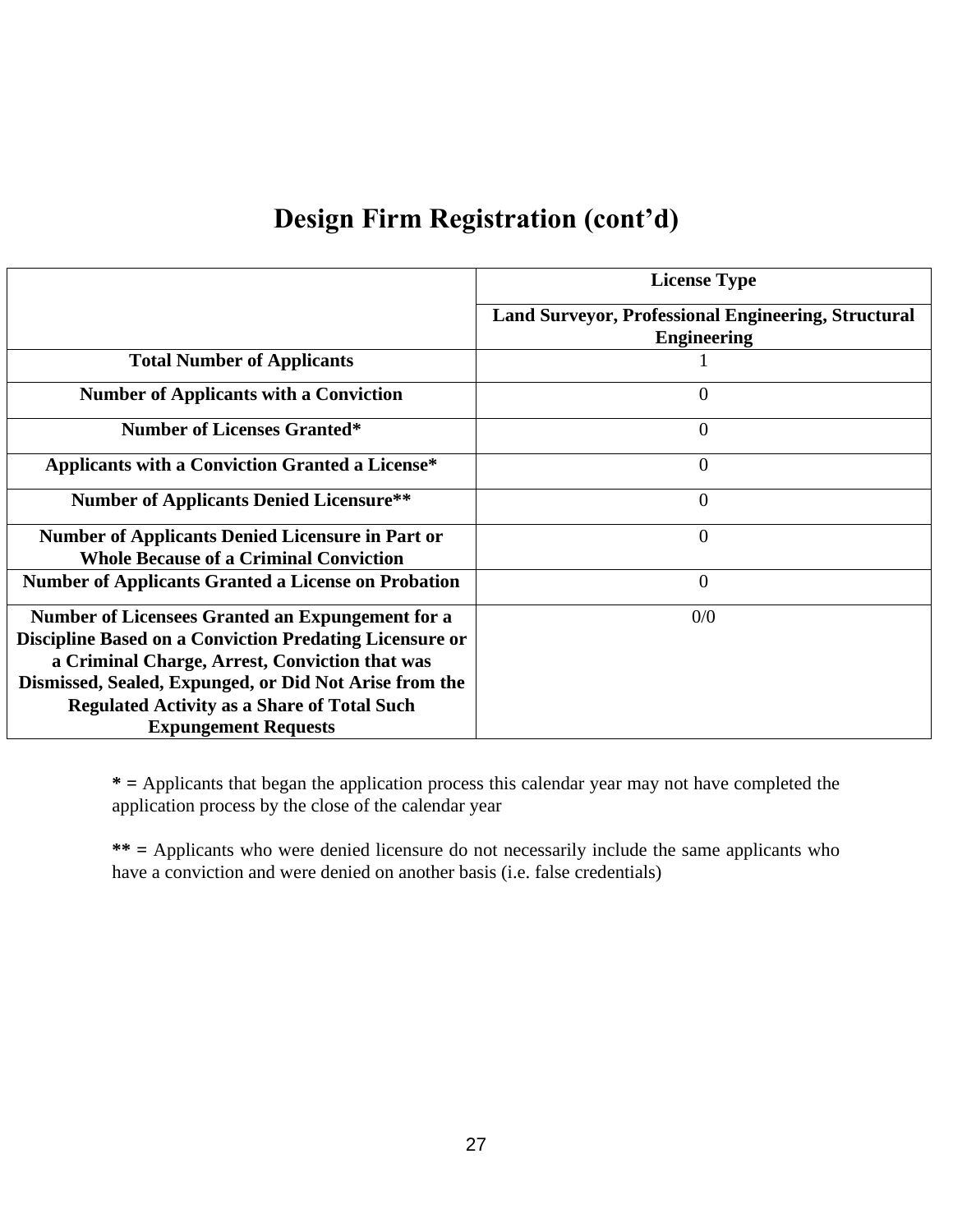# Design Firm Registration (cont'd)

| | License Type |
|---|---|
| | Land Surveyor, Professional Engineering, Structural Engineering |
| Total Number of Applicants | 1 |
| Number of Applicants with a Conviction | 0 |
| Number of Licenses Granted* | 0 |
| Applicants with a Conviction Granted a License* | 0 |
| Number of Applicants Denied Licensure** | 0 |
| Number of Applicants Denied Licensure in Part or Whole Because of a Criminal Conviction | 0 |
| Number of Applicants Granted a License on Probation | 0 |
| Number of Licensees Granted an Expungement for a Discipline Based on a Conviction Predating Licensure or a Criminal Charge, Arrest, Conviction that was Dismissed, Sealed, Expunged, or Did Not Arise from the Regulated Activity as a Share of Total Such Expungement Requests | 0/0 |

**\* =** Applicants that began the application process this calendar year may not have completed the application process by the close of the calendar year

**\*\* =** Applicants who were denied licensure do not necessarily include the same applicants who have a conviction and were denied on another basis (i.e. false credentials)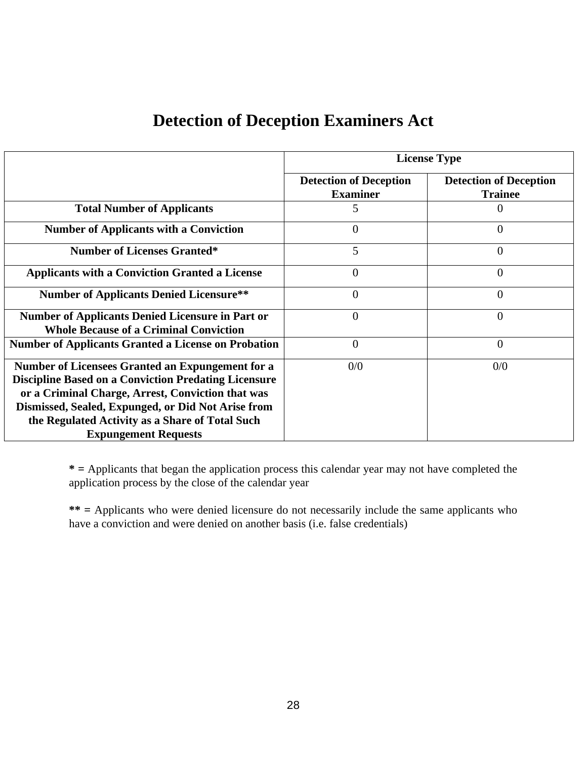# Detection of Deception Examiners Act

| | License Type | |
|---|---|---|
| | **Detection of Deception Examiner** | **Detection of Deception Trainee** |
| **Total Number of Applicants** | 5 | 0 |
| **Number of Applicants with a Conviction** | 0 | 0 |
| **Number of Licenses Granted*** | 5 | 0 |
| **Applicants with a Conviction Granted a License** | 0 | 0 |
| **Number of Applicants Denied Licensure**** | 0 | 0 |
| **Number of Applicants Denied Licensure in Part or Whole Because of a Criminal Conviction** | 0 | 0 |
| **Number of Applicants Granted a License on Probation** | 0 | 0 |
| **Number of Licensees Granted an Expungement for a Discipline Based on a Conviction Predating Licensure or a Criminal Charge, Arrest, Conviction that was Dismissed, Sealed, Expunged, or Did Not Arise from the Regulated Activity as a Share of Total Such Expungement Requests** | 0/0 | 0/0 |

**\* =** Applicants that began the application process this calendar year may not have completed the application process by the close of the calendar year

**\*\* =** Applicants who were denied licensure do not necessarily include the same applicants who have a conviction and were denied on another basis (i.e. false credentials)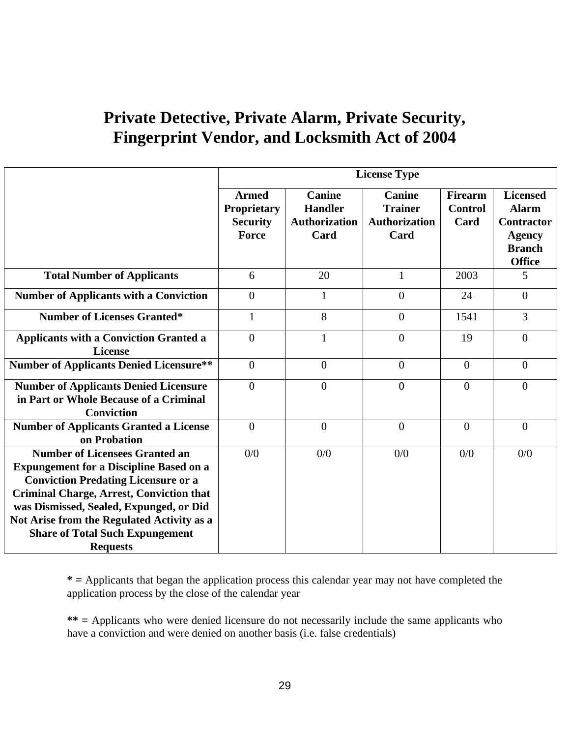# Private Detective, Private Alarm, Private Security, Fingerprint Vendor, and Locksmith Act of 2004

| | License Type | | | | |
|---|---|---|---|---|---|
| | **Armed Proprietary Security Force** | **Canine Handler Authorization Card** | **Canine Trainer Authorization Card** | **Firearm Control Card** | **Licensed Alarm Contractor Agency Branch Office** |
| **Total Number of Applicants** | 6 | 20 | 1 | 2003 | 5 |
| **Number of Applicants with a Conviction** | 0 | 1 | 0 | 24 | 0 |
| **Number of Licenses Granted*** | 1 | 8 | 0 | 1541 | 3 |
| **Applicants with a Conviction Granted a License** | 0 | 1 | 0 | 19 | 0 |
| **Number of Applicants Denied Licensure**** | 0 | 0 | 0 | 0 | 0 |
| **Number of Applicants Denied Licensure in Part or Whole Because of a Criminal Conviction** | 0 | 0 | 0 | 0 | 0 |
| **Number of Applicants Granted a License on Probation** | 0 | 0 | 0 | 0 | 0 |
| **Number of Licensees Granted an Expungement for a Discipline Based on a Conviction Predating Licensure or a Criminal Charge, Arrest, Conviction that was Dismissed, Sealed, Expunged, or Did Not Arise from the Regulated Activity as a Share of Total Such Expungement Requests** | 0/0 | 0/0 | 0/0 | 0/0 | 0/0 |

**\* =** Applicants that began the application process this calendar year may not have completed the application process by the close of the calendar year

**\*\* =** Applicants who were denied licensure do not necessarily include the same applicants who have a conviction and were denied on another basis (i.e. false credentials)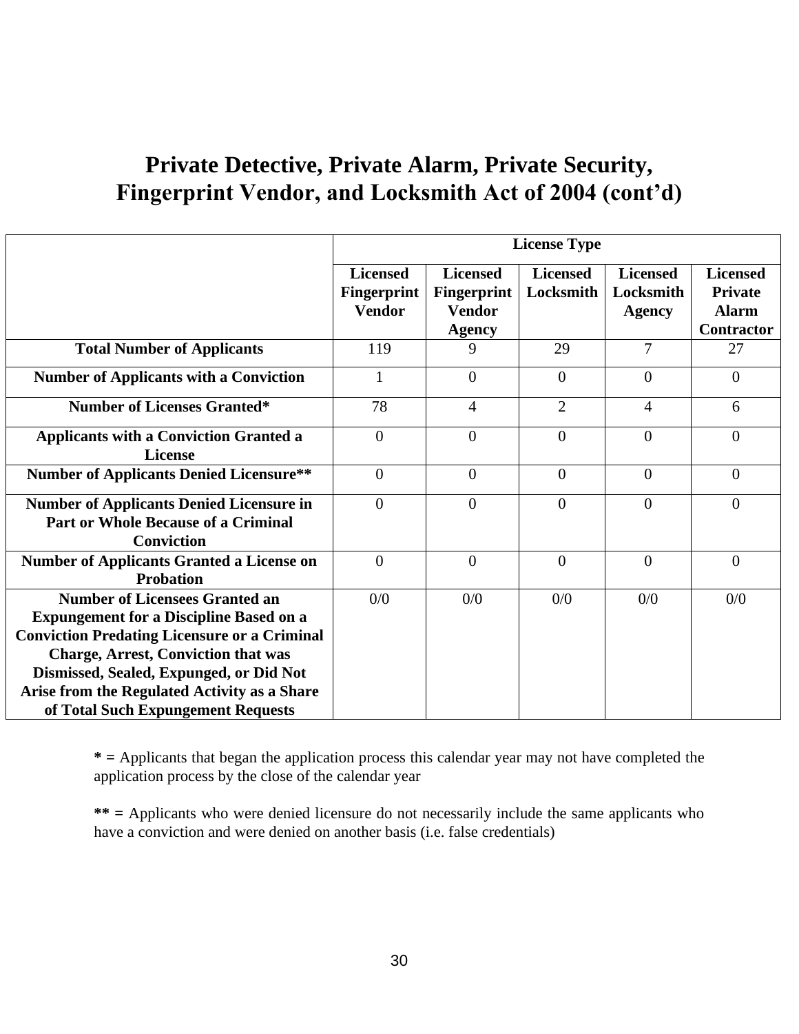# Private Detective, Private Alarm, Private Security, Fingerprint Vendor, and Locksmith Act of 2004 (cont'd)

| | License Type | | | | |
|---|---|---|---|---|---|
| | **Licensed Fingerprint Vendor** | **Licensed Fingerprint Vendor Agency** | **Licensed Locksmith** | **Licensed Locksmith Agency** | **Licensed Private Alarm Contractor** |
| **Total Number of Applicants** | 119 | 9 | 29 | 7 | 27 |
| **Number of Applicants with a Conviction** | 1 | 0 | 0 | 0 | 0 |
| **Number of Licenses Granted*** | 78 | 4 | 2 | 4 | 6 |
| **Applicants with a Conviction Granted a License** | 0 | 0 | 0 | 0 | 0 |
| **Number of Applicants Denied Licensure**** | 0 | 0 | 0 | 0 | 0 |
| **Number of Applicants Denied Licensure in Part or Whole Because of a Criminal Conviction** | 0 | 0 | 0 | 0 | 0 |
| **Number of Applicants Granted a License on Probation** | 0 | 0 | 0 | 0 | 0 |
| **Number of Licensees Granted an Expungement for a Discipline Based on a Conviction Predating Licensure or a Criminal Charge, Arrest, Conviction that was Dismissed, Sealed, Expunged, or Did Not Arise from the Regulated Activity as a Share of Total Such Expungement Requests** | 0/0 | 0/0 | 0/0 | 0/0 | 0/0 |

**\* =** Applicants that began the application process this calendar year may not have completed the application process by the close of the calendar year

**\*\* =** Applicants who were denied licensure do not necessarily include the same applicants who have a conviction and were denied on another basis (i.e. false credentials)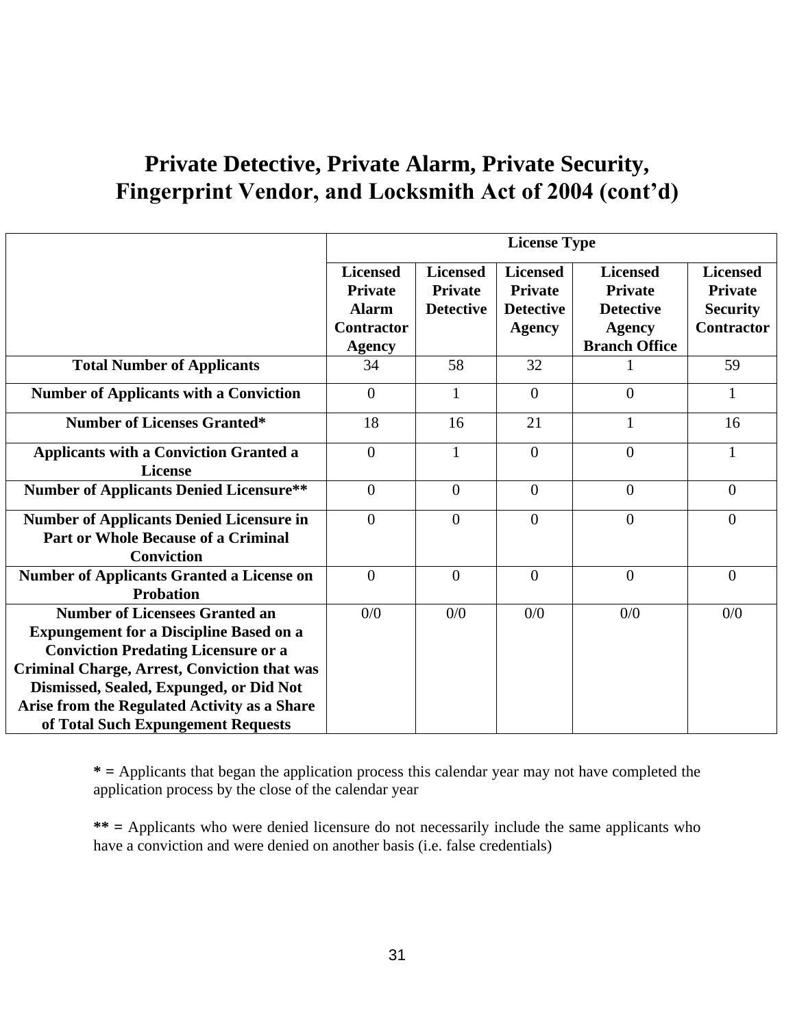# Private Detective, Private Alarm, Private Security, Fingerprint Vendor, and Locksmith Act of 2004 (cont'd)

| | License Type | | | | |
|---|---|---|---|---|---|
| | Licensed Private Alarm Contractor Agency | Licensed Private Detective | Licensed Private Detective Agency | Licensed Private Detective Agency Branch Office | Licensed Private Security Contractor |
| **Total Number of Applicants** | 34 | 58 | 32 | 1 | 59 |
| **Number of Applicants with a Conviction** | 0 | 1 | 0 | 0 | 1 |
| **Number of Licenses Granted*** | 18 | 16 | 21 | 1 | 16 |
| **Applicants with a Conviction Granted a License** | 0 | 1 | 0 | 0 | 1 |
| **Number of Applicants Denied Licensure**** | 0 | 0 | 0 | 0 | 0 |
| **Number of Applicants Denied Licensure in Part or Whole Because of a Criminal Conviction** | 0 | 0 | 0 | 0 | 0 |
| **Number of Applicants Granted a License on Probation** | 0 | 0 | 0 | 0 | 0 |
| **Number of Licensees Granted an Expungement for a Discipline Based on a Conviction Predating Licensure or a Criminal Charge, Arrest, Conviction that was Dismissed, Sealed, Expunged, or Did Not Arise from the Regulated Activity as a Share of Total Such Expungement Requests** | 0/0 | 0/0 | 0/0 | 0/0 | 0/0 |

**\* =** Applicants that began the application process this calendar year may not have completed the application process by the close of the calendar year

**\*\* =** Applicants who were denied licensure do not necessarily include the same applicants who have a conviction and were denied on another basis (i.e. false credentials)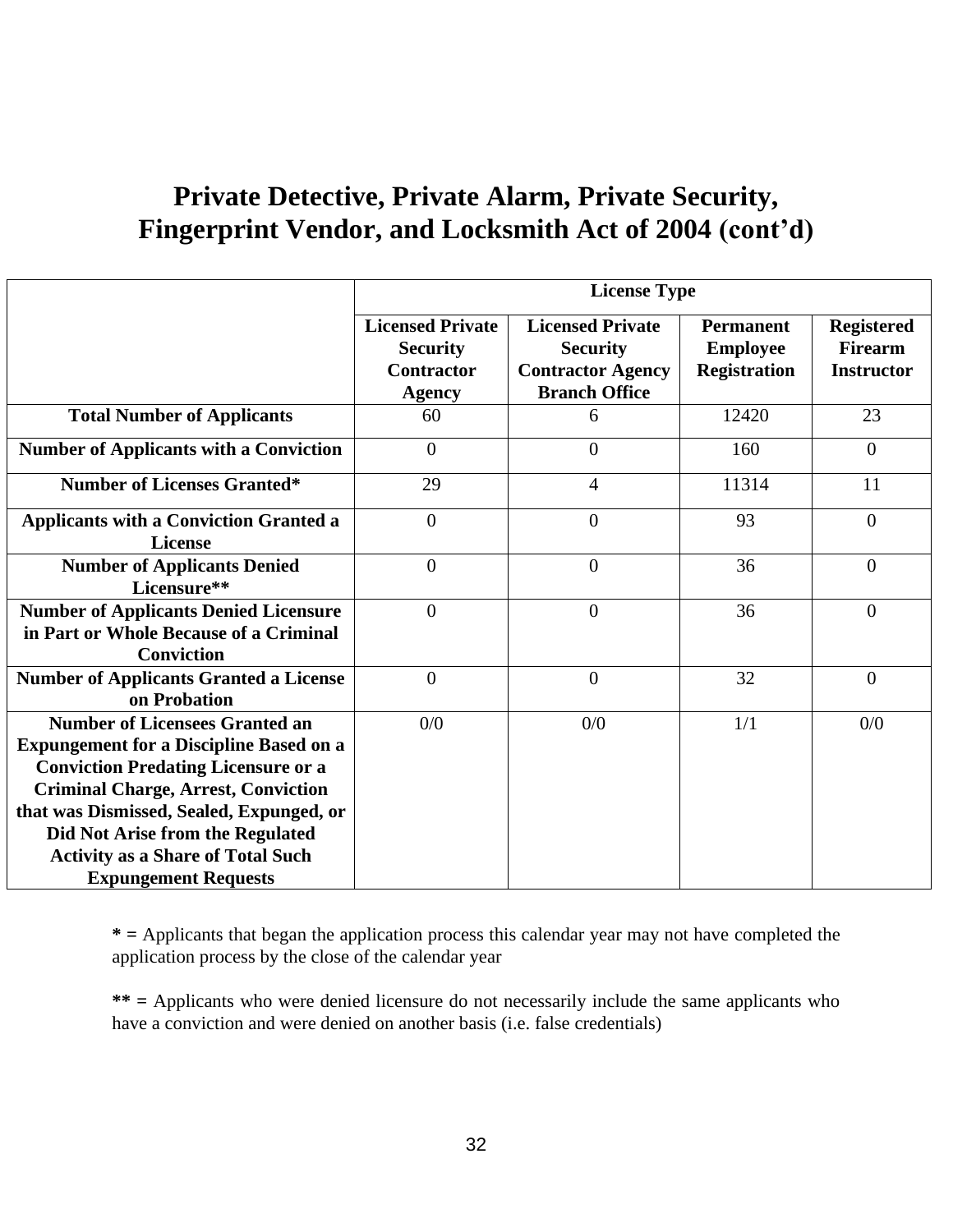# Private Detective, Private Alarm, Private Security, Fingerprint Vendor, and Locksmith Act of 2004 (cont'd)

| | License Type | | | |
|---|---|---|---|---|
| | **Licensed Private Security Contractor Agency** | **Licensed Private Security Contractor Agency Branch Office** | **Permanent Employee Registration** | **Registered Firearm Instructor** |
| **Total Number of Applicants** | 60 | 6 | 12420 | 23 |
| **Number of Applicants with a Conviction** | 0 | 0 | 160 | 0 |
| **Number of Licenses Granted*** | 29 | 4 | 11314 | 11 |
| **Applicants with a Conviction Granted a License** | 0 | 0 | 93 | 0 |
| **Number of Applicants Denied Licensure**** | 0 | 0 | 36 | 0 |
| **Number of Applicants Denied Licensure in Part or Whole Because of a Criminal Conviction** | 0 | 0 | 36 | 0 |
| **Number of Applicants Granted a License on Probation** | 0 | 0 | 32 | 0 |
| **Number of Licensees Granted an Expungement for a Discipline Based on a Conviction Predating Licensure or a Criminal Charge, Arrest, Conviction that was Dismissed, Sealed, Expunged, or Did Not Arise from the Regulated Activity as a Share of Total Such Expungement Requests** | 0/0 | 0/0 | 1/1 | 0/0 |

**\* =** Applicants that began the application process this calendar year may not have completed the application process by the close of the calendar year

**\*\* =** Applicants who were denied licensure do not necessarily include the same applicants who have a conviction and were denied on another basis (i.e. false credentials)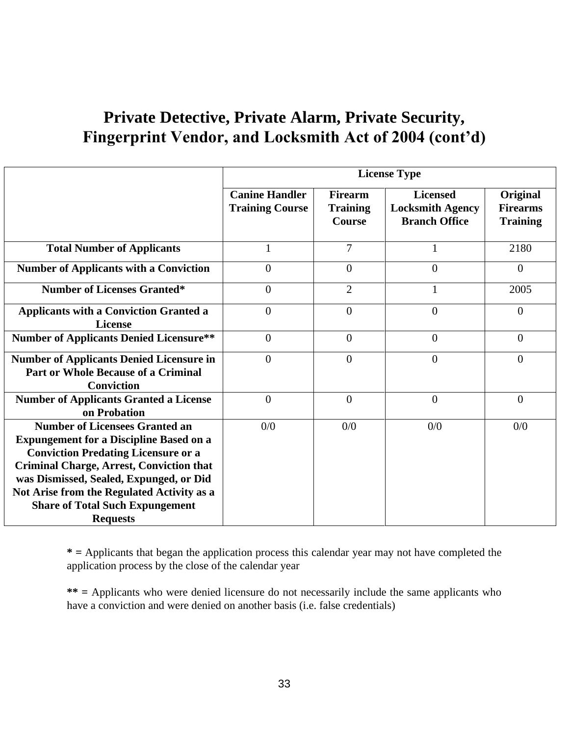# Private Detective, Private Alarm, Private Security, Fingerprint Vendor, and Locksmith Act of 2004 (cont'd)

| | License Type | | | |
|---|---|---|---|---|
| | **Canine Handler Training Course** | **Firearm Training Course** | **Licensed Locksmith Agency Branch Office** | **Original Firearms Training** |
| **Total Number of Applicants** | 1 | 7 | 1 | 2180 |
| **Number of Applicants with a Conviction** | 0 | 0 | 0 | 0 |
| **Number of Licenses Granted*** | 0 | 2 | 1 | 2005 |
| **Applicants with a Conviction Granted a License** | 0 | 0 | 0 | 0 |
| **Number of Applicants Denied Licensure**** | 0 | 0 | 0 | 0 |
| **Number of Applicants Denied Licensure in Part or Whole Because of a Criminal Conviction** | 0 | 0 | 0 | 0 |
| **Number of Applicants Granted a License on Probation** | 0 | 0 | 0 | 0 |
| **Number of Licensees Granted an Expungement for a Discipline Based on a Conviction Predating Licensure or a Criminal Charge, Arrest, Conviction that was Dismissed, Sealed, Expunged, or Did Not Arise from the Regulated Activity as a Share of Total Such Expungement Requests** | 0/0 | 0/0 | 0/0 | 0/0 |

**\* =** Applicants that began the application process this calendar year may not have completed the application process by the close of the calendar year

**\*\* =** Applicants who were denied licensure do not necessarily include the same applicants who have a conviction and were denied on another basis (i.e. false credentials)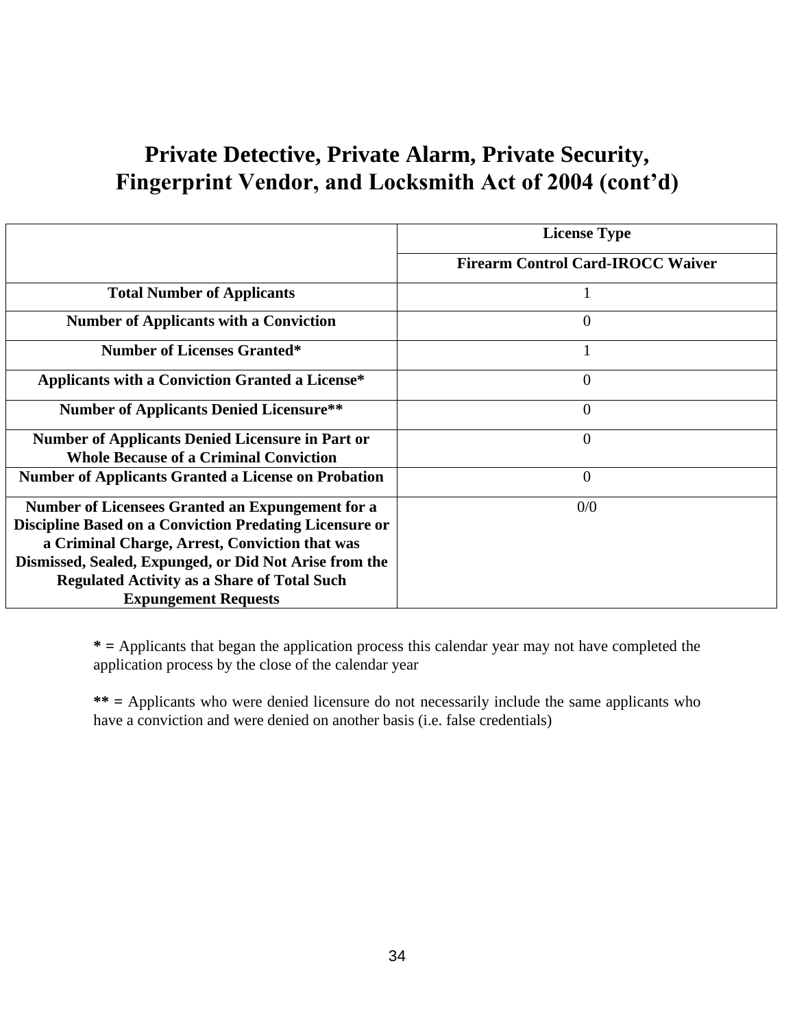# Private Detective, Private Alarm, Private Security, Fingerprint Vendor, and Locksmith Act of 2004 (cont'd)

| | License Type |
|---|---|
| | **Firearm Control Card-IROCC Waiver** |
| **Total Number of Applicants** | 1 |
| **Number of Applicants with a Conviction** | 0 |
| **Number of Licenses Granted*** | 1 |
| **Applicants with a Conviction Granted a License*** | 0 |
| **Number of Applicants Denied Licensure**** | 0 |
| **Number of Applicants Denied Licensure in Part or Whole Because of a Criminal Conviction** | 0 |
| **Number of Applicants Granted a License on Probation** | 0 |
| **Number of Licensees Granted an Expungement for a Discipline Based on a Conviction Predating Licensure or a Criminal Charge, Arrest, Conviction that was Dismissed, Sealed, Expunged, or Did Not Arise from the Regulated Activity as a Share of Total Such Expungement Requests** | 0/0 |

**\* =** Applicants that began the application process this calendar year may not have completed the application process by the close of the calendar year

**\*\* =** Applicants who were denied licensure do not necessarily include the same applicants who have a conviction and were denied on another basis (i.e. false credentials)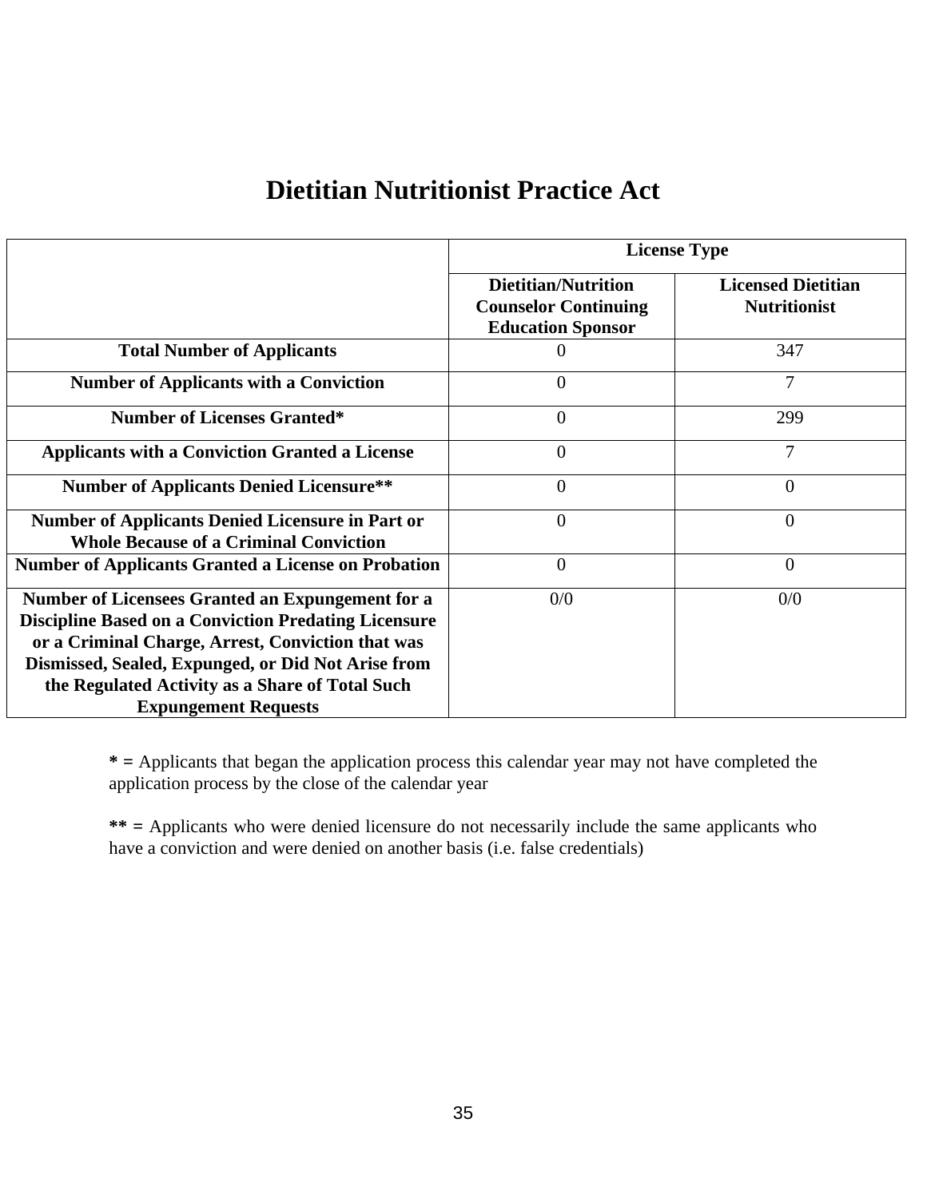# Dietitian Nutritionist Practice Act

| | License Type | |
|---|---|---|
| | **Dietitian/Nutrition Counselor Continuing Education Sponsor** | **Licensed Dietitian Nutritionist** |
| **Total Number of Applicants** | 0 | 347 |
| **Number of Applicants with a Conviction** | 0 | 7 |
| **Number of Licenses Granted*** | 0 | 299 |
| **Applicants with a Conviction Granted a License** | 0 | 7 |
| **Number of Applicants Denied Licensure**** | 0 | 0 |
| **Number of Applicants Denied Licensure in Part or Whole Because of a Criminal Conviction** | 0 | 0 |
| **Number of Applicants Granted a License on Probation** | 0 | 0 |
| **Number of Licensees Granted an Expungement for a Discipline Based on a Conviction Predating Licensure or a Criminal Charge, Arrest, Conviction that was Dismissed, Sealed, Expunged, or Did Not Arise from the Regulated Activity as a Share of Total Such Expungement Requests** | 0/0 | 0/0 |

**\* =** Applicants that began the application process this calendar year may not have completed the application process by the close of the calendar year

**\*\* =** Applicants who were denied licensure do not necessarily include the same applicants who have a conviction and were denied on another basis (i.e. false credentials)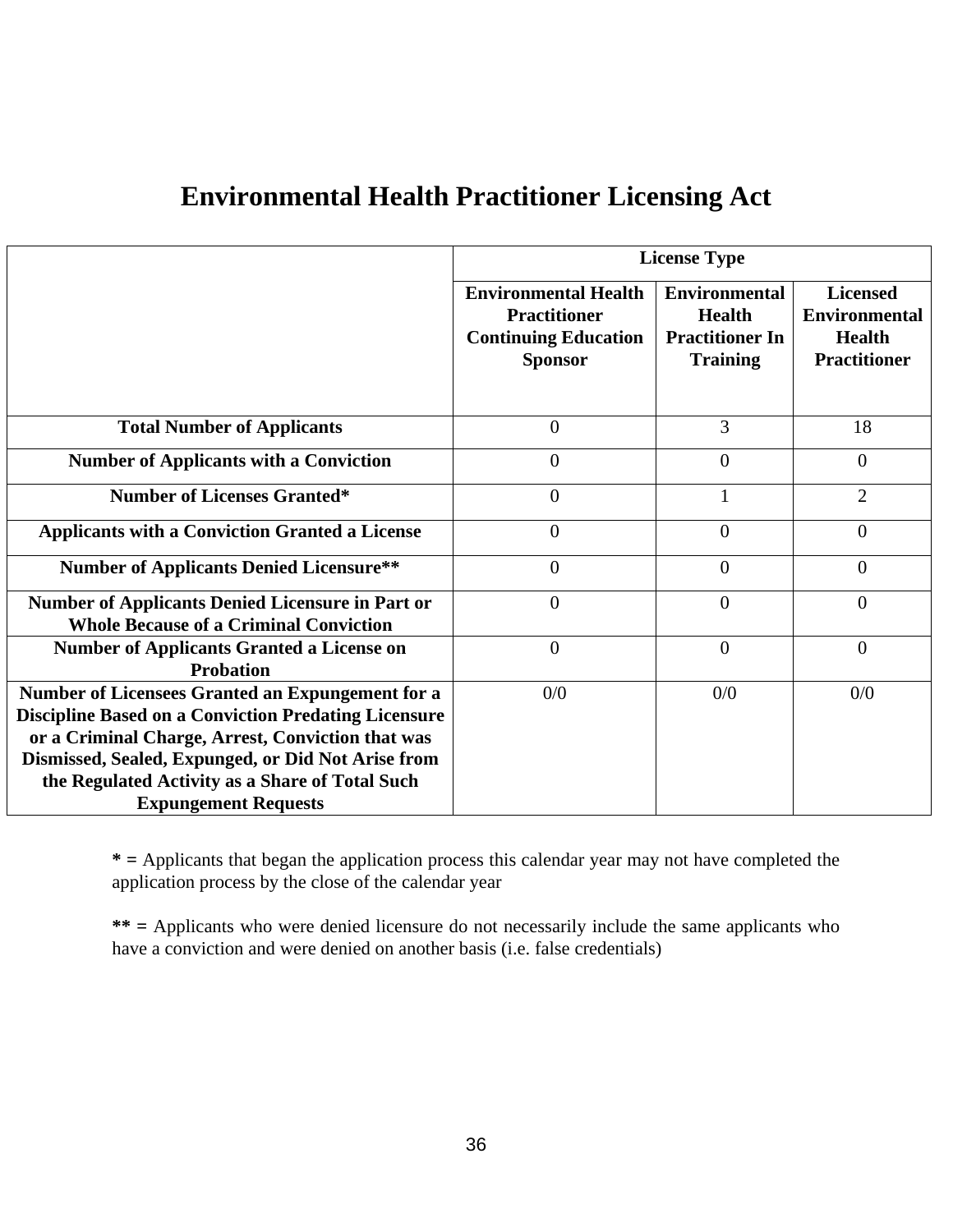# Environmental Health Practitioner Licensing Act

| | License Type | | |
|---|---|---|---|
| | **Environmental Health Practitioner Continuing Education Sponsor** | **Environmental Health Practitioner In Training** | **Licensed Environmental Health Practitioner** |
| **Total Number of Applicants** | 0 | 3 | 18 |
| **Number of Applicants with a Conviction** | 0 | 0 | 0 |
| **Number of Licenses Granted*** | 0 | 1 | 2 |
| **Applicants with a Conviction Granted a License** | 0 | 0 | 0 |
| **Number of Applicants Denied Licensure**** | 0 | 0 | 0 |
| **Number of Applicants Denied Licensure in Part or Whole Because of a Criminal Conviction** | 0 | 0 | 0 |
| **Number of Applicants Granted a License on Probation** | 0 | 0 | 0 |
| **Number of Licensees Granted an Expungement for a Discipline Based on a Conviction Predating Licensure or a Criminal Charge, Arrest, Conviction that was Dismissed, Sealed, Expunged, or Did Not Arise from the Regulated Activity as a Share of Total Such Expungement Requests** | 0/0 | 0/0 | 0/0 |

**\* =** Applicants that began the application process this calendar year may not have completed the application process by the close of the calendar year

**\*\* =** Applicants who were denied licensure do not necessarily include the same applicants who have a conviction and were denied on another basis (i.e. false credentials)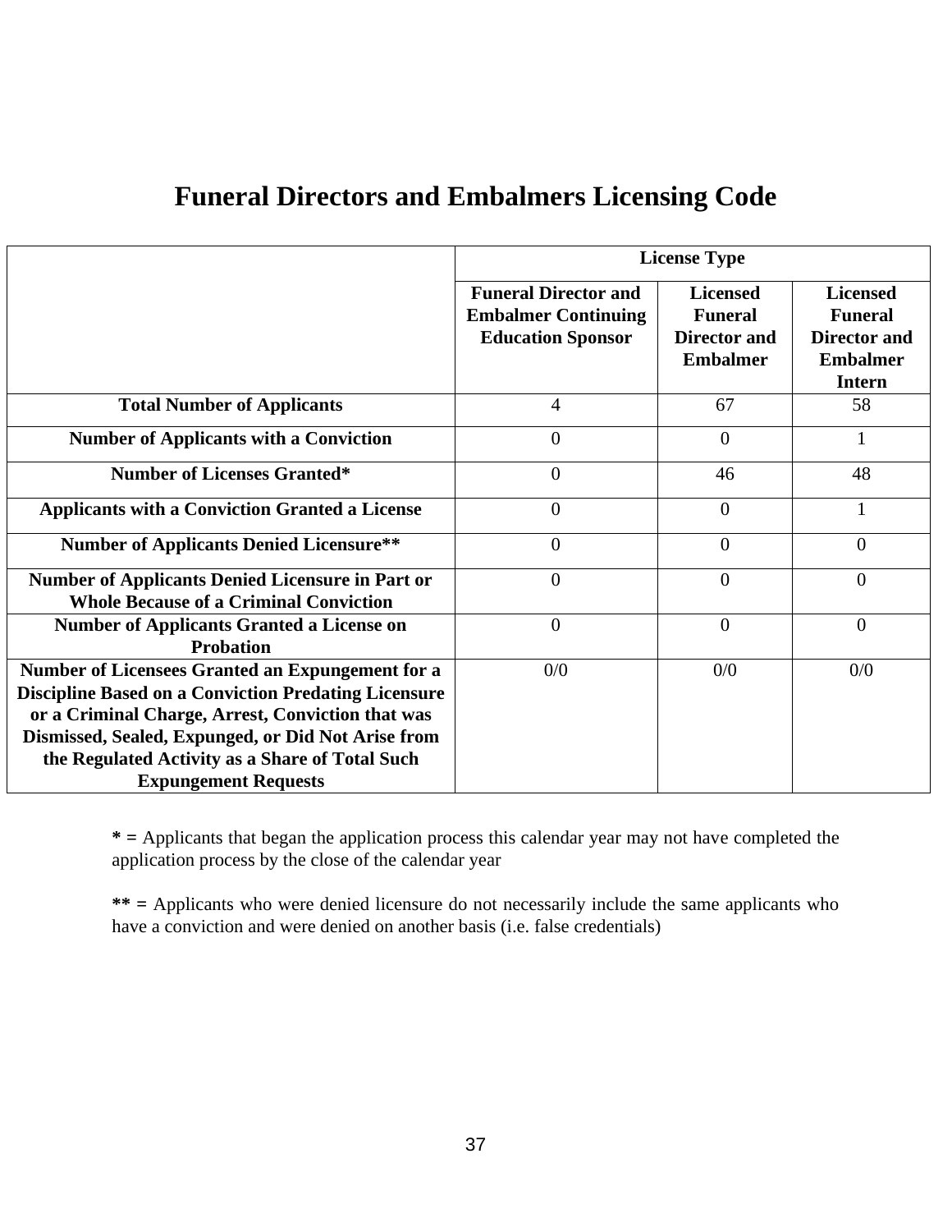# Funeral Directors and Embalmers Licensing Code

| | License Type | | |
|---|---|---|---|
| | **Funeral Director and Embalmer Continuing Education Sponsor** | **Licensed Funeral Director and Embalmer** | **Licensed Funeral Director and Embalmer Intern** |
| **Total Number of Applicants** | 4 | 67 | 58 |
| **Number of Applicants with a Conviction** | 0 | 0 | 1 |
| **Number of Licenses Granted*** | 0 | 46 | 48 |
| **Applicants with a Conviction Granted a License** | 0 | 0 | 1 |
| **Number of Applicants Denied Licensure**** | 0 | 0 | 0 |
| **Number of Applicants Denied Licensure in Part or Whole Because of a Criminal Conviction** | 0 | 0 | 0 |
| **Number of Applicants Granted a License on Probation** | 0 | 0 | 0 |
| **Number of Licensees Granted an Expungement for a Discipline Based on a Conviction Predating Licensure or a Criminal Charge, Arrest, Conviction that was Dismissed, Sealed, Expunged, or Did Not Arise from the Regulated Activity as a Share of Total Such Expungement Requests** | 0/0 | 0/0 | 0/0 |

**\* =** Applicants that began the application process this calendar year may not have completed the application process by the close of the calendar year

**\*\* =** Applicants who were denied licensure do not necessarily include the same applicants who have a conviction and were denied on another basis (i.e. false credentials)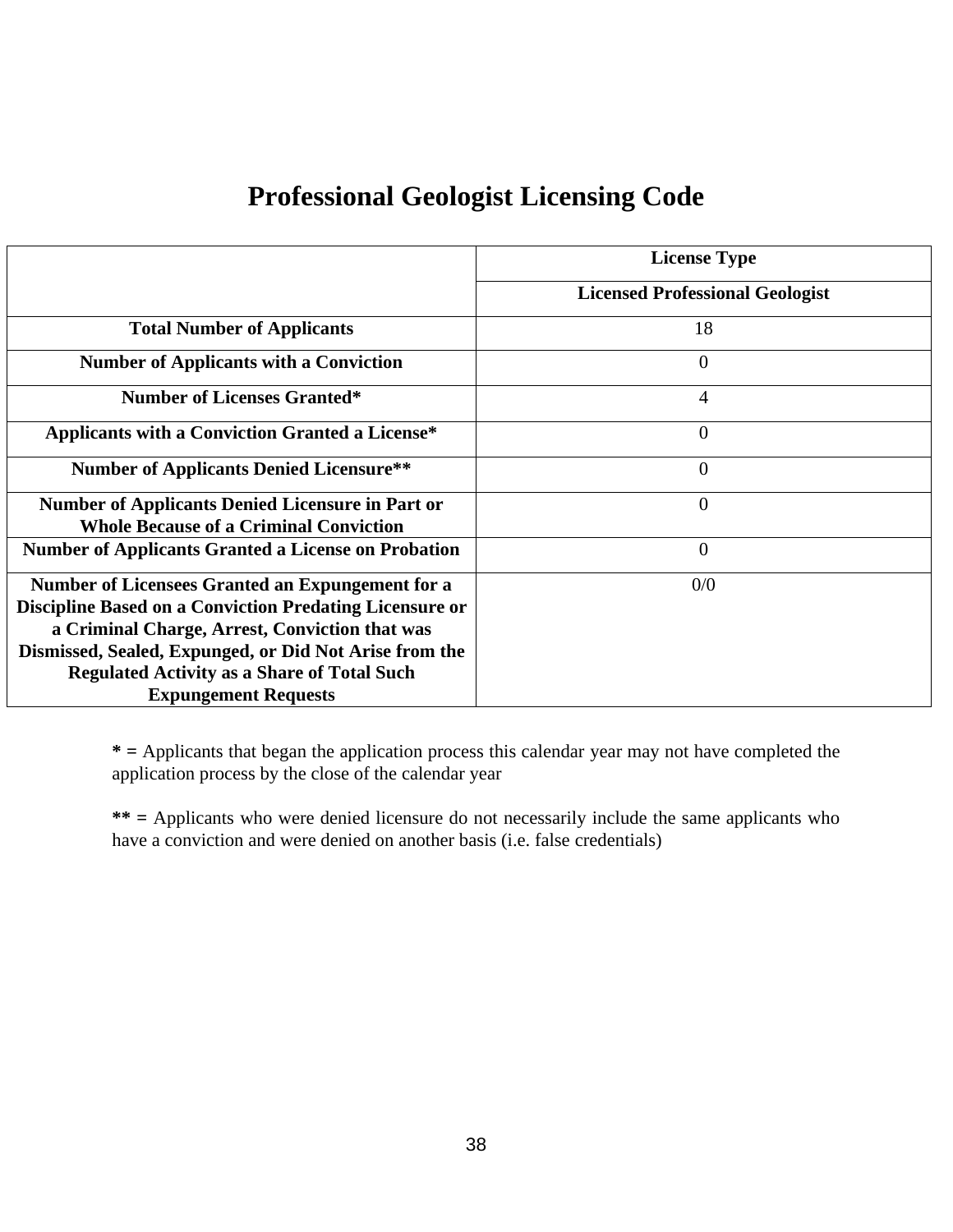# Professional Geologist Licensing Code

| | License Type |
|---|---|
| | **Licensed Professional Geologist** |
| **Total Number of Applicants** | 18 |
| **Number of Applicants with a Conviction** | 0 |
| **Number of Licenses Granted*** | 4 |
| **Applicants with a Conviction Granted a License*** | 0 |
| **Number of Applicants Denied Licensure**** | 0 |
| **Number of Applicants Denied Licensure in Part or Whole Because of a Criminal Conviction** | 0 |
| **Number of Applicants Granted a License on Probation** | 0 |
| **Number of Licensees Granted an Expungement for a Discipline Based on a Conviction Predating Licensure or a Criminal Charge, Arrest, Conviction that was Dismissed, Sealed, Expunged, or Did Not Arise from the Regulated Activity as a Share of Total Such Expungement Requests** | 0/0 |

**\* =** Applicants that began the application process this calendar year may not have completed the application process by the close of the calendar year

**\*\* =** Applicants who were denied licensure do not necessarily include the same applicants who have a conviction and were denied on another basis (i.e. false credentials)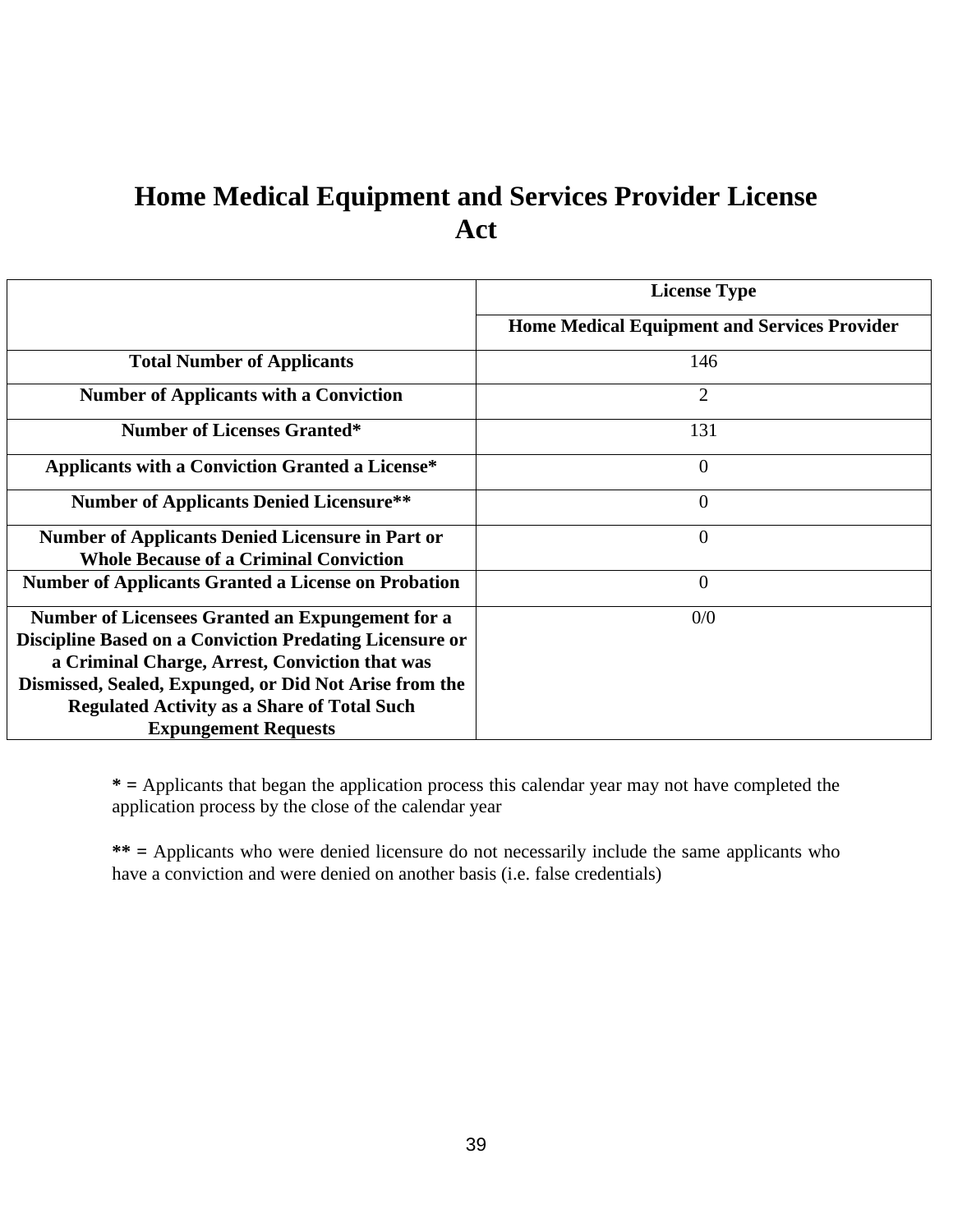# Home Medical Equipment and Services Provider License Act

| | License Type |
|---|---|
| | **Home Medical Equipment and Services Provider** |
| **Total Number of Applicants** | 146 |
| **Number of Applicants with a Conviction** | 2 |
| **Number of Licenses Granted*** | 131 |
| **Applicants with a Conviction Granted a License*** | 0 |
| **Number of Applicants Denied Licensure**** | 0 |
| **Number of Applicants Denied Licensure in Part or Whole Because of a Criminal Conviction** | 0 |
| **Number of Applicants Granted a License on Probation** | 0 |
| **Number of Licensees Granted an Expungement for a Discipline Based on a Conviction Predating Licensure or a Criminal Charge, Arrest, Conviction that was Dismissed, Sealed, Expunged, or Did Not Arise from the Regulated Activity as a Share of Total Such Expungement Requests** | 0/0 |

**\* =** Applicants that began the application process this calendar year may not have completed the application process by the close of the calendar year

**\*\* =** Applicants who were denied licensure do not necessarily include the same applicants who have a conviction and were denied on another basis (i.e. false credentials)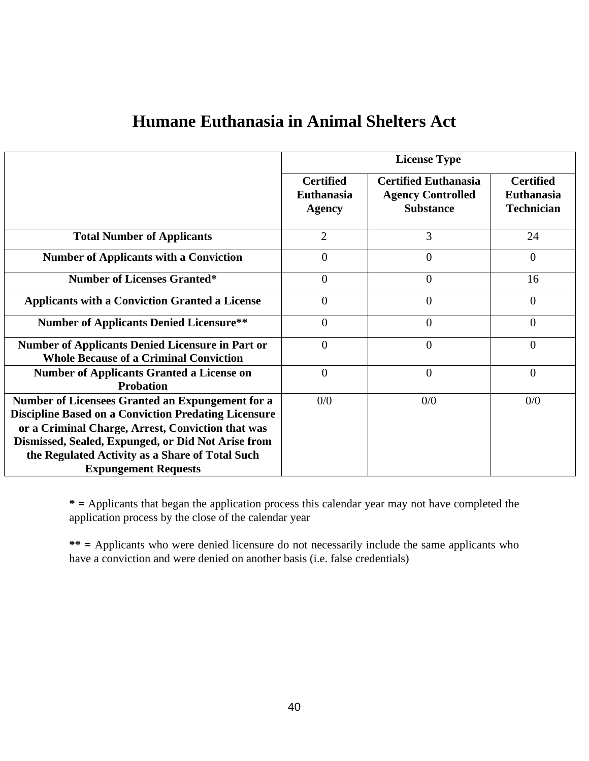# Humane Euthanasia in Animal Shelters Act

| | License Type | | |
|---|---|---|---|
| | **Certified Euthanasia Agency** | **Certified Euthanasia Agency Controlled Substance** | **Certified Euthanasia Technician** |
| **Total Number of Applicants** | 2 | 3 | 24 |
| **Number of Applicants with a Conviction** | 0 | 0 | 0 |
| **Number of Licenses Granted*** | 0 | 0 | 16 |
| **Applicants with a Conviction Granted a License** | 0 | 0 | 0 |
| **Number of Applicants Denied Licensure**** | 0 | 0 | 0 |
| **Number of Applicants Denied Licensure in Part or Whole Because of a Criminal Conviction** | 0 | 0 | 0 |
| **Number of Applicants Granted a License on Probation** | 0 | 0 | 0 |
| **Number of Licensees Granted an Expungement for a Discipline Based on a Conviction Predating Licensure or a Criminal Charge, Arrest, Conviction that was Dismissed, Sealed, Expunged, or Did Not Arise from the Regulated Activity as a Share of Total Such Expungement Requests** | 0/0 | 0/0 | 0/0 |

**\* =** Applicants that began the application process this calendar year may not have completed the application process by the close of the calendar year

**\*\* =** Applicants who were denied licensure do not necessarily include the same applicants who have a conviction and were denied on another basis (i.e. false credentials)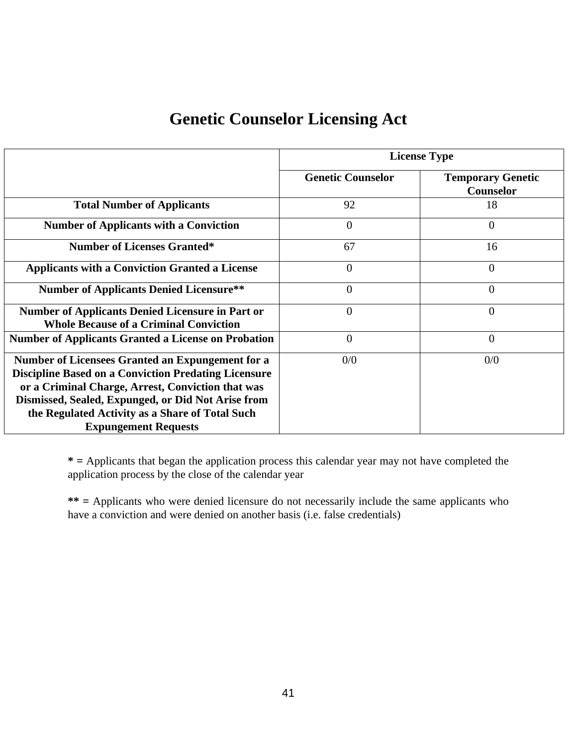# Genetic Counselor Licensing Act

| | License Type | |
|---|---|---|
| | Genetic Counselor | Temporary Genetic Counselor |
| **Total Number of Applicants** | 92 | 18 |
| **Number of Applicants with a Conviction** | 0 | 0 |
| **Number of Licenses Granted*** | 67 | 16 |
| **Applicants with a Conviction Granted a License** | 0 | 0 |
| **Number of Applicants Denied Licensure**** | 0 | 0 |
| **Number of Applicants Denied Licensure in Part or Whole Because of a Criminal Conviction** | 0 | 0 |
| **Number of Applicants Granted a License on Probation** | 0 | 0 |
| **Number of Licensees Granted an Expungement for a Discipline Based on a Conviction Predating Licensure or a Criminal Charge, Arrest, Conviction that was Dismissed, Sealed, Expunged, or Did Not Arise from the Regulated Activity as a Share of Total Such Expungement Requests** | 0/0 | 0/0 |

**\* =** Applicants that began the application process this calendar year may not have completed the application process by the close of the calendar year

**\*\* =** Applicants who were denied licensure do not necessarily include the same applicants who have a conviction and were denied on another basis (i.e. false credentials)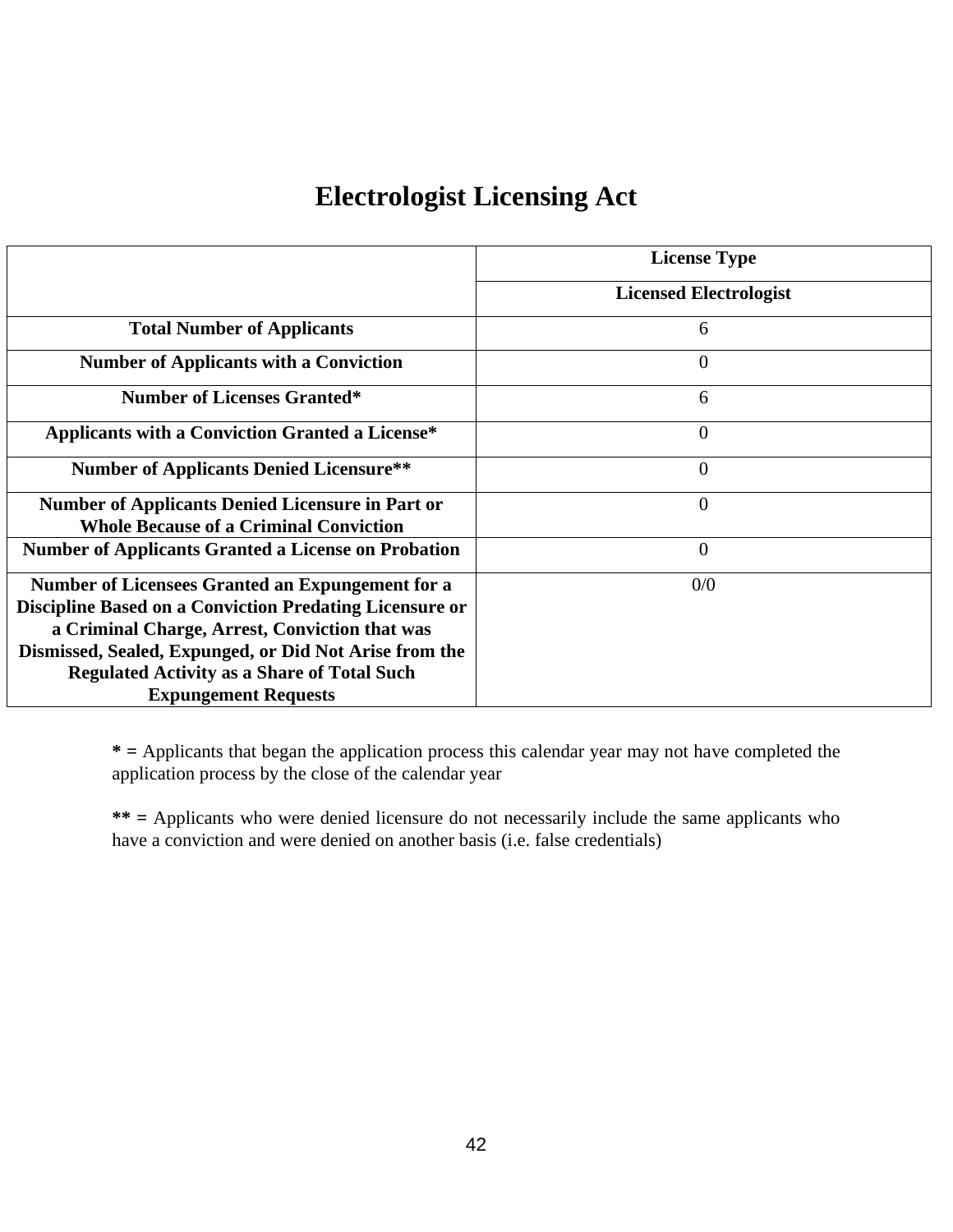# Electrologist Licensing Act

| | License Type |
|---|---|
| | **Licensed Electrologist** |
| **Total Number of Applicants** | 6 |
| **Number of Applicants with a Conviction** | 0 |
| **Number of Licenses Granted*** | 6 |
| **Applicants with a Conviction Granted a License*** | 0 |
| **Number of Applicants Denied Licensure**** | 0 |
| **Number of Applicants Denied Licensure in Part or Whole Because of a Criminal Conviction** | 0 |
| **Number of Applicants Granted a License on Probation** | 0 |
| **Number of Licensees Granted an Expungement for a Discipline Based on a Conviction Predating Licensure or a Criminal Charge, Arrest, Conviction that was Dismissed, Sealed, Expunged, or Did Not Arise from the Regulated Activity as a Share of Total Such Expungement Requests** | 0/0 |

**\* =** Applicants that began the application process this calendar year may not have completed the application process by the close of the calendar year

**\*\* =** Applicants who were denied licensure do not necessarily include the same applicants who have a conviction and were denied on another basis (i.e. false credentials)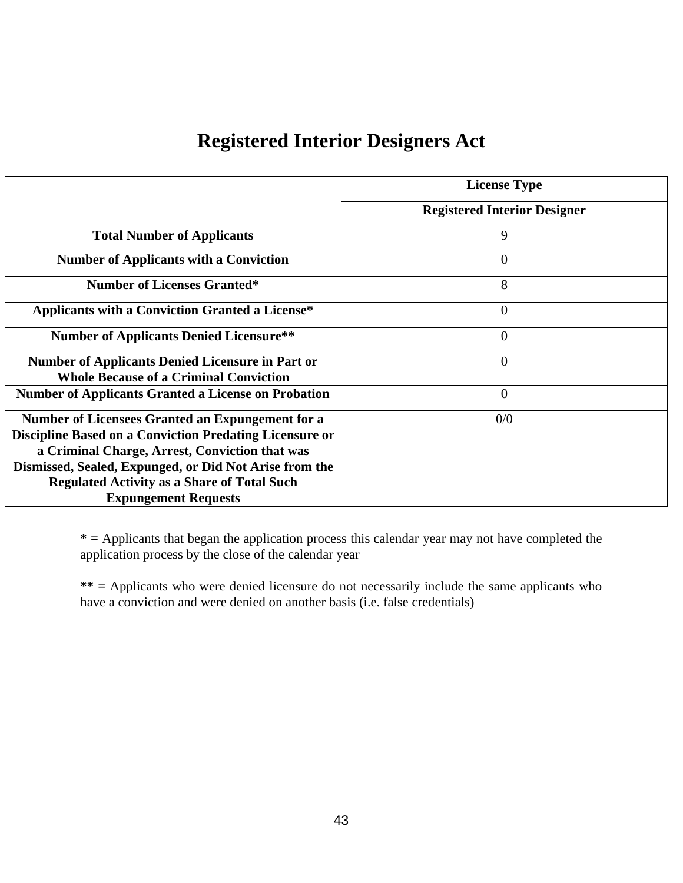# Registered Interior Designers Act

| | License Type |
|---|---|
| | **Registered Interior Designer** |
| **Total Number of Applicants** | 9 |
| **Number of Applicants with a Conviction** | 0 |
| **Number of Licenses Granted*** | 8 |
| **Applicants with a Conviction Granted a License*** | 0 |
| **Number of Applicants Denied Licensure**** | 0 |
| **Number of Applicants Denied Licensure in Part or Whole Because of a Criminal Conviction** | 0 |
| **Number of Applicants Granted a License on Probation** | 0 |
| **Number of Licensees Granted an Expungement for a Discipline Based on a Conviction Predating Licensure or a Criminal Charge, Arrest, Conviction that was Dismissed, Sealed, Expunged, or Did Not Arise from the Regulated Activity as a Share of Total Such Expungement Requests** | 0/0 |

**\* =** Applicants that began the application process this calendar year may not have completed the application process by the close of the calendar year

**\*\* =** Applicants who were denied licensure do not necessarily include the same applicants who have a conviction and were denied on another basis (i.e. false credentials)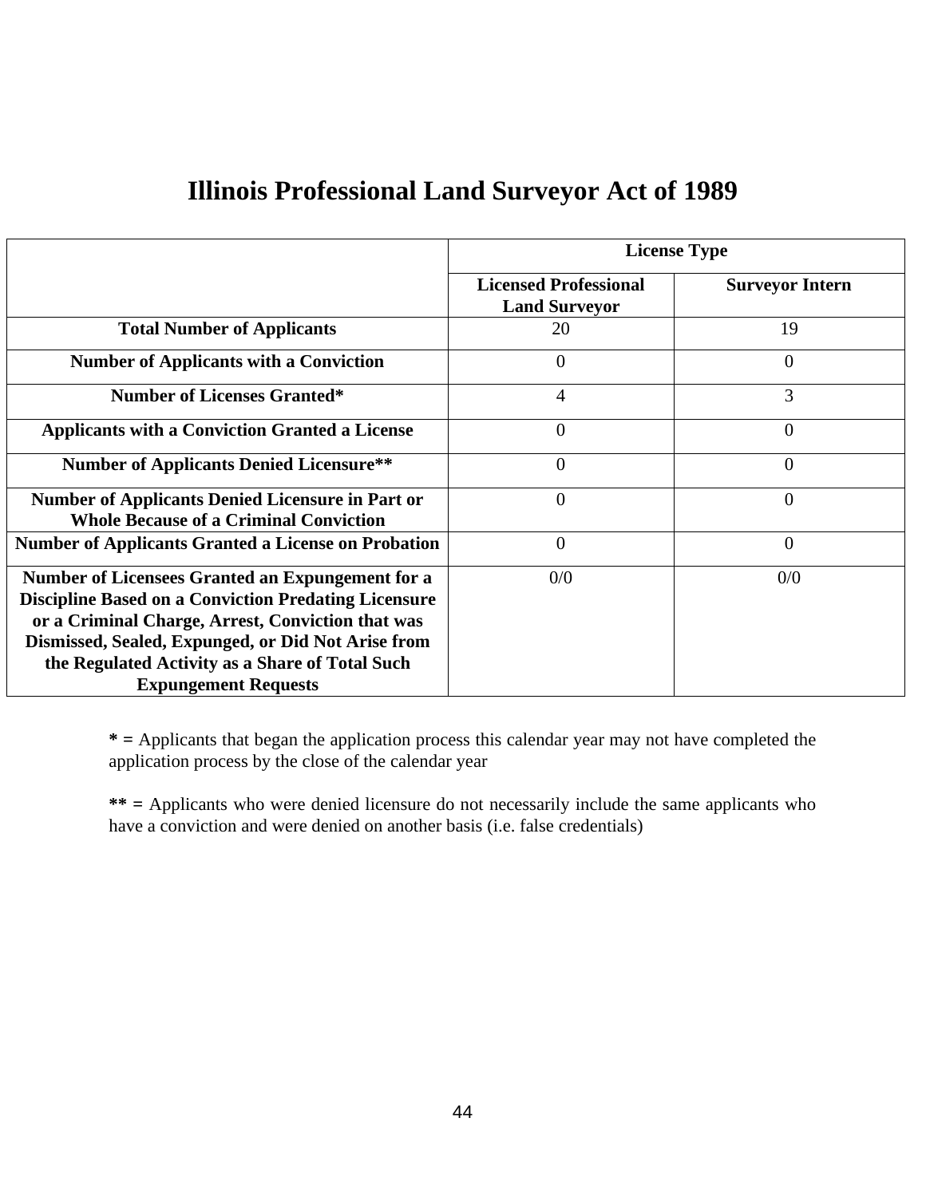# Illinois Professional Land Surveyor Act of 1989

| | License Type | |
|---|---|---|
| | **Licensed Professional Land Surveyor** | **Surveyor Intern** |
| **Total Number of Applicants** | 20 | 19 |
| **Number of Applicants with a Conviction** | 0 | 0 |
| **Number of Licenses Granted*** | 4 | 3 |
| **Applicants with a Conviction Granted a License** | 0 | 0 |
| **Number of Applicants Denied Licensure**** | 0 | 0 |
| **Number of Applicants Denied Licensure in Part or Whole Because of a Criminal Conviction** | 0 | 0 |
| **Number of Applicants Granted a License on Probation** | 0 | 0 |
| **Number of Licensees Granted an Expungement for a Discipline Based on a Conviction Predating Licensure or a Criminal Charge, Arrest, Conviction that was Dismissed, Sealed, Expunged, or Did Not Arise from the Regulated Activity as a Share of Total Such Expungement Requests** | 0/0 | 0/0 |

**\* =** Applicants that began the application process this calendar year may not have completed the application process by the close of the calendar year

**\*\* =** Applicants who were denied licensure do not necessarily include the same applicants who have a conviction and were denied on another basis (i.e. false credentials)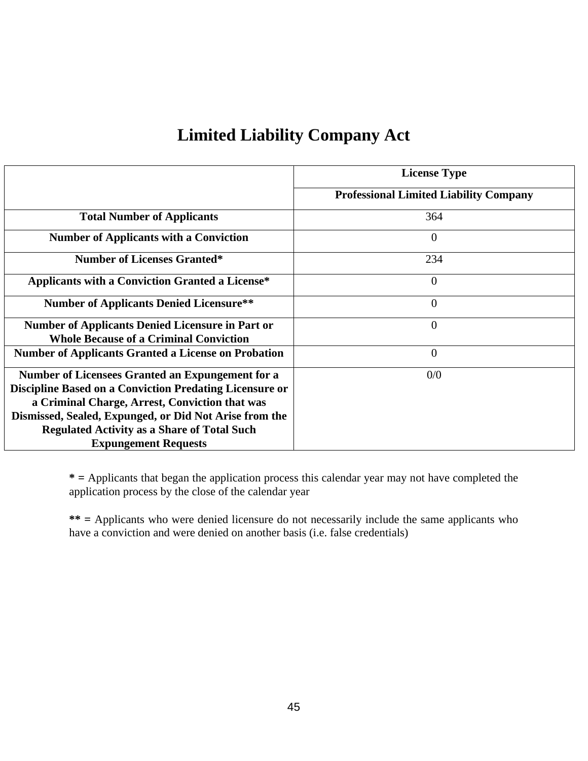# Limited Liability Company Act

| | License Type |
|---|---|
| | **Professional Limited Liability Company** |
| **Total Number of Applicants** | 364 |
| **Number of Applicants with a Conviction** | 0 |
| **Number of Licenses Granted*** | 234 |
| **Applicants with a Conviction Granted a License*** | 0 |
| **Number of Applicants Denied Licensure**** | 0 |
| **Number of Applicants Denied Licensure in Part or Whole Because of a Criminal Conviction** | 0 |
| **Number of Applicants Granted a License on Probation** | 0 |
| **Number of Licensees Granted an Expungement for a Discipline Based on a Conviction Predating Licensure or a Criminal Charge, Arrest, Conviction that was Dismissed, Sealed, Expunged, or Did Not Arise from the Regulated Activity as a Share of Total Such Expungement Requests** | 0/0 |

**\* =** Applicants that began the application process this calendar year may not have completed the application process by the close of the calendar year

**\*\* =** Applicants who were denied licensure do not necessarily include the same applicants who have a conviction and were denied on another basis (i.e. false credentials)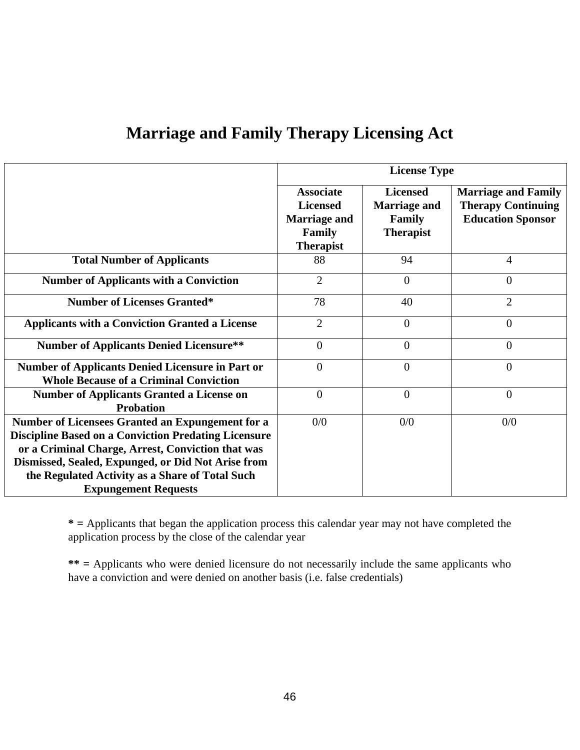# Marriage and Family Therapy Licensing Act

| | License Type | | |
|---|---|---|---|
| | **Associate Licensed Marriage and Family Therapist** | **Licensed Marriage and Family Therapist** | **Marriage and Family Therapy Continuing Education Sponsor** |
| **Total Number of Applicants** | 88 | 94 | 4 |
| **Number of Applicants with a Conviction** | 2 | 0 | 0 |
| **Number of Licenses Granted*** | 78 | 40 | 2 |
| **Applicants with a Conviction Granted a License** | 2 | 0 | 0 |
| **Number of Applicants Denied Licensure**** | 0 | 0 | 0 |
| **Number of Applicants Denied Licensure in Part or Whole Because of a Criminal Conviction** | 0 | 0 | 0 |
| **Number of Applicants Granted a License on Probation** | 0 | 0 | 0 |
| **Number of Licensees Granted an Expungement for a Discipline Based on a Conviction Predating Licensure or a Criminal Charge, Arrest, Conviction that was Dismissed, Sealed, Expunged, or Did Not Arise from the Regulated Activity as a Share of Total Such Expungement Requests** | 0/0 | 0/0 | 0/0 |

**\* =** Applicants that began the application process this calendar year may not have completed the application process by the close of the calendar year

**\*\* =** Applicants who were denied licensure do not necessarily include the same applicants who have a conviction and were denied on another basis (i.e. false credentials)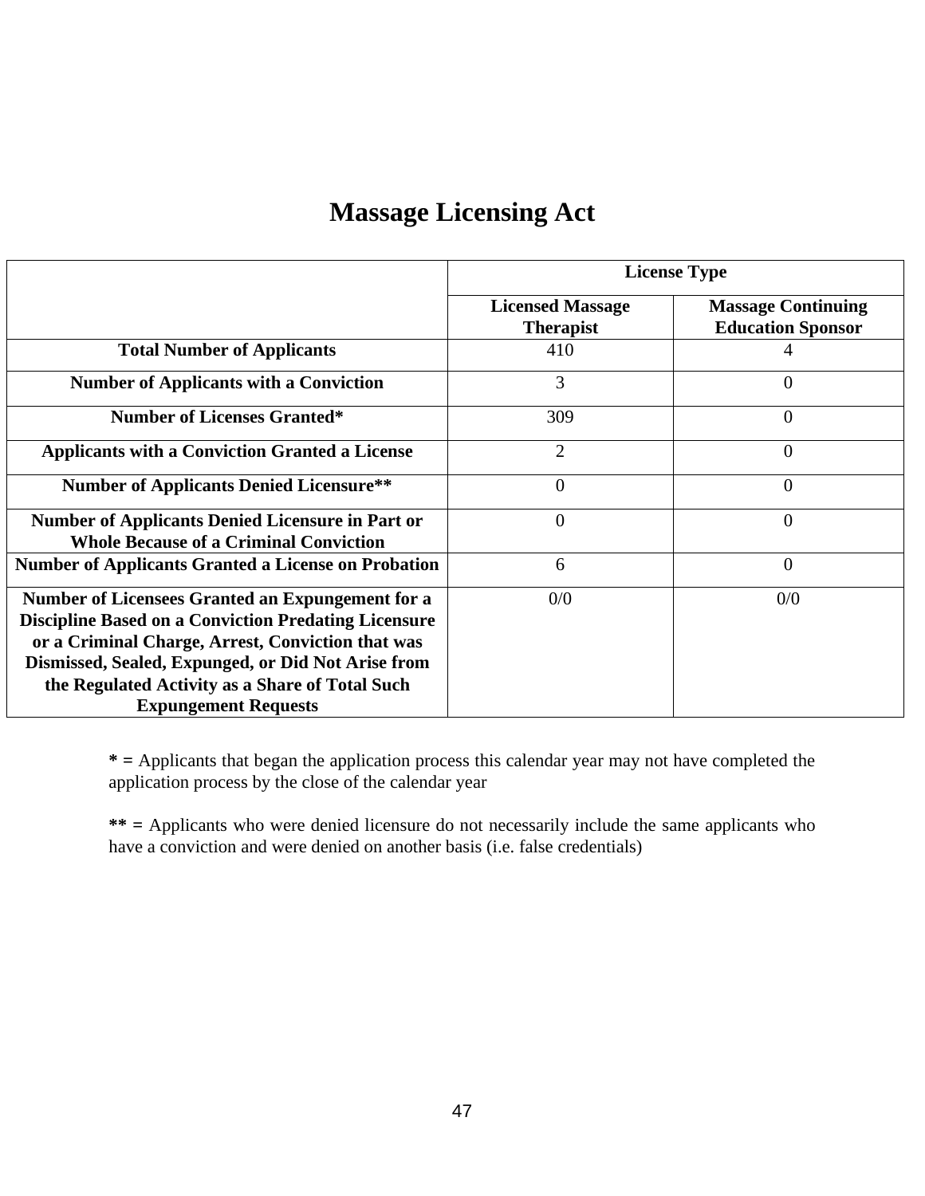# Massage Licensing Act

| | License Type | |
|---|---|---|
| | **Licensed Massage Therapist** | **Massage Continuing Education Sponsor** |
| **Total Number of Applicants** | 410 | 4 |
| **Number of Applicants with a Conviction** | 3 | 0 |
| **Number of Licenses Granted*** | 309 | 0 |
| **Applicants with a Conviction Granted a License** | 2 | 0 |
| **Number of Applicants Denied Licensure**** | 0 | 0 |
| **Number of Applicants Denied Licensure in Part or Whole Because of a Criminal Conviction** | 0 | 0 |
| **Number of Applicants Granted a License on Probation** | 6 | 0 |
| **Number of Licensees Granted an Expungement for a Discipline Based on a Conviction Predating Licensure or a Criminal Charge, Arrest, Conviction that was Dismissed, Sealed, Expunged, or Did Not Arise from the Regulated Activity as a Share of Total Such Expungement Requests** | 0/0 | 0/0 |

**\* =** Applicants that began the application process this calendar year may not have completed the application process by the close of the calendar year

**\*\* =** Applicants who were denied licensure do not necessarily include the same applicants who have a conviction and were denied on another basis (i.e. false credentials)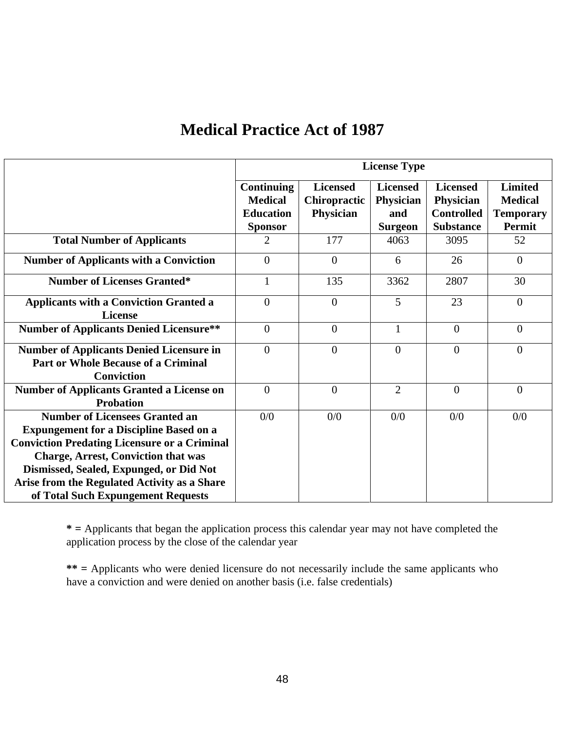# Medical Practice Act of 1987

| | License Type | | | | |
|---|---|---|---|---|---|
| | Continuing Medical Education Sponsor | Licensed Chiropractic Physician | Licensed Physician and Surgeon | Licensed Physician Controlled Substance | Limited Medical Temporary Permit |
| **Total Number of Applicants** | 2 | 177 | 4063 | 3095 | 52 |
| **Number of Applicants with a Conviction** | 0 | 0 | 6 | 26 | 0 |
| **Number of Licenses Granted*** | 1 | 135 | 3362 | 2807 | 30 |
| **Applicants with a Conviction Granted a License** | 0 | 0 | 5 | 23 | 0 |
| **Number of Applicants Denied Licensure**** | 0 | 0 | 1 | 0 | 0 |
| **Number of Applicants Denied Licensure in Part or Whole Because of a Criminal Conviction** | 0 | 0 | 0 | 0 | 0 |
| **Number of Applicants Granted a License on Probation** | 0 | 0 | 2 | 0 | 0 |
| **Number of Licensees Granted an Expungement for a Discipline Based on a Conviction Predating Licensure or a Criminal Charge, Arrest, Conviction that was Dismissed, Sealed, Expunged, or Did Not Arise from the Regulated Activity as a Share of Total Such Expungement Requests** | 0/0 | 0/0 | 0/0 | 0/0 | 0/0 |

**\* =** Applicants that began the application process this calendar year may not have completed the application process by the close of the calendar year

**\*\* =** Applicants who were denied licensure do not necessarily include the same applicants who have a conviction and were denied on another basis (i.e. false credentials)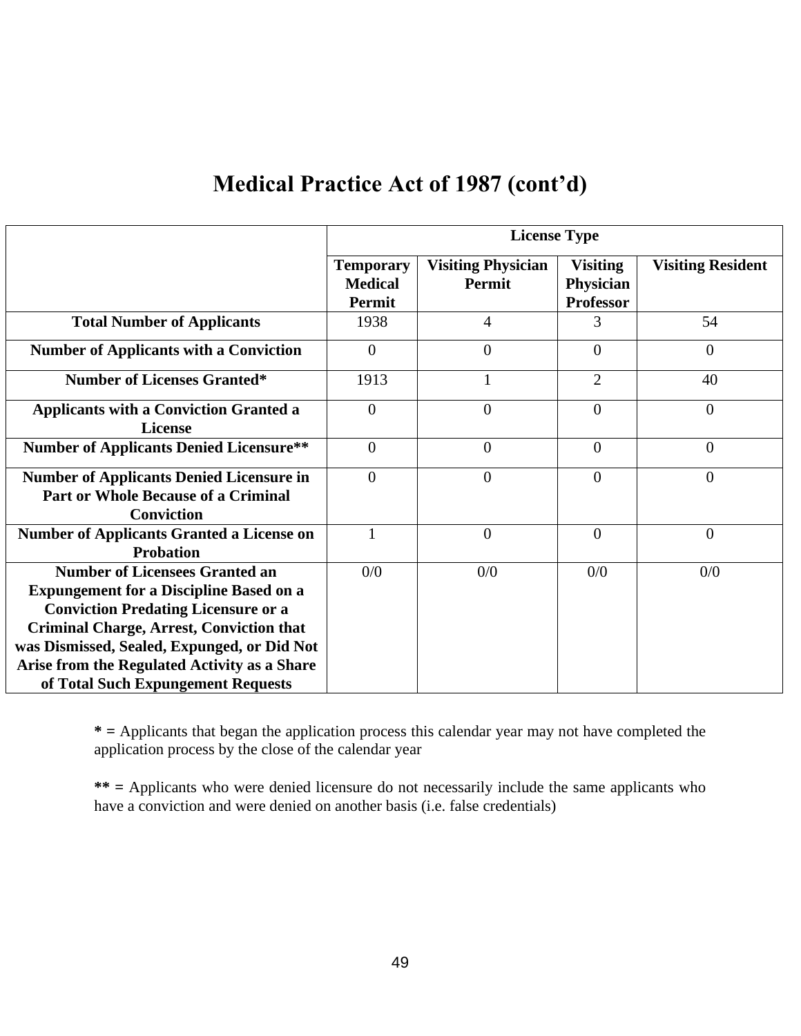# Medical Practice Act of 1987 (cont'd)

| | License Type | | | |
|---|---|---|---|---|
| | **Temporary Medical Permit** | **Visiting Physician Permit** | **Visiting Physician Professor** | **Visiting Resident** |
| **Total Number of Applicants** | 1938 | 4 | 3 | 54 |
| **Number of Applicants with a Conviction** | 0 | 0 | 0 | 0 |
| **Number of Licenses Granted*** | 1913 | 1 | 2 | 40 |
| **Applicants with a Conviction Granted a License** | 0 | 0 | 0 | 0 |
| **Number of Applicants Denied Licensure**** | 0 | 0 | 0 | 0 |
| **Number of Applicants Denied Licensure in Part or Whole Because of a Criminal Conviction** | 0 | 0 | 0 | 0 |
| **Number of Applicants Granted a License on Probation** | 1 | 0 | 0 | 0 |
| **Number of Licensees Granted an Expungement for a Discipline Based on a Conviction Predating Licensure or a Criminal Charge, Arrest, Conviction that was Dismissed, Sealed, Expunged, or Did Not Arise from the Regulated Activity as a Share of Total Such Expungement Requests** | 0/0 | 0/0 | 0/0 | 0/0 |

**\* =** Applicants that began the application process this calendar year may not have completed the application process by the close of the calendar year

**\*\* =** Applicants who were denied licensure do not necessarily include the same applicants who have a conviction and were denied on another basis (i.e. false credentials)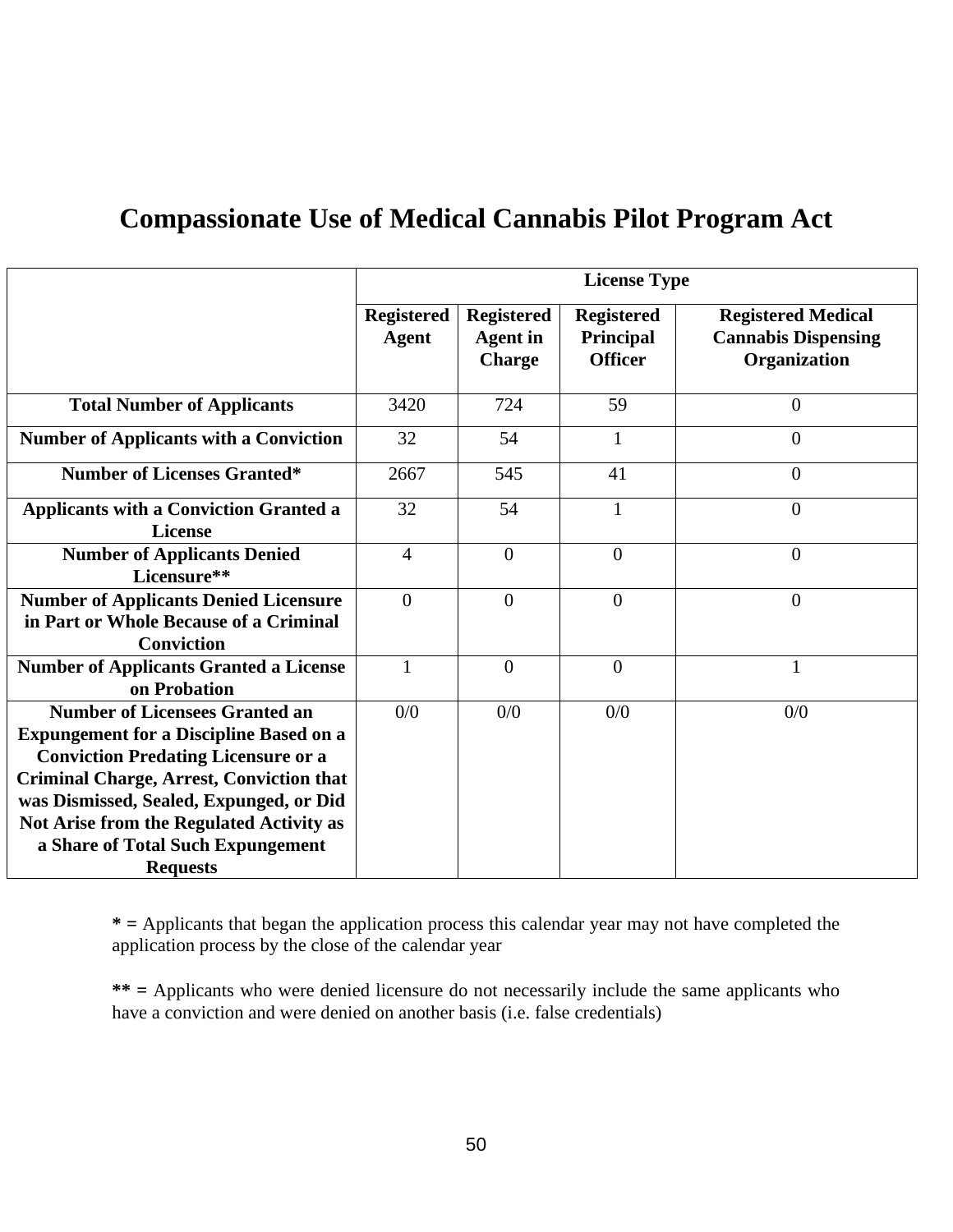# Compassionate Use of Medical Cannabis Pilot Program Act

| | License Type | | | |
|---|---|---|---|---|
| | **Registered Agent** | **Registered Agent in Charge** | **Registered Principal Officer** | **Registered Medical Cannabis Dispensing Organization** |
| **Total Number of Applicants** | 3420 | 724 | 59 | 0 |
| **Number of Applicants with a Conviction** | 32 | 54 | 1 | 0 |
| **Number of Licenses Granted*** | 2667 | 545 | 41 | 0 |
| **Applicants with a Conviction Granted a License** | 32 | 54 | 1 | 0 |
| **Number of Applicants Denied Licensure**** | 4 | 0 | 0 | 0 |
| **Number of Applicants Denied Licensure in Part or Whole Because of a Criminal Conviction** | 0 | 0 | 0 | 0 |
| **Number of Applicants Granted a License on Probation** | 1 | 0 | 0 | 1 |
| **Number of Licensees Granted an Expungement for a Discipline Based on a Conviction Predating Licensure or a Criminal Charge, Arrest, Conviction that was Dismissed, Sealed, Expunged, or Did Not Arise from the Regulated Activity as a Share of Total Such Expungement Requests** | 0/0 | 0/0 | 0/0 | 0/0 |

**\* =** Applicants that began the application process this calendar year may not have completed the application process by the close of the calendar year

**\*\* =** Applicants who were denied licensure do not necessarily include the same applicants who have a conviction and were denied on another basis (i.e. false credentials)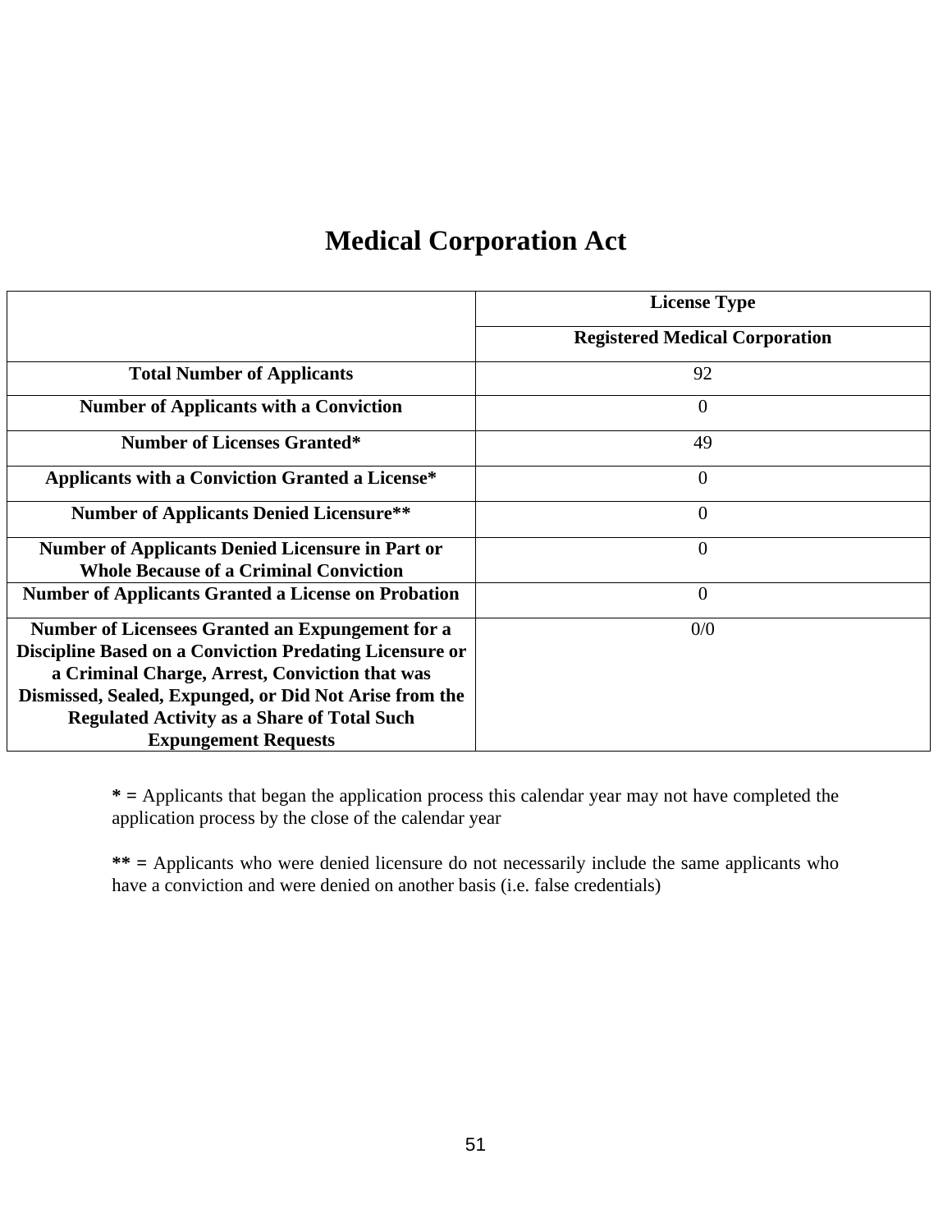# Medical Corporation Act

| | License Type |
|---|---|
| | **Registered Medical Corporation** |
| **Total Number of Applicants** | 92 |
| **Number of Applicants with a Conviction** | 0 |
| **Number of Licenses Granted*** | 49 |
| **Applicants with a Conviction Granted a License*** | 0 |
| **Number of Applicants Denied Licensure**** | 0 |
| **Number of Applicants Denied Licensure in Part or Whole Because of a Criminal Conviction** | 0 |
| **Number of Applicants Granted a License on Probation** | 0 |
| **Number of Licensees Granted an Expungement for a Discipline Based on a Conviction Predating Licensure or a Criminal Charge, Arrest, Conviction that was Dismissed, Sealed, Expunged, or Did Not Arise from the Regulated Activity as a Share of Total Such Expungement Requests** | 0/0 |

**\* =** Applicants that began the application process this calendar year may not have completed the application process by the close of the calendar year

**\*\* =** Applicants who were denied licensure do not necessarily include the same applicants who have a conviction and were denied on another basis (i.e. false credentials)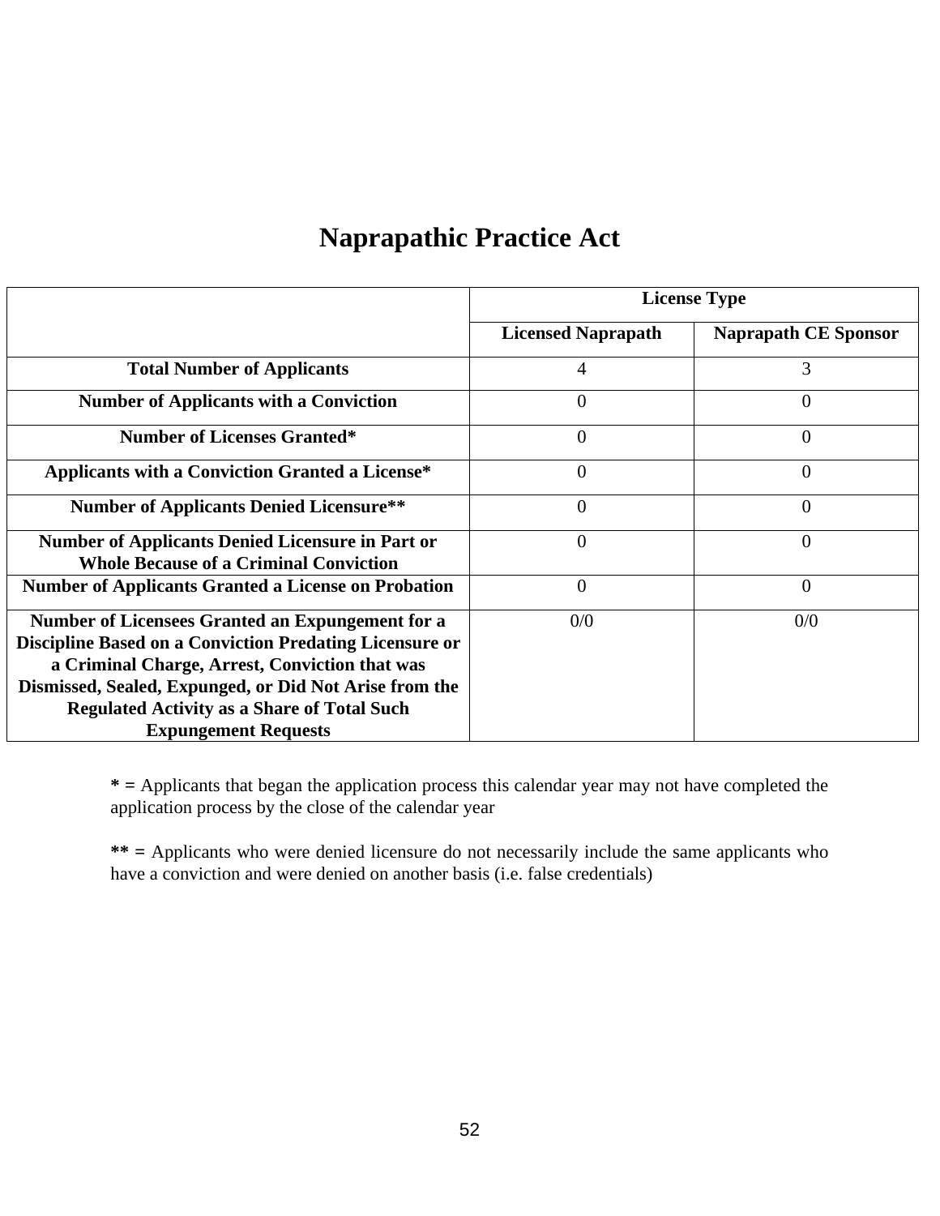# Naprapathic Practice Act

| | License Type | |
|---|---|---|
| | **Licensed Naprapath** | **Naprapath CE Sponsor** |
| **Total Number of Applicants** | 4 | 3 |
| **Number of Applicants with a Conviction** | 0 | 0 |
| **Number of Licenses Granted*** | 0 | 0 |
| **Applicants with a Conviction Granted a License*** | 0 | 0 |
| **Number of Applicants Denied Licensure**** | 0 | 0 |
| **Number of Applicants Denied Licensure in Part or Whole Because of a Criminal Conviction** | 0 | 0 |
| **Number of Applicants Granted a License on Probation** | 0 | 0 |
| **Number of Licensees Granted an Expungement for a Discipline Based on a Conviction Predating Licensure or a Criminal Charge, Arrest, Conviction that was Dismissed, Sealed, Expunged, or Did Not Arise from the Regulated Activity as a Share of Total Such Expungement Requests** | 0/0 | 0/0 |

**\* =** Applicants that began the application process this calendar year may not have completed the application process by the close of the calendar year

**\*\* =** Applicants who were denied licensure do not necessarily include the same applicants who have a conviction and were denied on another basis (i.e. false credentials)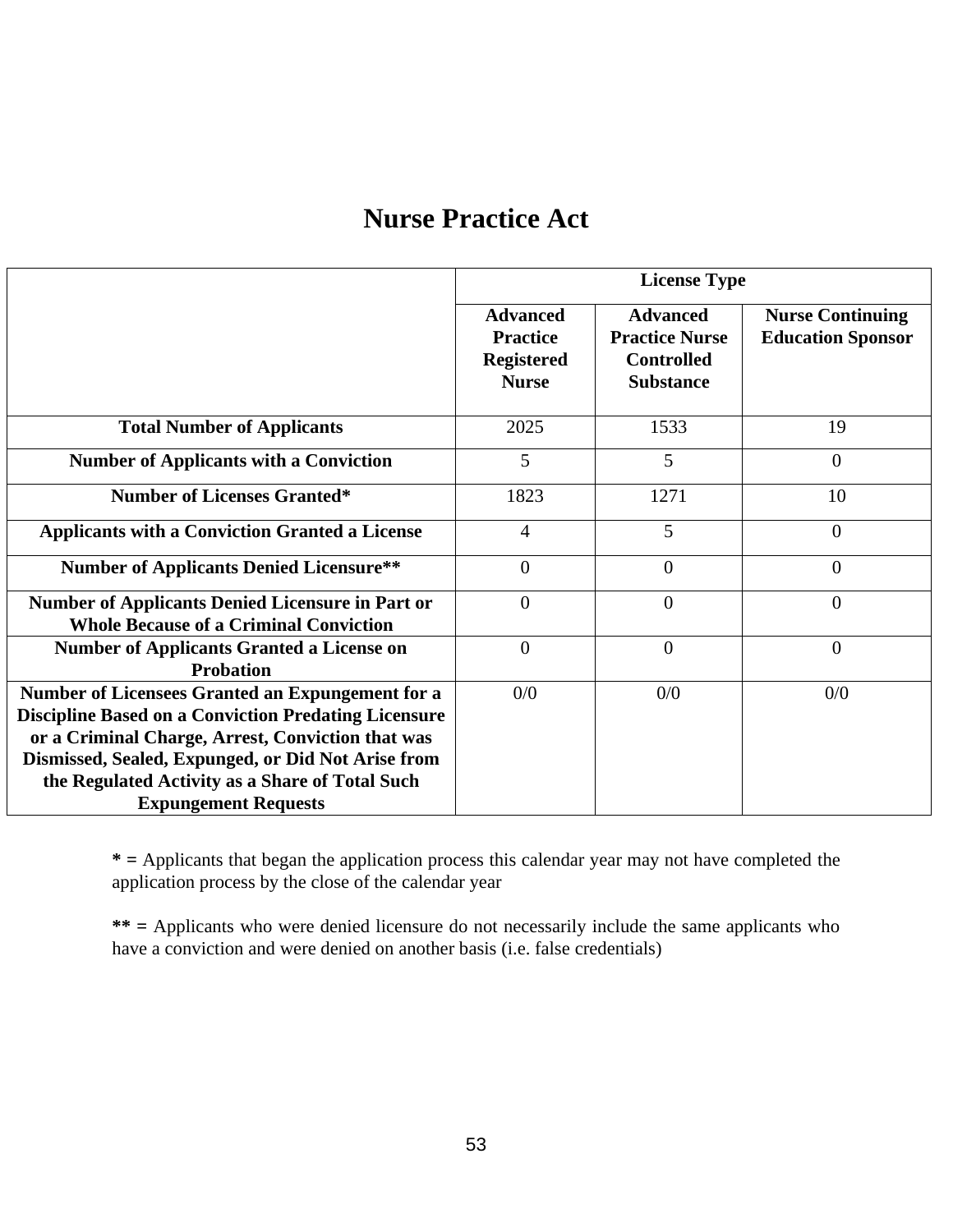# Nurse Practice Act

| | License Type | | |
|---|---|---|---|
| | **Advanced Practice Registered Nurse** | **Advanced Practice Nurse Controlled Substance** | **Nurse Continuing Education Sponsor** |
| **Total Number of Applicants** | 2025 | 1533 | 19 |
| **Number of Applicants with a Conviction** | 5 | 5 | 0 |
| **Number of Licenses Granted*** | 1823 | 1271 | 10 |
| **Applicants with a Conviction Granted a License** | 4 | 5 | 0 |
| **Number of Applicants Denied Licensure**** | 0 | 0 | 0 |
| **Number of Applicants Denied Licensure in Part or Whole Because of a Criminal Conviction** | 0 | 0 | 0 |
| **Number of Applicants Granted a License on Probation** | 0 | 0 | 0 |
| **Number of Licensees Granted an Expungement for a Discipline Based on a Conviction Predating Licensure or a Criminal Charge, Arrest, Conviction that was Dismissed, Sealed, Expunged, or Did Not Arise from the Regulated Activity as a Share of Total Such Expungement Requests** | 0/0 | 0/0 | 0/0 |

**\* =** Applicants that began the application process this calendar year may not have completed the application process by the close of the calendar year

**\*\* =** Applicants who were denied licensure do not necessarily include the same applicants who have a conviction and were denied on another basis (i.e. false credentials)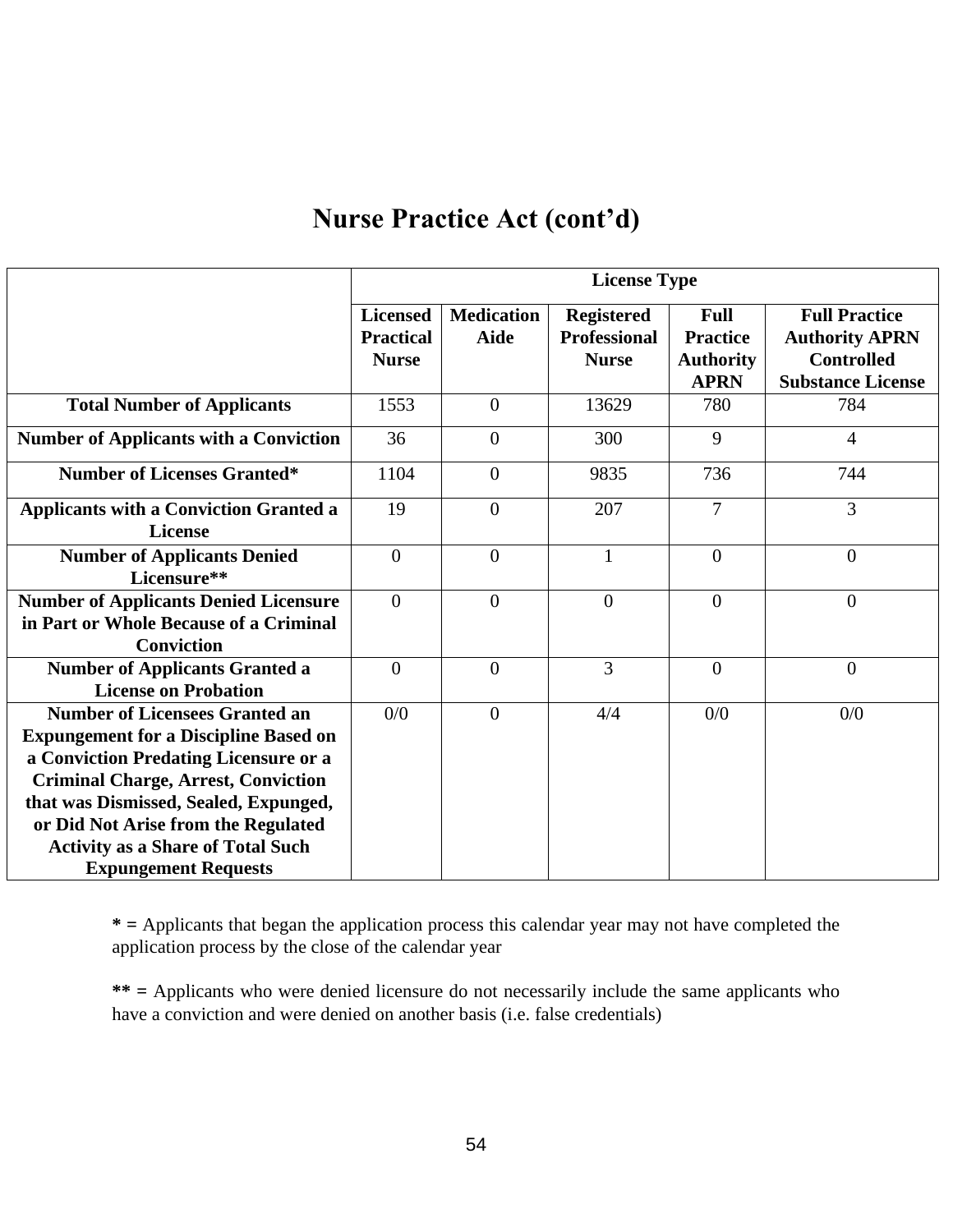# Nurse Practice Act (cont'd)

| | License Type | | | | |
|---|---|---|---|---|---|
| | **Licensed Practical Nurse** | **Medication Aide** | **Registered Professional Nurse** | **Full Practice Authority APRN** | **Full Practice Authority APRN Controlled Substance License** |
| **Total Number of Applicants** | 1553 | 0 | 13629 | 780 | 784 |
| **Number of Applicants with a Conviction** | 36 | 0 | 300 | 9 | 4 |
| **Number of Licenses Granted*** | 1104 | 0 | 9835 | 736 | 744 |
| **Applicants with a Conviction Granted a License** | 19 | 0 | 207 | 7 | 3 |
| **Number of Applicants Denied Licensure**** | 0 | 0 | 1 | 0 | 0 |
| **Number of Applicants Denied Licensure in Part or Whole Because of a Criminal Conviction** | 0 | 0 | 0 | 0 | 0 |
| **Number of Applicants Granted a License on Probation** | 0 | 0 | 3 | 0 | 0 |
| **Number of Licensees Granted an Expungement for a Discipline Based on a Conviction Predating Licensure or a Criminal Charge, Arrest, Conviction that was Dismissed, Sealed, Expunged, or Did Not Arise from the Regulated Activity as a Share of Total Such Expungement Requests** | 0/0 | 0 | 4/4 | 0/0 | 0/0 |

**\* =** Applicants that began the application process this calendar year may not have completed the application process by the close of the calendar year

**\*\* =** Applicants who were denied licensure do not necessarily include the same applicants who have a conviction and were denied on another basis (i.e. false credentials)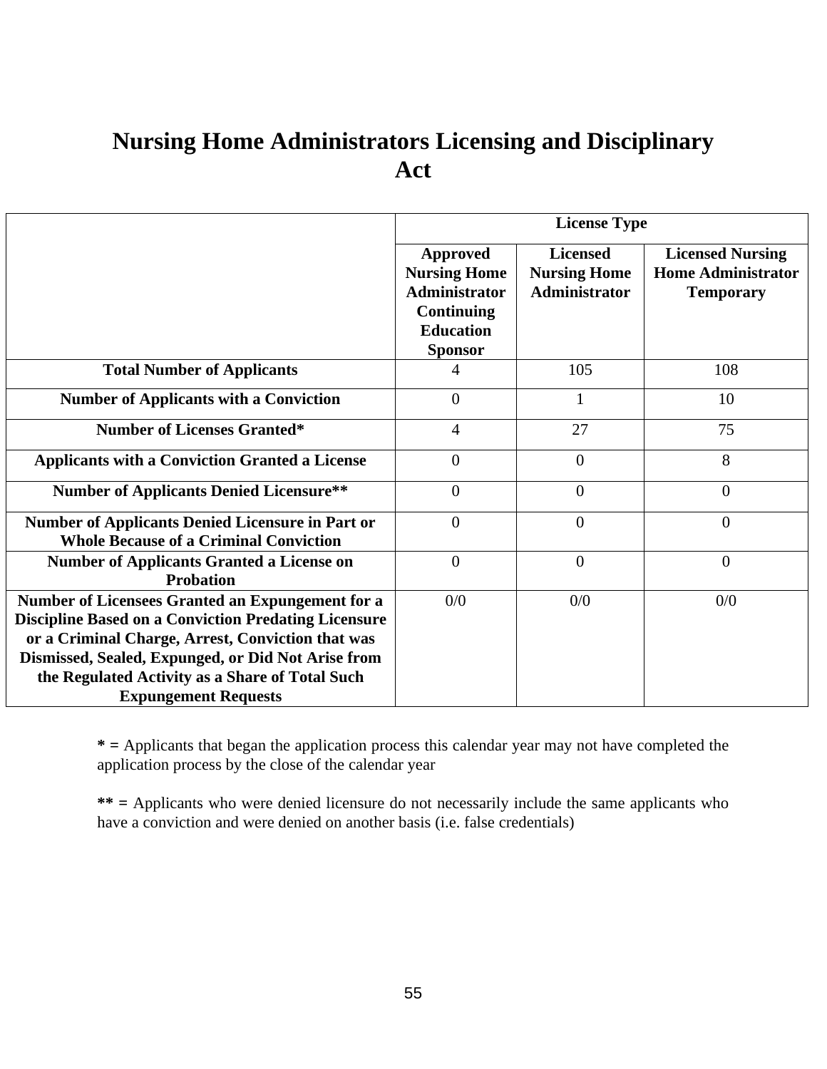# Nursing Home Administrators Licensing and Disciplinary Act

| | License Type | | |
|---|---|---|---|
| | **Approved Nursing Home Administrator Continuing Education Sponsor** | **Licensed Nursing Home Administrator** | **Licensed Nursing Home Administrator Temporary** |
| **Total Number of Applicants** | 4 | 105 | 108 |
| **Number of Applicants with a Conviction** | 0 | 1 | 10 |
| **Number of Licenses Granted*** | 4 | 27 | 75 |
| **Applicants with a Conviction Granted a License** | 0 | 0 | 8 |
| **Number of Applicants Denied Licensure**** | 0 | 0 | 0 |
| **Number of Applicants Denied Licensure in Part or Whole Because of a Criminal Conviction** | 0 | 0 | 0 |
| **Number of Applicants Granted a License on Probation** | 0 | 0 | 0 |
| **Number of Licensees Granted an Expungement for a Discipline Based on a Conviction Predating Licensure or a Criminal Charge, Arrest, Conviction that was Dismissed, Sealed, Expunged, or Did Not Arise from the Regulated Activity as a Share of Total Such Expungement Requests** | 0/0 | 0/0 | 0/0 |

**\* =** Applicants that began the application process this calendar year may not have completed the application process by the close of the calendar year

**\*\* =** Applicants who were denied licensure do not necessarily include the same applicants who have a conviction and were denied on another basis (i.e. false credentials)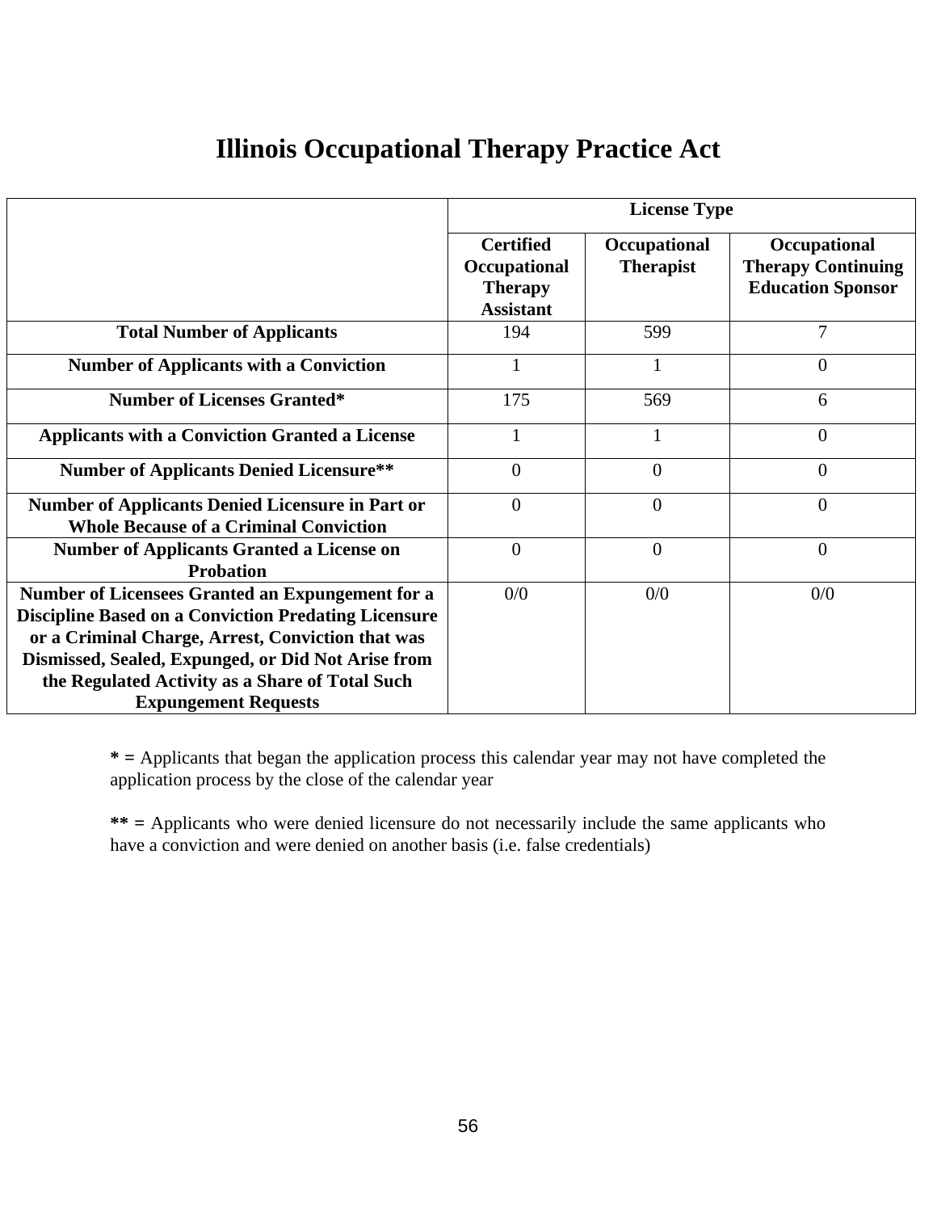# Illinois Occupational Therapy Practice Act

| | License Type | | |
|---|---|---|---|
| | **Certified Occupational Therapy Assistant** | **Occupational Therapist** | **Occupational Therapy Continuing Education Sponsor** |
| **Total Number of Applicants** | 194 | 599 | 7 |
| **Number of Applicants with a Conviction** | 1 | 1 | 0 |
| **Number of Licenses Granted*** | 175 | 569 | 6 |
| **Applicants with a Conviction Granted a License** | 1 | 1 | 0 |
| **Number of Applicants Denied Licensure**** | 0 | 0 | 0 |
| **Number of Applicants Denied Licensure in Part or Whole Because of a Criminal Conviction** | 0 | 0 | 0 |
| **Number of Applicants Granted a License on Probation** | 0 | 0 | 0 |
| **Number of Licensees Granted an Expungement for a Discipline Based on a Conviction Predating Licensure or a Criminal Charge, Arrest, Conviction that was Dismissed, Sealed, Expunged, or Did Not Arise from the Regulated Activity as a Share of Total Such Expungement Requests** | 0/0 | 0/0 | 0/0 |

**\* =** Applicants that began the application process this calendar year may not have completed the application process by the close of the calendar year

**\*\* =** Applicants who were denied licensure do not necessarily include the same applicants who have a conviction and were denied on another basis (i.e. false credentials)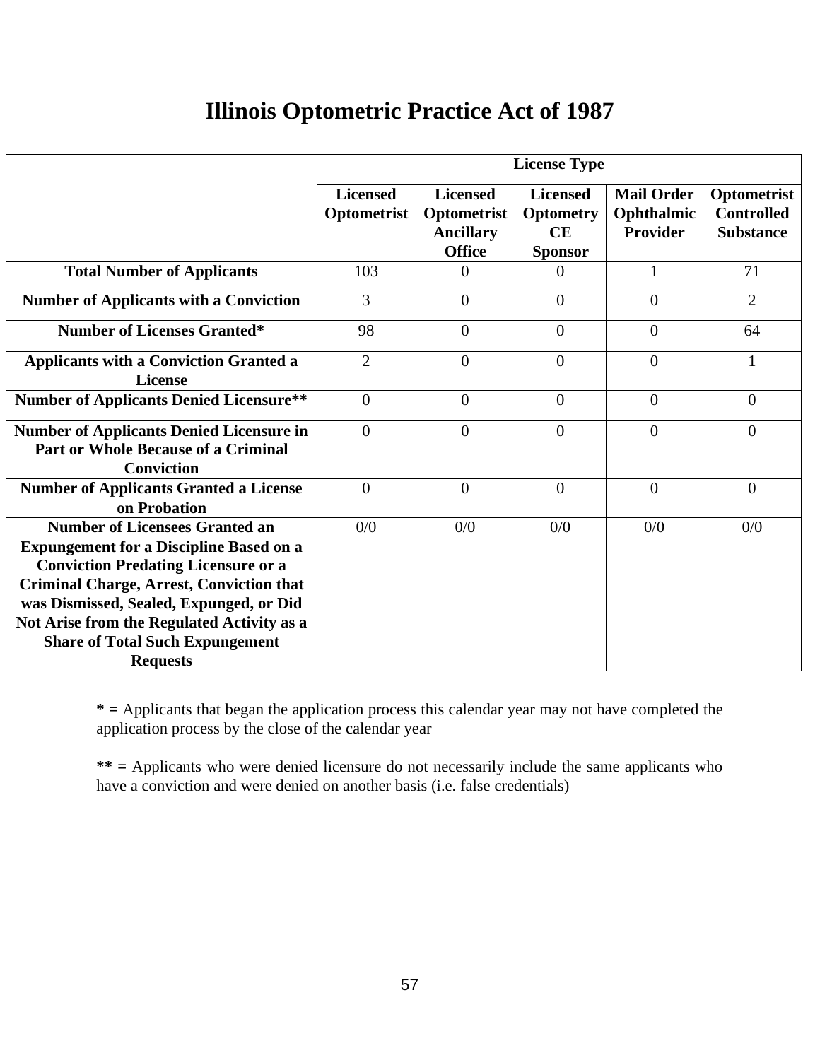# Illinois Optometric Practice Act of 1987

| | License Type | | | | |
|---|---|---|---|---|---|
| | **Licensed Optometrist** | **Licensed Optometrist Ancillary Office** | **Licensed Optometry CE Sponsor** | **Mail Order Ophthalmic Provider** | **Optometrist Controlled Substance** |
| **Total Number of Applicants** | 103 | 0 | 0 | 1 | 71 |
| **Number of Applicants with a Conviction** | 3 | 0 | 0 | 0 | 2 |
| **Number of Licenses Granted*** | 98 | 0 | 0 | 0 | 64 |
| **Applicants with a Conviction Granted a License** | 2 | 0 | 0 | 0 | 1 |
| **Number of Applicants Denied Licensure**** | 0 | 0 | 0 | 0 | 0 |
| **Number of Applicants Denied Licensure in Part or Whole Because of a Criminal Conviction** | 0 | 0 | 0 | 0 | 0 |
| **Number of Applicants Granted a License on Probation** | 0 | 0 | 0 | 0 | 0 |
| **Number of Licensees Granted an Expungement for a Discipline Based on a Conviction Predating Licensure or a Criminal Charge, Arrest, Conviction that was Dismissed, Sealed, Expunged, or Did Not Arise from the Regulated Activity as a Share of Total Such Expungement Requests** | 0/0 | 0/0 | 0/0 | 0/0 | 0/0 |

**\* =** Applicants that began the application process this calendar year may not have completed the application process by the close of the calendar year

**\*\* =** Applicants who were denied licensure do not necessarily include the same applicants who have a conviction and were denied on another basis (i.e. false credentials)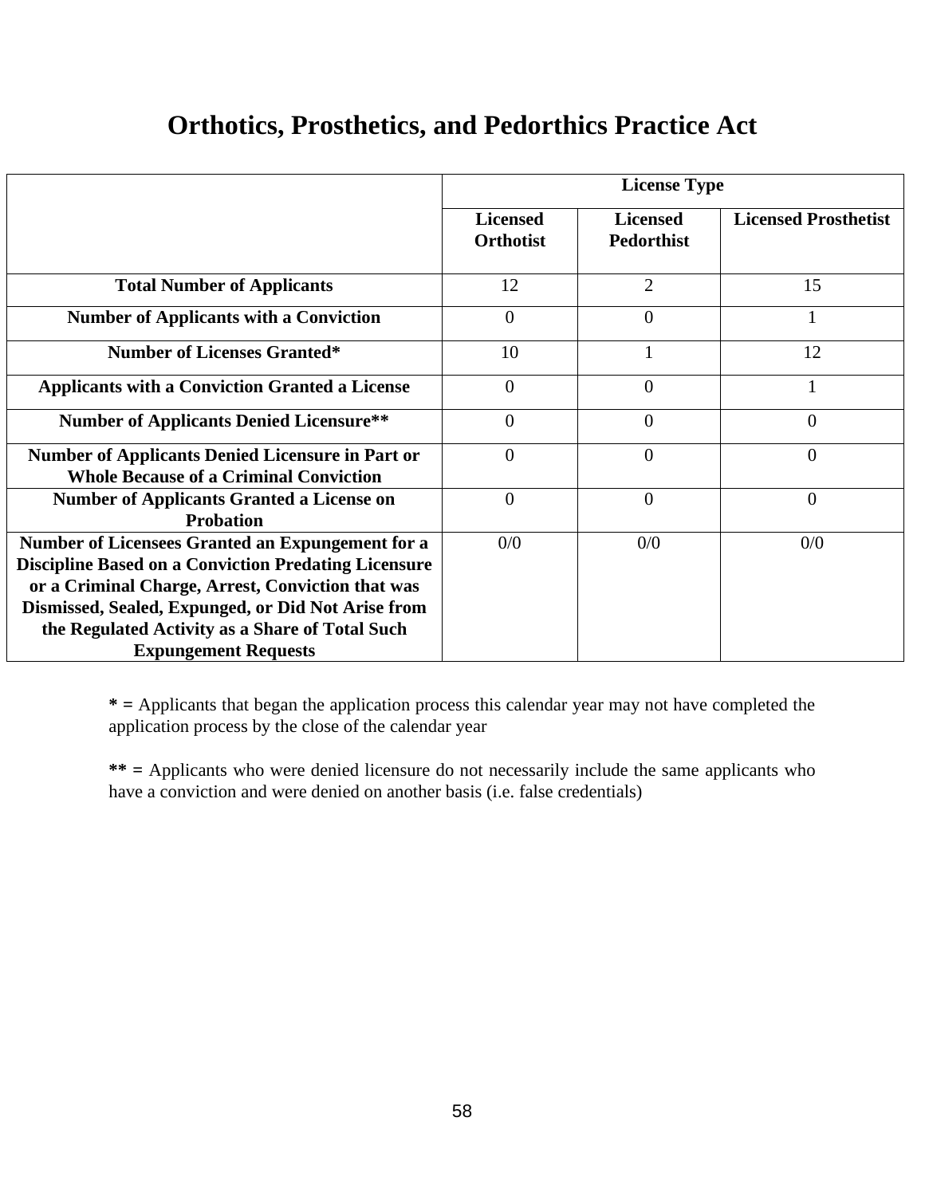# Orthotics, Prosthetics, and Pedorthics Practice Act

| | License Type | | |
|---|---|---|---|
| | **Licensed Orthotist** | **Licensed Pedorthist** | **Licensed Prosthetist** |
| **Total Number of Applicants** | 12 | 2 | 15 |
| **Number of Applicants with a Conviction** | 0 | 0 | 1 |
| **Number of Licenses Granted*** | 10 | 1 | 12 |
| **Applicants with a Conviction Granted a License** | 0 | 0 | 1 |
| **Number of Applicants Denied Licensure**** | 0 | 0 | 0 |
| **Number of Applicants Denied Licensure in Part or Whole Because of a Criminal Conviction** | 0 | 0 | 0 |
| **Number of Applicants Granted a License on Probation** | 0 | 0 | 0 |
| **Number of Licensees Granted an Expungement for a Discipline Based on a Conviction Predating Licensure or a Criminal Charge, Arrest, Conviction that was Dismissed, Sealed, Expunged, or Did Not Arise from the Regulated Activity as a Share of Total Such Expungement Requests** | 0/0 | 0/0 | 0/0 |

**\* =** Applicants that began the application process this calendar year may not have completed the application process by the close of the calendar year

**\*\* =** Applicants who were denied licensure do not necessarily include the same applicants who have a conviction and were denied on another basis (i.e. false credentials)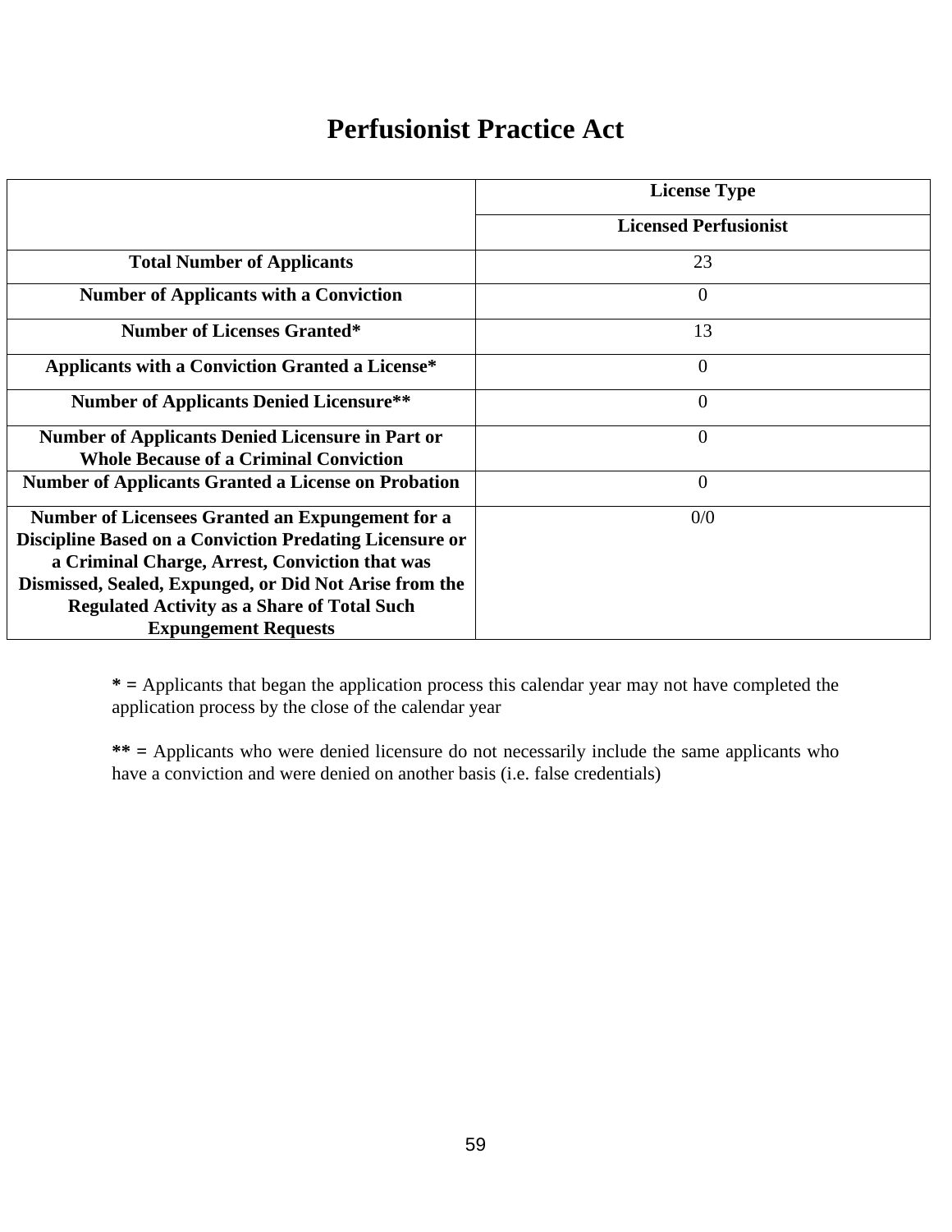# Perfusionist Practice Act

| | License Type |
|---|---|
| | **Licensed Perfusionist** |
| **Total Number of Applicants** | 23 |
| **Number of Applicants with a Conviction** | 0 |
| **Number of Licenses Granted*** | 13 |
| **Applicants with a Conviction Granted a License*** | 0 |
| **Number of Applicants Denied Licensure**** | 0 |
| **Number of Applicants Denied Licensure in Part or Whole Because of a Criminal Conviction** | 0 |
| **Number of Applicants Granted a License on Probation** | 0 |
| **Number of Licensees Granted an Expungement for a Discipline Based on a Conviction Predating Licensure or a Criminal Charge, Arrest, Conviction that was Dismissed, Sealed, Expunged, or Did Not Arise from the Regulated Activity as a Share of Total Such Expungement Requests** | 0/0 |

**\* =** Applicants that began the application process this calendar year may not have completed the application process by the close of the calendar year

**\*\* =** Applicants who were denied licensure do not necessarily include the same applicants who have a conviction and were denied on another basis (i.e. false credentials)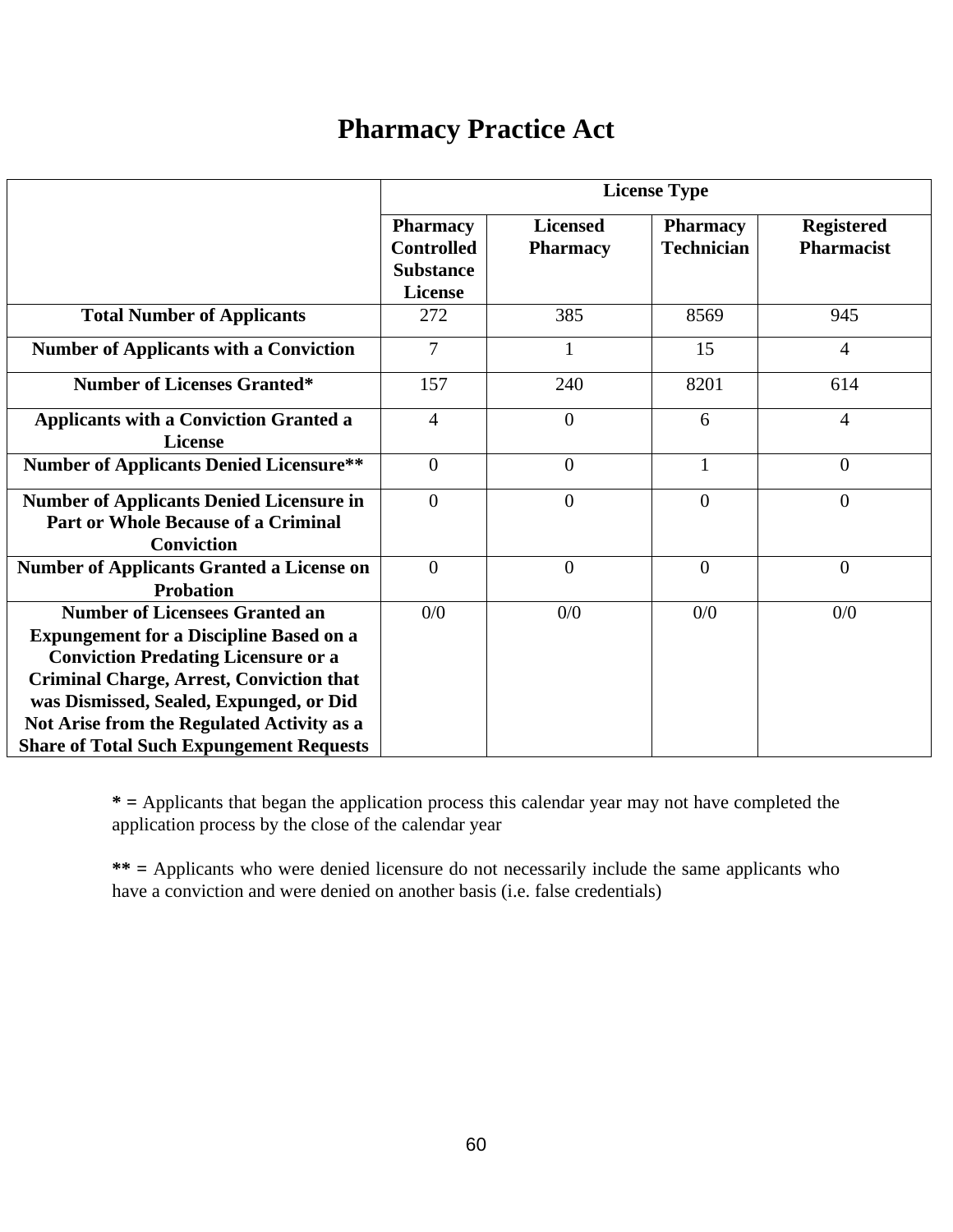# Pharmacy Practice Act

| | License Type | | | |
|---|---|---|---|---|
| | **Pharmacy Controlled Substance License** | **Licensed Pharmacy** | **Pharmacy Technician** | **Registered Pharmacist** |
| **Total Number of Applicants** | 272 | 385 | 8569 | 945 |
| **Number of Applicants with a Conviction** | 7 | 1 | 15 | 4 |
| **Number of Licenses Granted*** | 157 | 240 | 8201 | 614 |
| **Applicants with a Conviction Granted a License** | 4 | 0 | 6 | 4 |
| **Number of Applicants Denied Licensure**** | 0 | 0 | 1 | 0 |
| **Number of Applicants Denied Licensure in Part or Whole Because of a Criminal Conviction** | 0 | 0 | 0 | 0 |
| **Number of Applicants Granted a License on Probation** | 0 | 0 | 0 | 0 |
| **Number of Licensees Granted an Expungement for a Discipline Based on a Conviction Predating Licensure or a Criminal Charge, Arrest, Conviction that was Dismissed, Sealed, Expunged, or Did Not Arise from the Regulated Activity as a Share of Total Such Expungement Requests** | 0/0 | 0/0 | 0/0 | 0/0 |

**\* =** Applicants that began the application process this calendar year may not have completed the application process by the close of the calendar year

**\*\* =** Applicants who were denied licensure do not necessarily include the same applicants who have a conviction and were denied on another basis (i.e. false credentials)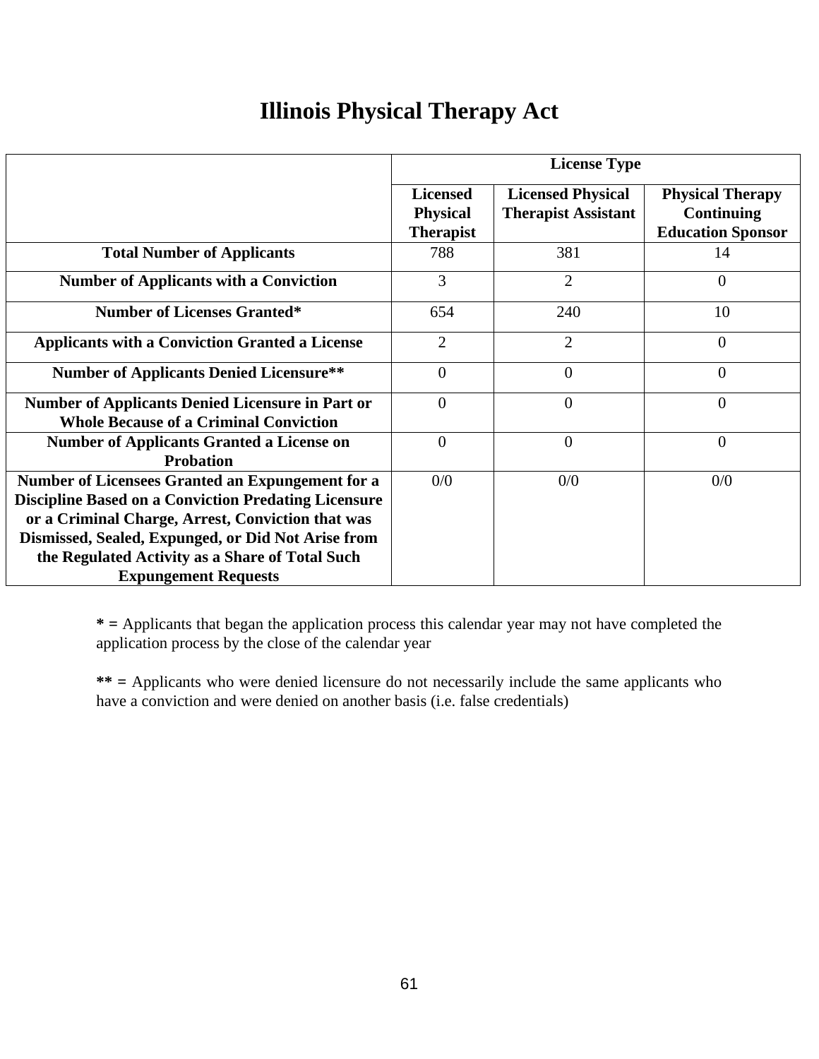# Illinois Physical Therapy Act

| | License Type | | |
|---|---|---|---|
| | **Licensed Physical Therapist** | **Licensed Physical Therapist Assistant** | **Physical Therapy Continuing Education Sponsor** |
| **Total Number of Applicants** | 788 | 381 | 14 |
| **Number of Applicants with a Conviction** | 3 | 2 | 0 |
| **Number of Licenses Granted*** | 654 | 240 | 10 |
| **Applicants with a Conviction Granted a License** | 2 | 2 | 0 |
| **Number of Applicants Denied Licensure**** | 0 | 0 | 0 |
| **Number of Applicants Denied Licensure in Part or Whole Because of a Criminal Conviction** | 0 | 0 | 0 |
| **Number of Applicants Granted a License on Probation** | 0 | 0 | 0 |
| **Number of Licensees Granted an Expungement for a Discipline Based on a Conviction Predating Licensure or a Criminal Charge, Arrest, Conviction that was Dismissed, Sealed, Expunged, or Did Not Arise from the Regulated Activity as a Share of Total Such Expungement Requests** | 0/0 | 0/0 | 0/0 |

**\* =** Applicants that began the application process this calendar year may not have completed the application process by the close of the calendar year

**\*\* =** Applicants who were denied licensure do not necessarily include the same applicants who have a conviction and were denied on another basis (i.e. false credentials)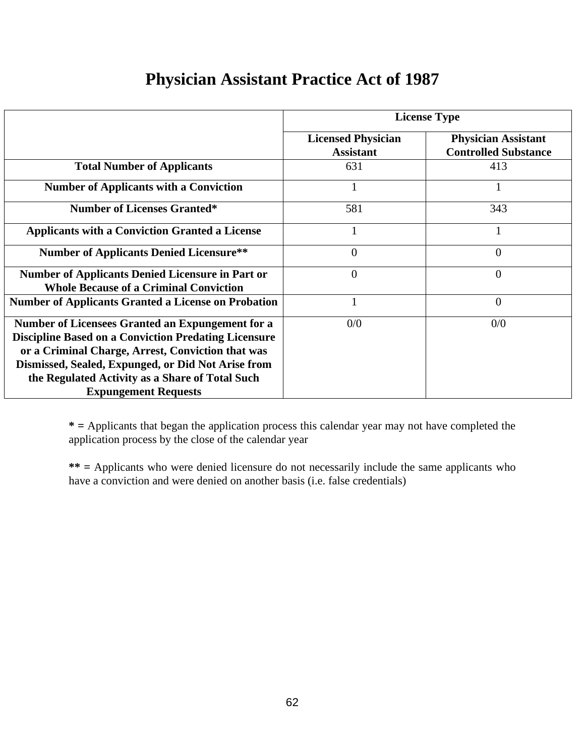# Physician Assistant Practice Act of 1987

| | License Type | |
|---|---|---|
| | **Licensed Physician Assistant** | **Physician Assistant Controlled Substance** |
| **Total Number of Applicants** | 631 | 413 |
| **Number of Applicants with a Conviction** | 1 | 1 |
| **Number of Licenses Granted*** | 581 | 343 |
| **Applicants with a Conviction Granted a License** | 1 | 1 |
| **Number of Applicants Denied Licensure**** | 0 | 0 |
| **Number of Applicants Denied Licensure in Part or Whole Because of a Criminal Conviction** | 0 | 0 |
| **Number of Applicants Granted a License on Probation** | 1 | 0 |
| **Number of Licensees Granted an Expungement for a Discipline Based on a Conviction Predating Licensure or a Criminal Charge, Arrest, Conviction that was Dismissed, Sealed, Expunged, or Did Not Arise from the Regulated Activity as a Share of Total Such Expungement Requests** | 0/0 | 0/0 |

**\* =** Applicants that began the application process this calendar year may not have completed the application process by the close of the calendar year

**\*\* =** Applicants who were denied licensure do not necessarily include the same applicants who have a conviction and were denied on another basis (i.e. false credentials)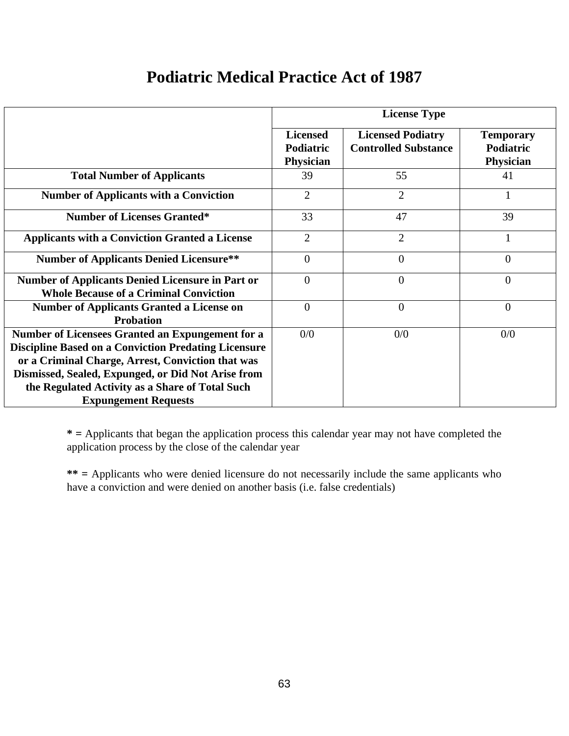# Podiatric Medical Practice Act of 1987

| | License Type | | |
|---|---|---|---|
| | **Licensed Podiatric Physician** | **Licensed Podiatry Controlled Substance** | **Temporary Podiatric Physician** |
| **Total Number of Applicants** | 39 | 55 | 41 |
| **Number of Applicants with a Conviction** | 2 | 2 | 1 |
| **Number of Licenses Granted*** | 33 | 47 | 39 |
| **Applicants with a Conviction Granted a License** | 2 | 2 | 1 |
| **Number of Applicants Denied Licensure**** | 0 | 0 | 0 |
| **Number of Applicants Denied Licensure in Part or Whole Because of a Criminal Conviction** | 0 | 0 | 0 |
| **Number of Applicants Granted a License on Probation** | 0 | 0 | 0 |
| **Number of Licensees Granted an Expungement for a Discipline Based on a Conviction Predating Licensure or a Criminal Charge, Arrest, Conviction that was Dismissed, Sealed, Expunged, or Did Not Arise from the Regulated Activity as a Share of Total Such Expungement Requests** | 0/0 | 0/0 | 0/0 |

**\* =** Applicants that began the application process this calendar year may not have completed the application process by the close of the calendar year

**\*\* =** Applicants who were denied licensure do not necessarily include the same applicants who have a conviction and were denied on another basis (i.e. false credentials)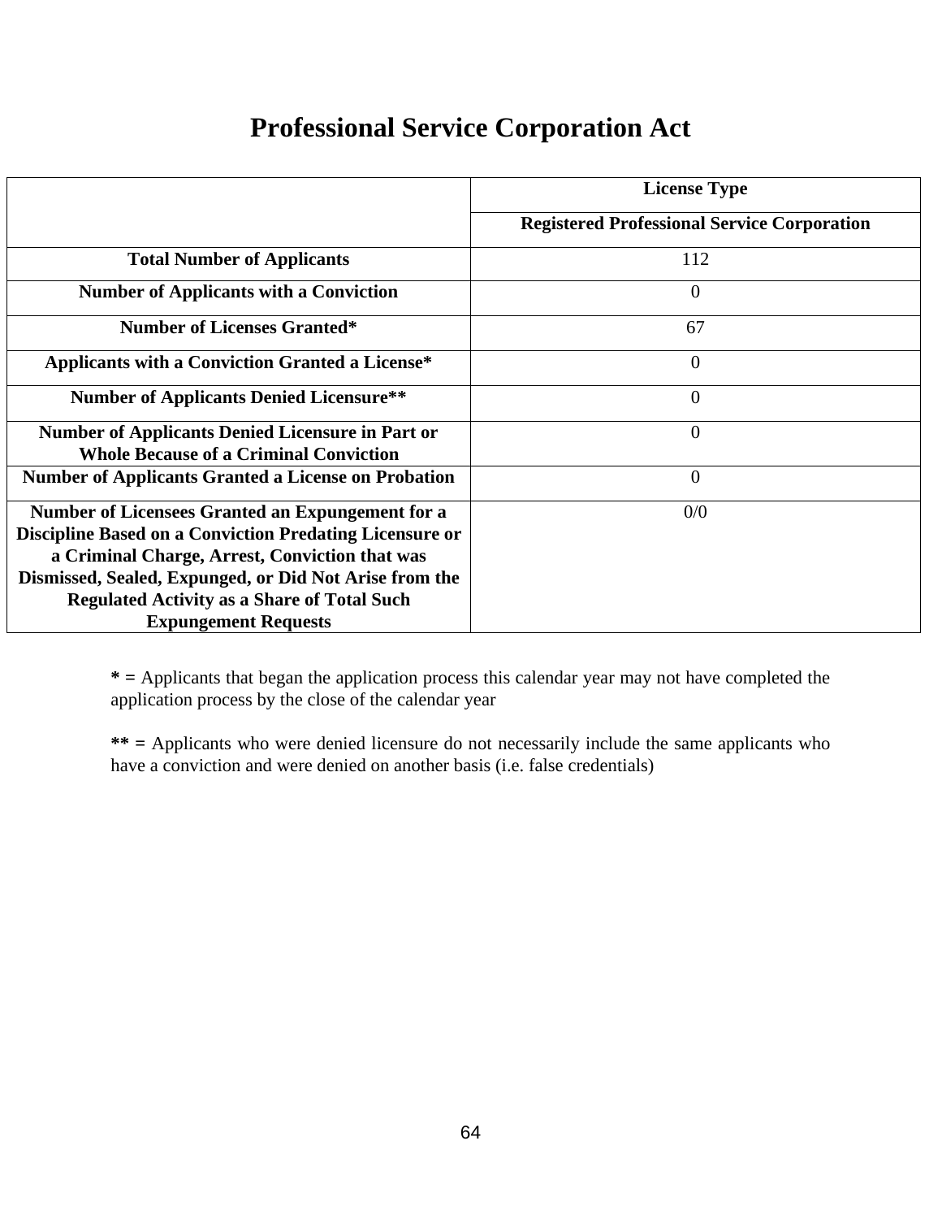# Professional Service Corporation Act

| | License Type |
|---|---|
| | **Registered Professional Service Corporation** |
| **Total Number of Applicants** | 112 |
| **Number of Applicants with a Conviction** | 0 |
| **Number of Licenses Granted*** | 67 |
| **Applicants with a Conviction Granted a License*** | 0 |
| **Number of Applicants Denied Licensure**** | 0 |
| **Number of Applicants Denied Licensure in Part or Whole Because of a Criminal Conviction** | 0 |
| **Number of Applicants Granted a License on Probation** | 0 |
| **Number of Licensees Granted an Expungement for a Discipline Based on a Conviction Predating Licensure or a Criminal Charge, Arrest, Conviction that was Dismissed, Sealed, Expunged, or Did Not Arise from the Regulated Activity as a Share of Total Such Expungement Requests** | 0/0 |

**\* =** Applicants that began the application process this calendar year may not have completed the application process by the close of the calendar year

**\*\* =** Applicants who were denied licensure do not necessarily include the same applicants who have a conviction and were denied on another basis (i.e. false credentials)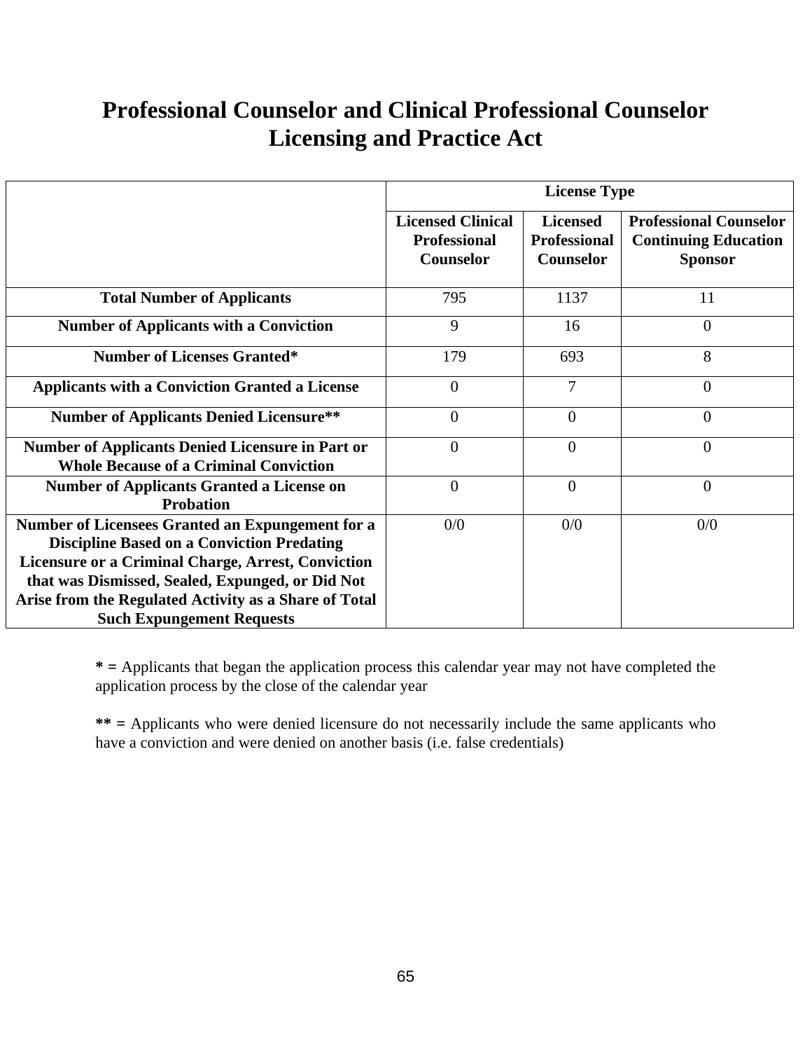# Professional Counselor and Clinical Professional Counselor Licensing and Practice Act

| | License Type | | |
|---|---|---|---|
| | **Licensed Clinical Professional Counselor** | **Licensed Professional Counselor** | **Professional Counselor Continuing Education Sponsor** |
| **Total Number of Applicants** | 795 | 1137 | 11 |
| **Number of Applicants with a Conviction** | 9 | 16 | 0 |
| **Number of Licenses Granted*** | 179 | 693 | 8 |
| **Applicants with a Conviction Granted a License** | 0 | 7 | 0 |
| **Number of Applicants Denied Licensure**** | 0 | 0 | 0 |
| **Number of Applicants Denied Licensure in Part or Whole Because of a Criminal Conviction** | 0 | 0 | 0 |
| **Number of Applicants Granted a License on Probation** | 0 | 0 | 0 |
| **Number of Licensees Granted an Expungement for a Discipline Based on a Conviction Predating Licensure or a Criminal Charge, Arrest, Conviction that was Dismissed, Sealed, Expunged, or Did Not Arise from the Regulated Activity as a Share of Total Such Expungement Requests** | 0/0 | 0/0 | 0/0 |

**\* =** Applicants that began the application process this calendar year may not have completed the application process by the close of the calendar year

**\*\* =** Applicants who were denied licensure do not necessarily include the same applicants who have a conviction and were denied on another basis (i.e. false credentials)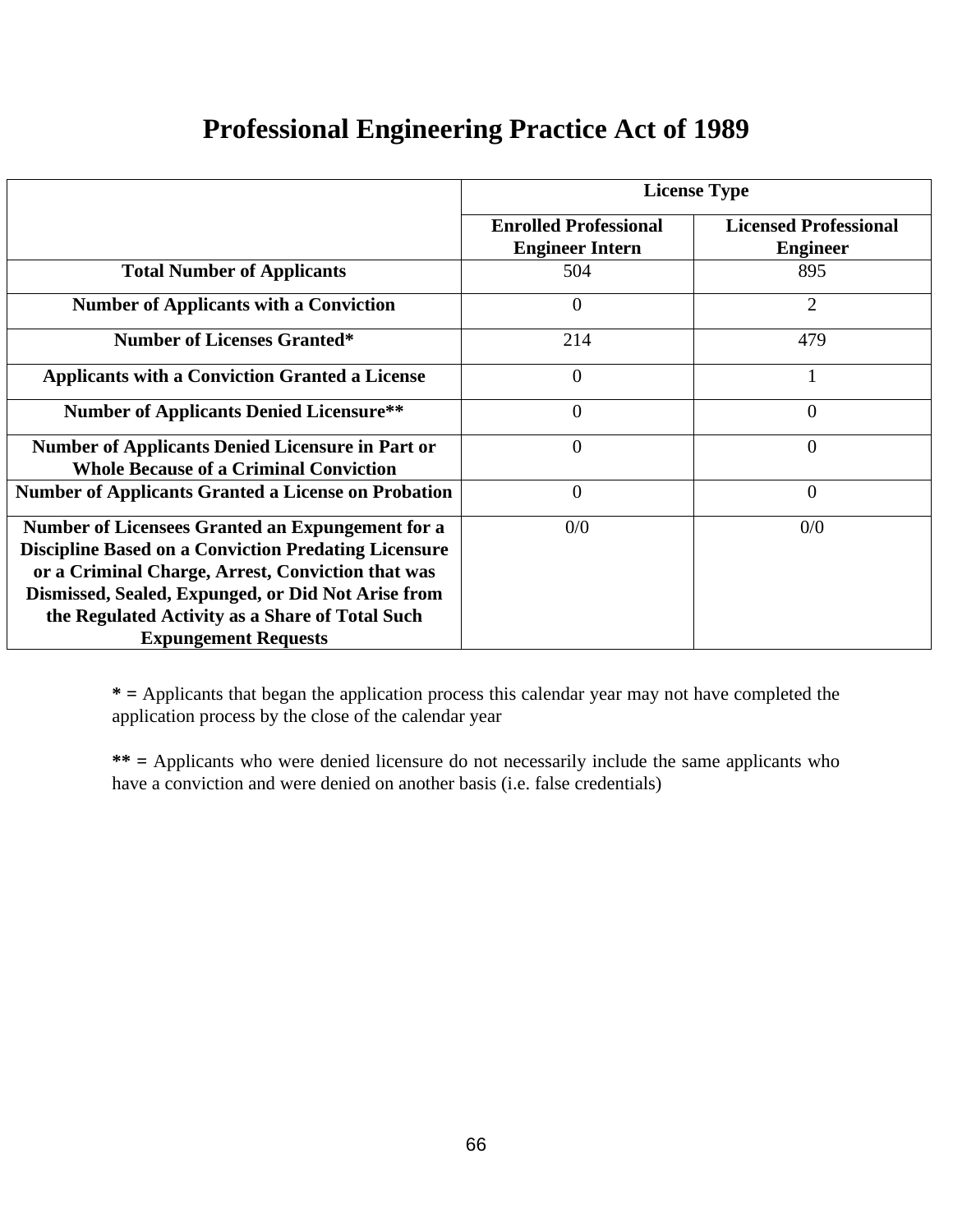# Professional Engineering Practice Act of 1989

| | License Type | |
|---|---|---|
| | **Enrolled Professional Engineer Intern** | **Licensed Professional Engineer** |
| **Total Number of Applicants** | 504 | 895 |
| **Number of Applicants with a Conviction** | 0 | 2 |
| **Number of Licenses Granted*** | 214 | 479 |
| **Applicants with a Conviction Granted a License** | 0 | 1 |
| **Number of Applicants Denied Licensure**** | 0 | 0 |
| **Number of Applicants Denied Licensure in Part or Whole Because of a Criminal Conviction** | 0 | 0 |
| **Number of Applicants Granted a License on Probation** | 0 | 0 |
| **Number of Licensees Granted an Expungement for a Discipline Based on a Conviction Predating Licensure or a Criminal Charge, Arrest, Conviction that was Dismissed, Sealed, Expunged, or Did Not Arise from the Regulated Activity as a Share of Total Such Expungement Requests** | 0/0 | 0/0 |

**\* =** Applicants that began the application process this calendar year may not have completed the application process by the close of the calendar year

**\*\* =** Applicants who were denied licensure do not necessarily include the same applicants who have a conviction and were denied on another basis (i.e. false credentials)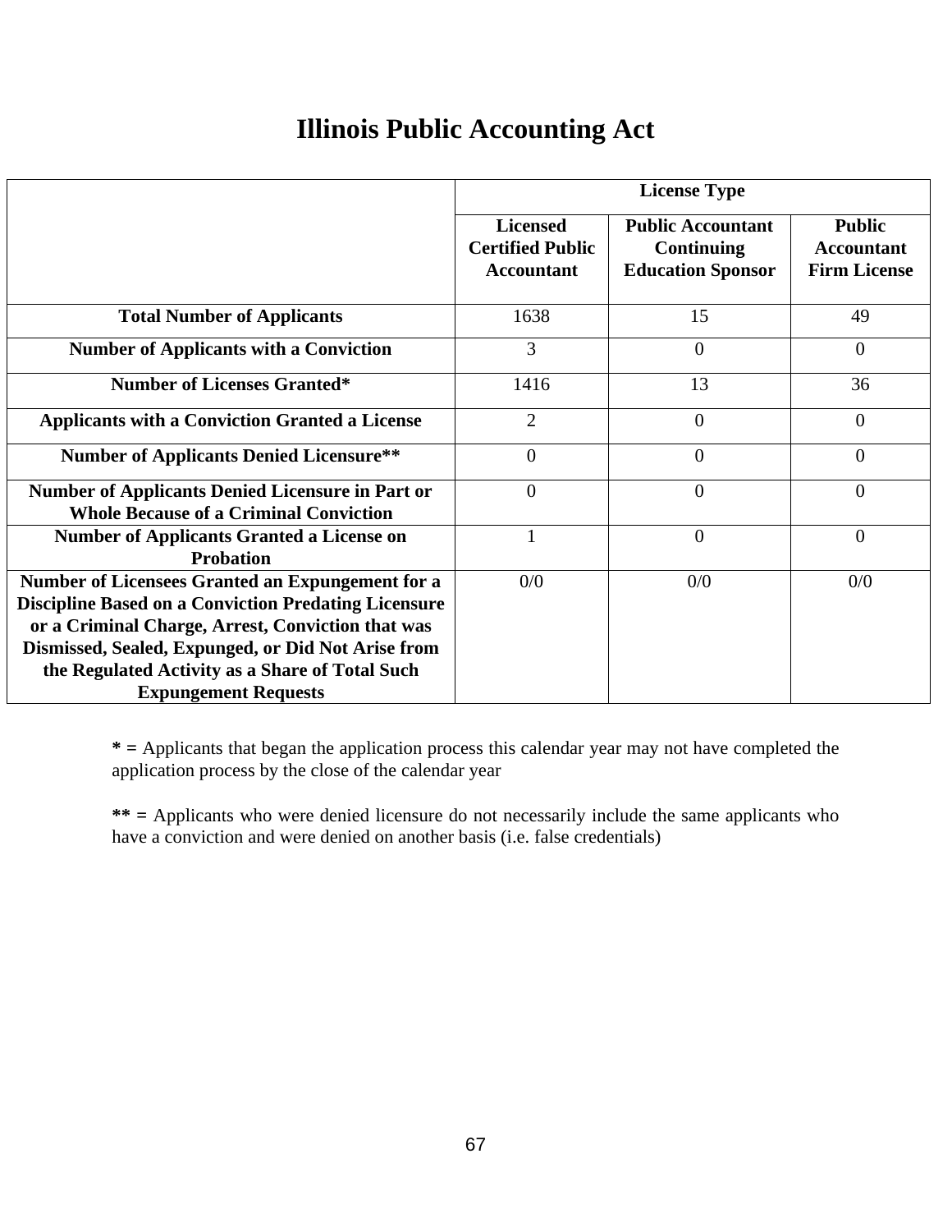# Illinois Public Accounting Act

| | License Type | | |
|---|---|---|---|
| | **Licensed Certified Public Accountant** | **Public Accountant Continuing Education Sponsor** | **Public Accountant Firm License** |
| **Total Number of Applicants** | 1638 | 15 | 49 |
| **Number of Applicants with a Conviction** | 3 | 0 | 0 |
| **Number of Licenses Granted*** | 1416 | 13 | 36 |
| **Applicants with a Conviction Granted a License** | 2 | 0 | 0 |
| **Number of Applicants Denied Licensure**** | 0 | 0 | 0 |
| **Number of Applicants Denied Licensure in Part or Whole Because of a Criminal Conviction** | 0 | 0 | 0 |
| **Number of Applicants Granted a License on Probation** | 1 | 0 | 0 |
| **Number of Licensees Granted an Expungement for a Discipline Based on a Conviction Predating Licensure or a Criminal Charge, Arrest, Conviction that was Dismissed, Sealed, Expunged, or Did Not Arise from the Regulated Activity as a Share of Total Such Expungement Requests** | 0/0 | 0/0 | 0/0 |

**\* =** Applicants that began the application process this calendar year may not have completed the application process by the close of the calendar year

**\*\* =** Applicants who were denied licensure do not necessarily include the same applicants who have a conviction and were denied on another basis (i.e. false credentials)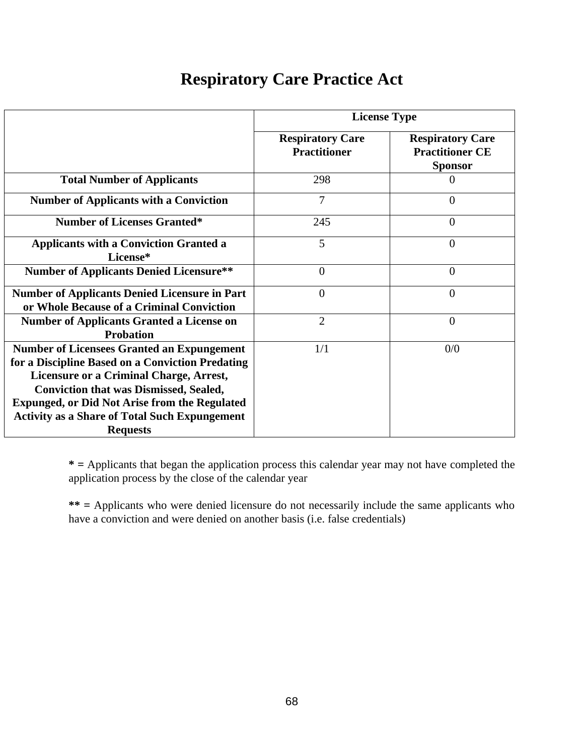# Respiratory Care Practice Act

| | License Type | |
|---|---|---|
| | Respiratory Care Practitioner | Respiratory Care Practitioner CE Sponsor |
| **Total Number of Applicants** | 298 | 0 |
| **Number of Applicants with a Conviction** | 7 | 0 |
| **Number of Licenses Granted*** | 245 | 0 |
| **Applicants with a Conviction Granted a License*** | 5 | 0 |
| **Number of Applicants Denied Licensure**** | 0 | 0 |
| **Number of Applicants Denied Licensure in Part or Whole Because of a Criminal Conviction** | 0 | 0 |
| **Number of Applicants Granted a License on Probation** | 2 | 0 |
| **Number of Licensees Granted an Expungement for a Discipline Based on a Conviction Predating Licensure or a Criminal Charge, Arrest, Conviction that was Dismissed, Sealed, Expunged, or Did Not Arise from the Regulated Activity as a Share of Total Such Expungement Requests** | 1/1 | 0/0 |

**\* =** Applicants that began the application process this calendar year may not have completed the application process by the close of the calendar year

**\*\* =** Applicants who were denied licensure do not necessarily include the same applicants who have a conviction and were denied on another basis (i.e. false credentials)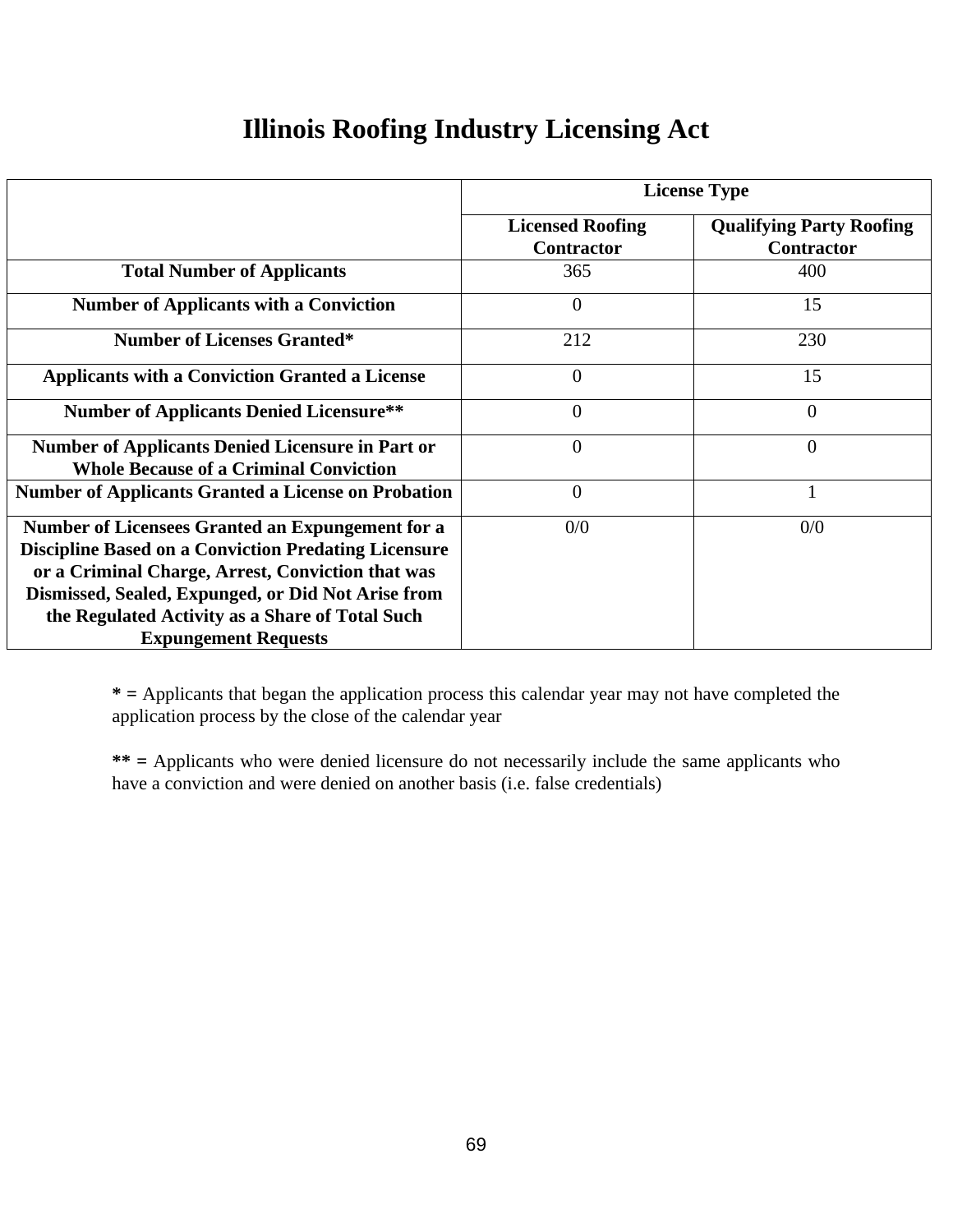# Illinois Roofing Industry Licensing Act

| | License Type | |
|---|---|---|
| | **Licensed Roofing Contractor** | **Qualifying Party Roofing Contractor** |
| **Total Number of Applicants** | 365 | 400 |
| **Number of Applicants with a Conviction** | 0 | 15 |
| **Number of Licenses Granted*** | 212 | 230 |
| **Applicants with a Conviction Granted a License** | 0 | 15 |
| **Number of Applicants Denied Licensure**** | 0 | 0 |
| **Number of Applicants Denied Licensure in Part or Whole Because of a Criminal Conviction** | 0 | 0 |
| **Number of Applicants Granted a License on Probation** | 0 | 1 |
| **Number of Licensees Granted an Expungement for a Discipline Based on a Conviction Predating Licensure or a Criminal Charge, Arrest, Conviction that was Dismissed, Sealed, Expunged, or Did Not Arise from the Regulated Activity as a Share of Total Such Expungement Requests** | 0/0 | 0/0 |

**\* =** Applicants that began the application process this calendar year may not have completed the application process by the close of the calendar year

**\*\* =** Applicants who were denied licensure do not necessarily include the same applicants who have a conviction and were denied on another basis (i.e. false credentials)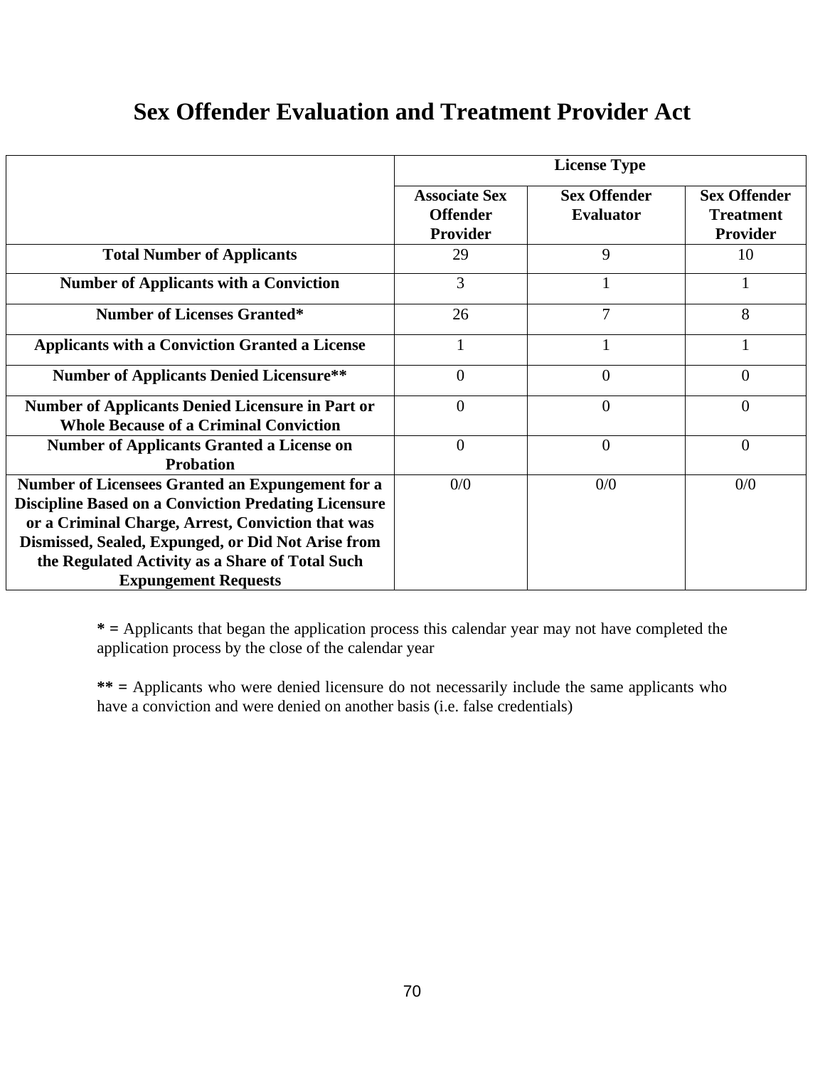# Sex Offender Evaluation and Treatment Provider Act

| | License Type | | |
|---|---|---|---|
| | **Associate Sex Offender Provider** | **Sex Offender Evaluator** | **Sex Offender Treatment Provider** |
| **Total Number of Applicants** | 29 | 9 | 10 |
| **Number of Applicants with a Conviction** | 3 | 1 | 1 |
| **Number of Licenses Granted*** | 26 | 7 | 8 |
| **Applicants with a Conviction Granted a License** | 1 | 1 | 1 |
| **Number of Applicants Denied Licensure**** | 0 | 0 | 0 |
| **Number of Applicants Denied Licensure in Part or Whole Because of a Criminal Conviction** | 0 | 0 | 0 |
| **Number of Applicants Granted a License on Probation** | 0 | 0 | 0 |
| **Number of Licensees Granted an Expungement for a Discipline Based on a Conviction Predating Licensure or a Criminal Charge, Arrest, Conviction that was Dismissed, Sealed, Expunged, or Did Not Arise from the Regulated Activity as a Share of Total Such Expungement Requests** | 0/0 | 0/0 | 0/0 |

**\* =** Applicants that began the application process this calendar year may not have completed the application process by the close of the calendar year

**\*\* =** Applicants who were denied licensure do not necessarily include the same applicants who have a conviction and were denied on another basis (i.e. false credentials)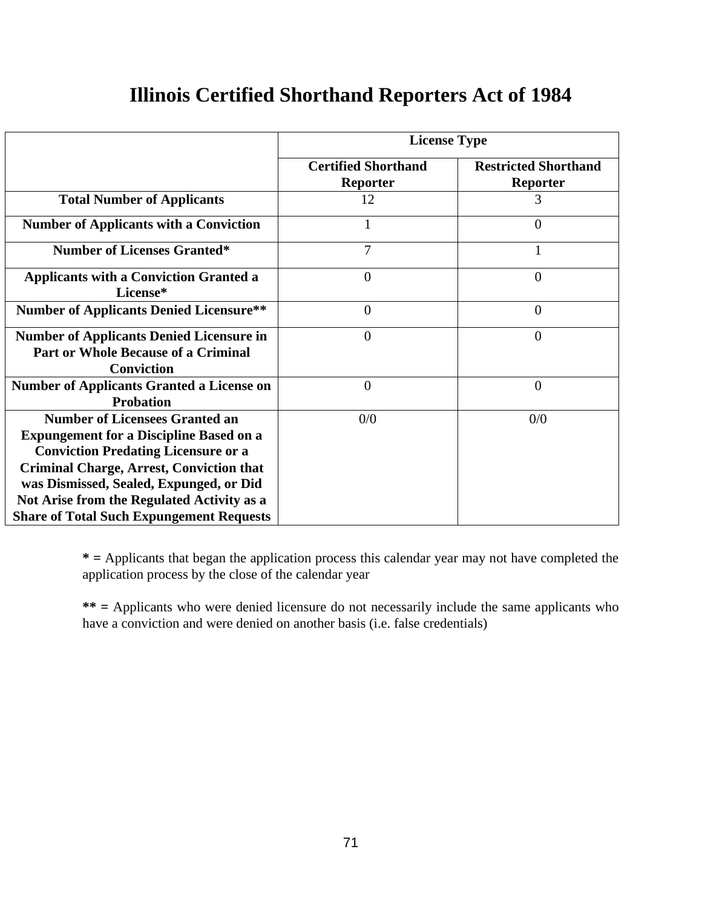# Illinois Certified Shorthand Reporters Act of 1984

| | License Type | |
|---|---|---|
| | **Certified Shorthand Reporter** | **Restricted Shorthand Reporter** |
| **Total Number of Applicants** | 12 | 3 |
| **Number of Applicants with a Conviction** | 1 | 0 |
| **Number of Licenses Granted*** | 7 | 1 |
| **Applicants with a Conviction Granted a License*** | 0 | 0 |
| **Number of Applicants Denied Licensure**** | 0 | 0 |
| **Number of Applicants Denied Licensure in Part or Whole Because of a Criminal Conviction** | 0 | 0 |
| **Number of Applicants Granted a License on Probation** | 0 | 0 |
| **Number of Licensees Granted an Expungement for a Discipline Based on a Conviction Predating Licensure or a Criminal Charge, Arrest, Conviction that was Dismissed, Sealed, Expunged, or Did Not Arise from the Regulated Activity as a Share of Total Such Expungement Requests** | 0/0 | 0/0 |

**\* =** Applicants that began the application process this calendar year may not have completed the application process by the close of the calendar year

**\*\* =** Applicants who were denied licensure do not necessarily include the same applicants who have a conviction and were denied on another basis (i.e. false credentials)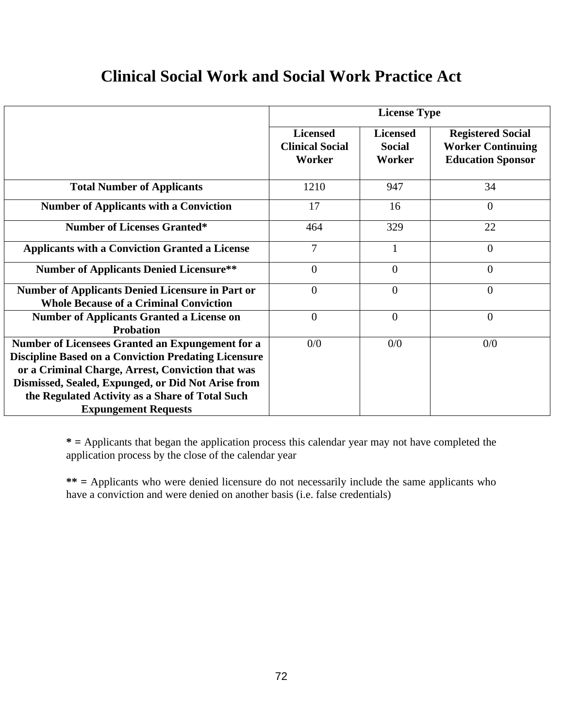# Clinical Social Work and Social Work Practice Act

| | License Type | | |
|---|---|---|---|
| | **Licensed Clinical Social Worker** | **Licensed Social Worker** | **Registered Social Worker Continuing Education Sponsor** |
| **Total Number of Applicants** | 1210 | 947 | 34 |
| **Number of Applicants with a Conviction** | 17 | 16 | 0 |
| **Number of Licenses Granted*** | 464 | 329 | 22 |
| **Applicants with a Conviction Granted a License** | 7 | 1 | 0 |
| **Number of Applicants Denied Licensure**** | 0 | 0 | 0 |
| **Number of Applicants Denied Licensure in Part or Whole Because of a Criminal Conviction** | 0 | 0 | 0 |
| **Number of Applicants Granted a License on Probation** | 0 | 0 | 0 |
| **Number of Licensees Granted an Expungement for a Discipline Based on a Conviction Predating Licensure or a Criminal Charge, Arrest, Conviction that was Dismissed, Sealed, Expunged, or Did Not Arise from the Regulated Activity as a Share of Total Such Expungement Requests** | 0/0 | 0/0 | 0/0 |

**\* =** Applicants that began the application process this calendar year may not have completed the application process by the close of the calendar year

**\*\* =** Applicants who were denied licensure do not necessarily include the same applicants who have a conviction and were denied on another basis (i.e. false credentials)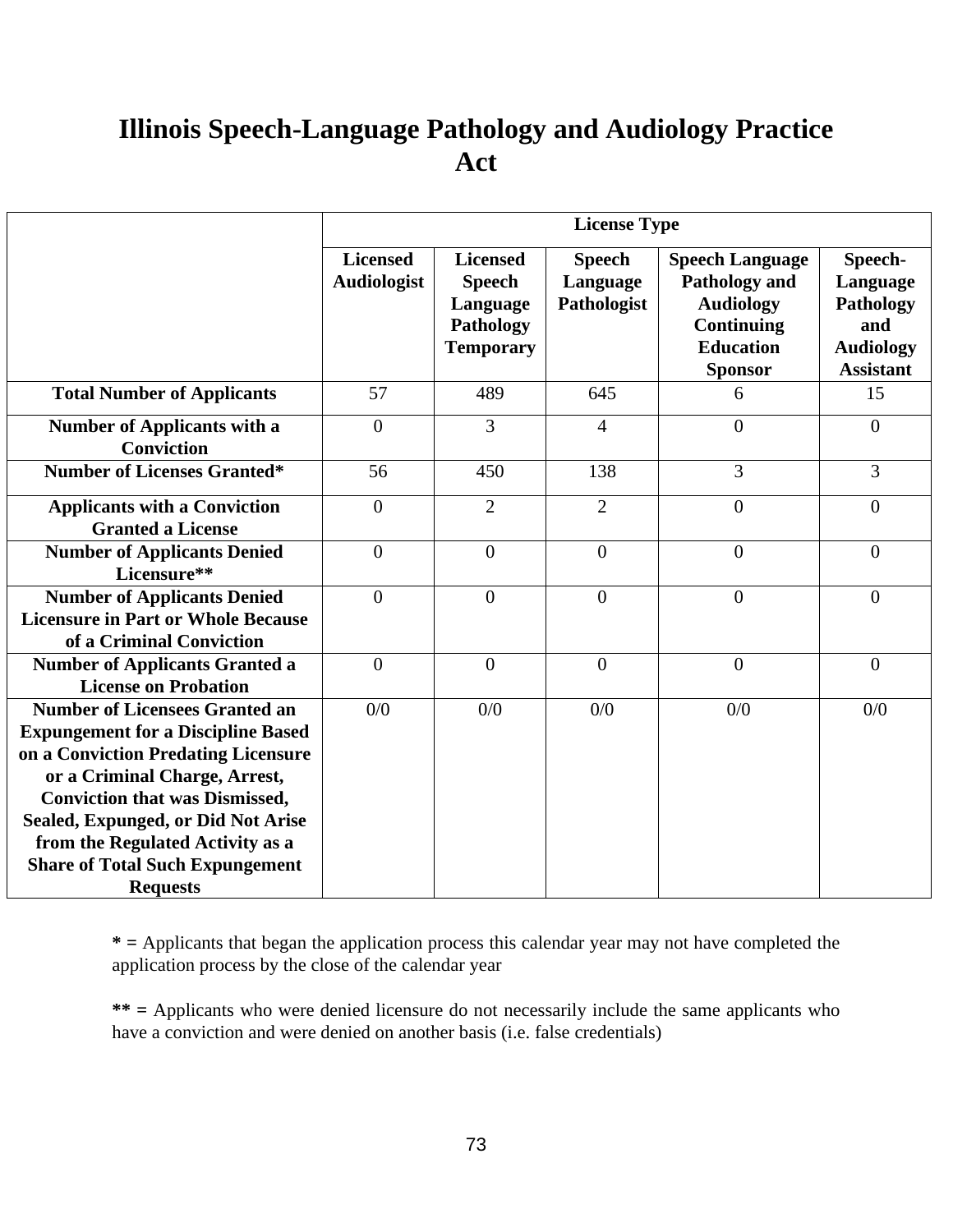# Illinois Speech-Language Pathology and Audiology Practice Act

| | License Type | | | | |
|---|---|---|---|---|---|
| | **Licensed Audiologist** | **Licensed Speech Language Pathology Temporary** | **Speech Language Pathologist** | **Speech Language Pathology and Audiology Continuing Education Sponsor** | **Speech-Language Pathology and Audiology Assistant** |
| **Total Number of Applicants** | 57 | 489 | 645 | 6 | 15 |
| **Number of Applicants with a Conviction** | 0 | 3 | 4 | 0 | 0 |
| **Number of Licenses Granted*** | 56 | 450 | 138 | 3 | 3 |
| **Applicants with a Conviction Granted a License** | 0 | 2 | 2 | 0 | 0 |
| **Number of Applicants Denied Licensure**** | 0 | 0 | 0 | 0 | 0 |
| **Number of Applicants Denied Licensure in Part or Whole Because of a Criminal Conviction** | 0 | 0 | 0 | 0 | 0 |
| **Number of Applicants Granted a License on Probation** | 0 | 0 | 0 | 0 | 0 |
| **Number of Licensees Granted an Expungement for a Discipline Based on a Conviction Predating Licensure or a Criminal Charge, Arrest, Conviction that was Dismissed, Sealed, Expunged, or Did Not Arise from the Regulated Activity as a Share of Total Such Expungement Requests** | 0/0 | 0/0 | 0/0 | 0/0 | 0/0 |

**\* =** Applicants that began the application process this calendar year may not have completed the application process by the close of the calendar year

**\*\* =** Applicants who were denied licensure do not necessarily include the same applicants who have a conviction and were denied on another basis (i.e. false credentials)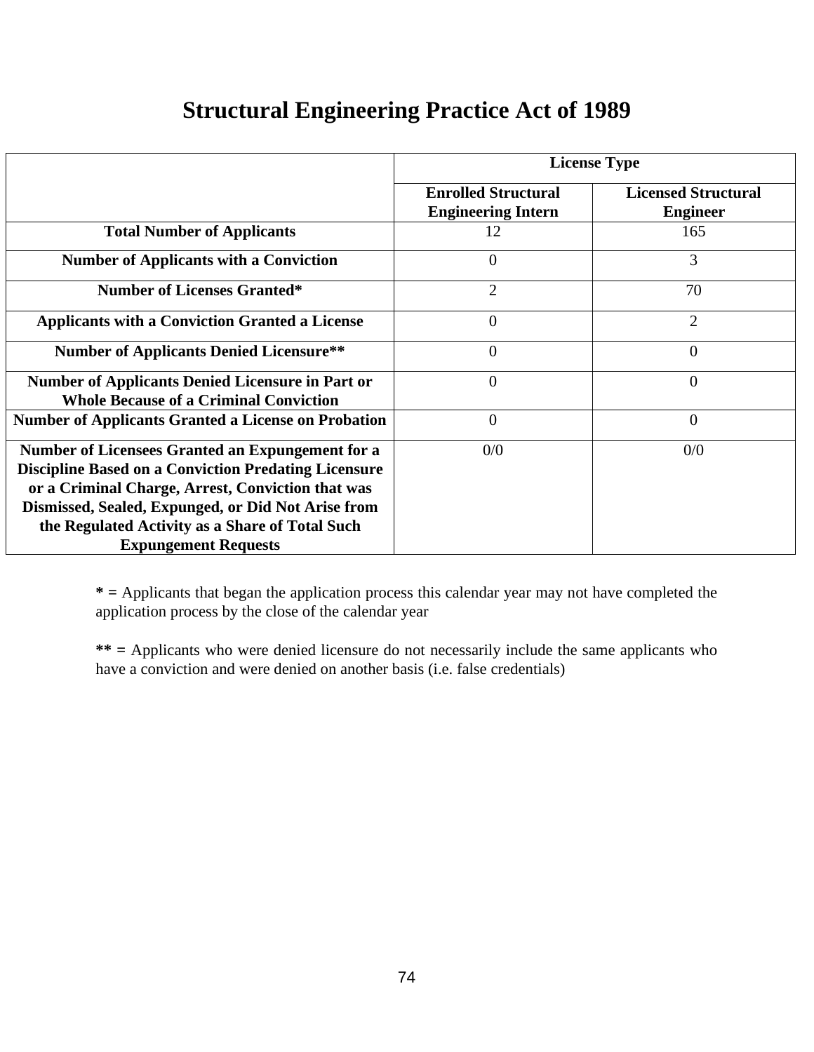# Structural Engineering Practice Act of 1989

| | License Type | |
|---|---|---|
| | **Enrolled Structural Engineering Intern** | **Licensed Structural Engineer** |
| **Total Number of Applicants** | 12 | 165 |
| **Number of Applicants with a Conviction** | 0 | 3 |
| **Number of Licenses Granted*** | 2 | 70 |
| **Applicants with a Conviction Granted a License** | 0 | 2 |
| **Number of Applicants Denied Licensure**** | 0 | 0 |
| **Number of Applicants Denied Licensure in Part or Whole Because of a Criminal Conviction** | 0 | 0 |
| **Number of Applicants Granted a License on Probation** | 0 | 0 |
| **Number of Licensees Granted an Expungement for a Discipline Based on a Conviction Predating Licensure or a Criminal Charge, Arrest, Conviction that was Dismissed, Sealed, Expunged, or Did Not Arise from the Regulated Activity as a Share of Total Such Expungement Requests** | 0/0 | 0/0 |

**\* =** Applicants that began the application process this calendar year may not have completed the application process by the close of the calendar year

**\*\* =** Applicants who were denied licensure do not necessarily include the same applicants who have a conviction and were denied on another basis (i.e. false credentials)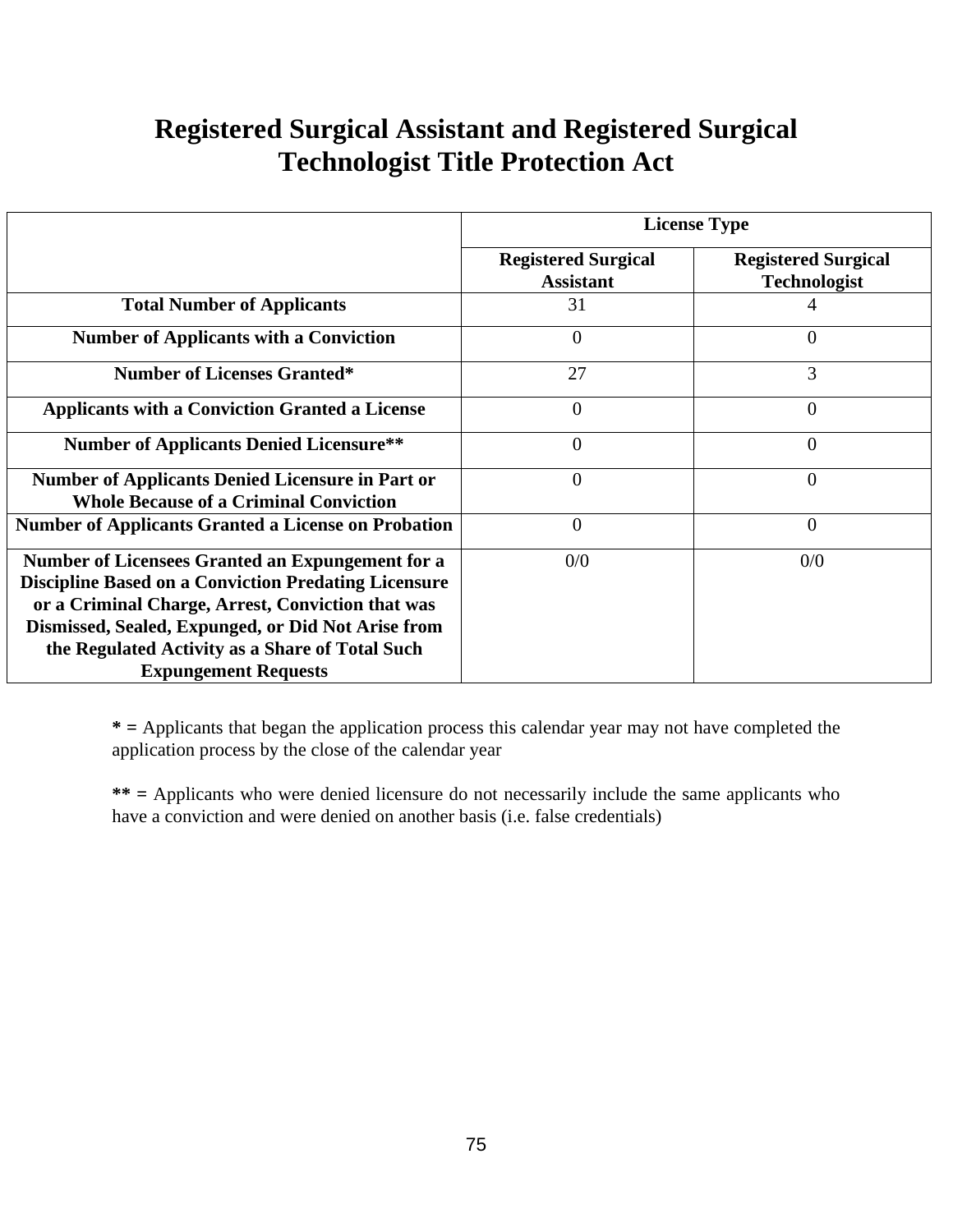# Registered Surgical Assistant and Registered Surgical Technologist Title Protection Act

| | License Type | |
|---|---|---|
| | **Registered Surgical Assistant** | **Registered Surgical Technologist** |
| **Total Number of Applicants** | 31 | 4 |
| **Number of Applicants with a Conviction** | 0 | 0 |
| **Number of Licenses Granted*** | 27 | 3 |
| **Applicants with a Conviction Granted a License** | 0 | 0 |
| **Number of Applicants Denied Licensure**** | 0 | 0 |
| **Number of Applicants Denied Licensure in Part or Whole Because of a Criminal Conviction** | 0 | 0 |
| **Number of Applicants Granted a License on Probation** | 0 | 0 |
| **Number of Licensees Granted an Expungement for a Discipline Based on a Conviction Predating Licensure or a Criminal Charge, Arrest, Conviction that was Dismissed, Sealed, Expunged, or Did Not Arise from the Regulated Activity as a Share of Total Such Expungement Requests** | 0/0 | 0/0 |

**\* =** Applicants that began the application process this calendar year may not have completed the application process by the close of the calendar year

**\*\* =** Applicants who were denied licensure do not necessarily include the same applicants who have a conviction and were denied on another basis (i.e. false credentials)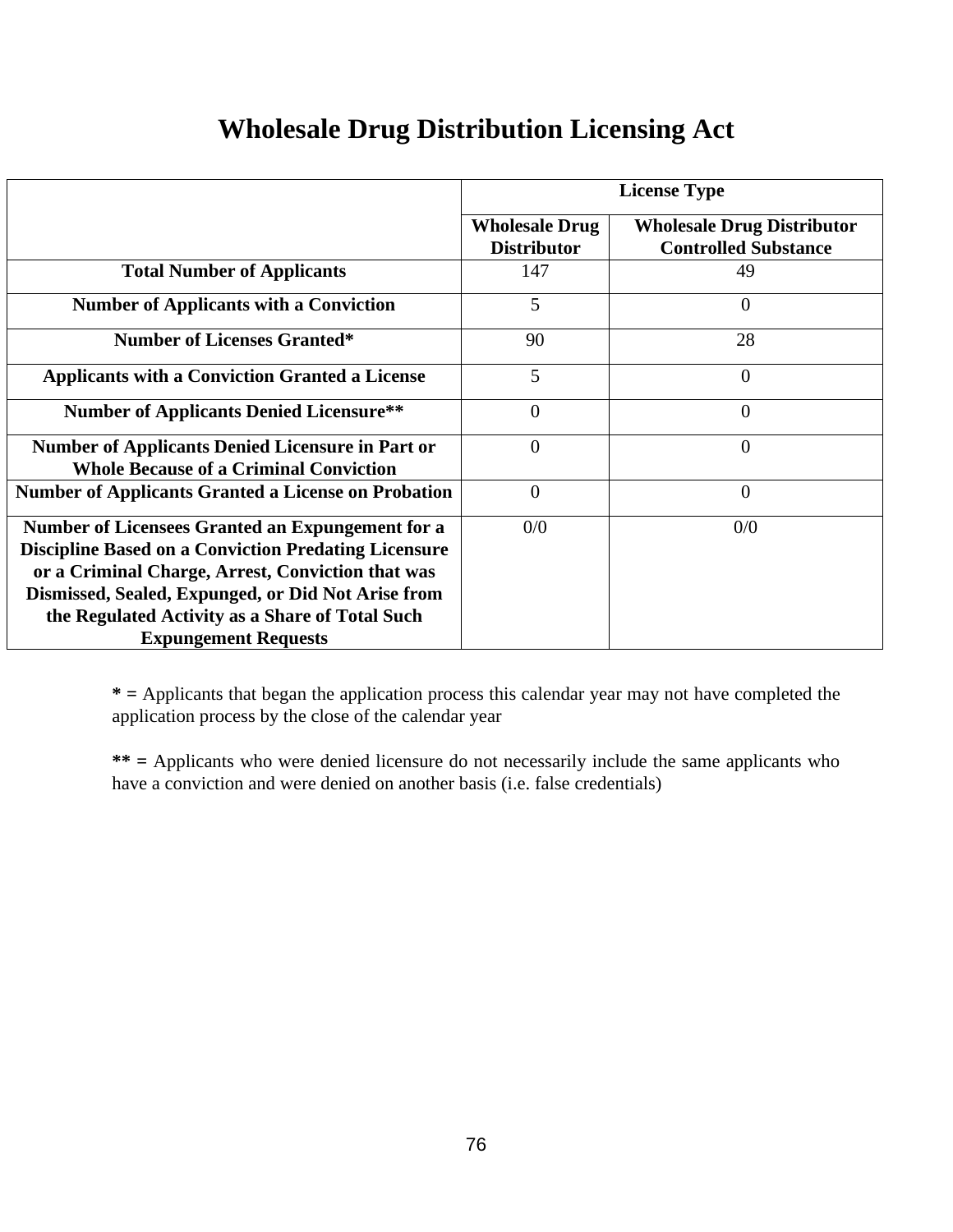# Wholesale Drug Distribution Licensing Act

| | License Type | |
|---|---|---|
| | **Wholesale Drug Distributor** | **Wholesale Drug Distributor Controlled Substance** |
| **Total Number of Applicants** | 147 | 49 |
| **Number of Applicants with a Conviction** | 5 | 0 |
| **Number of Licenses Granted*** | 90 | 28 |
| **Applicants with a Conviction Granted a License** | 5 | 0 |
| **Number of Applicants Denied Licensure**** | 0 | 0 |
| **Number of Applicants Denied Licensure in Part or Whole Because of a Criminal Conviction** | 0 | 0 |
| **Number of Applicants Granted a License on Probation** | 0 | 0 |
| **Number of Licensees Granted an Expungement for a Discipline Based on a Conviction Predating Licensure or a Criminal Charge, Arrest, Conviction that was Dismissed, Sealed, Expunged, or Did Not Arise from the Regulated Activity as a Share of Total Such Expungement Requests** | 0/0 | 0/0 |

**\* =** Applicants that began the application process this calendar year may not have completed the application process by the close of the calendar year

**\*\* =** Applicants who were denied licensure do not necessarily include the same applicants who have a conviction and were denied on another basis (i.e. false credentials)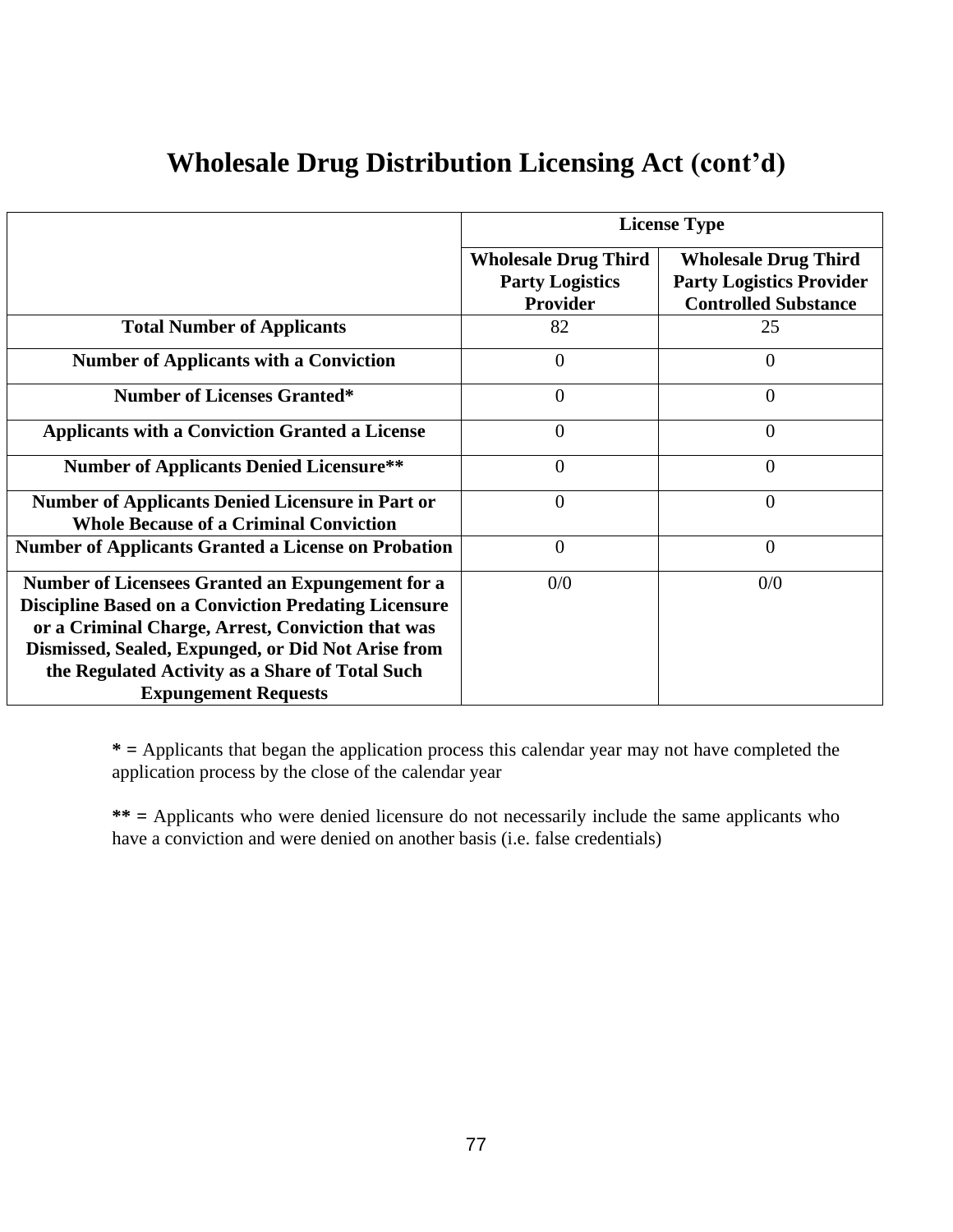# Wholesale Drug Distribution Licensing Act (cont'd)

| | License Type | |
|---|---|---|
| | **Wholesale Drug Third Party Logistics Provider** | **Wholesale Drug Third Party Logistics Provider Controlled Substance** |
| **Total Number of Applicants** | 82 | 25 |
| **Number of Applicants with a Conviction** | 0 | 0 |
| **Number of Licenses Granted*** | 0 | 0 |
| **Applicants with a Conviction Granted a License** | 0 | 0 |
| **Number of Applicants Denied Licensure**** | 0 | 0 |
| **Number of Applicants Denied Licensure in Part or Whole Because of a Criminal Conviction** | 0 | 0 |
| **Number of Applicants Granted a License on Probation** | 0 | 0 |
| **Number of Licensees Granted an Expungement for a Discipline Based on a Conviction Predating Licensure or a Criminal Charge, Arrest, Conviction that was Dismissed, Sealed, Expunged, or Did Not Arise from the Regulated Activity as a Share of Total Such Expungement Requests** | 0/0 | 0/0 |

**\* =** Applicants that began the application process this calendar year may not have completed the application process by the close of the calendar year

**\*\* =** Applicants who were denied licensure do not necessarily include the same applicants who have a conviction and were denied on another basis (i.e. false credentials)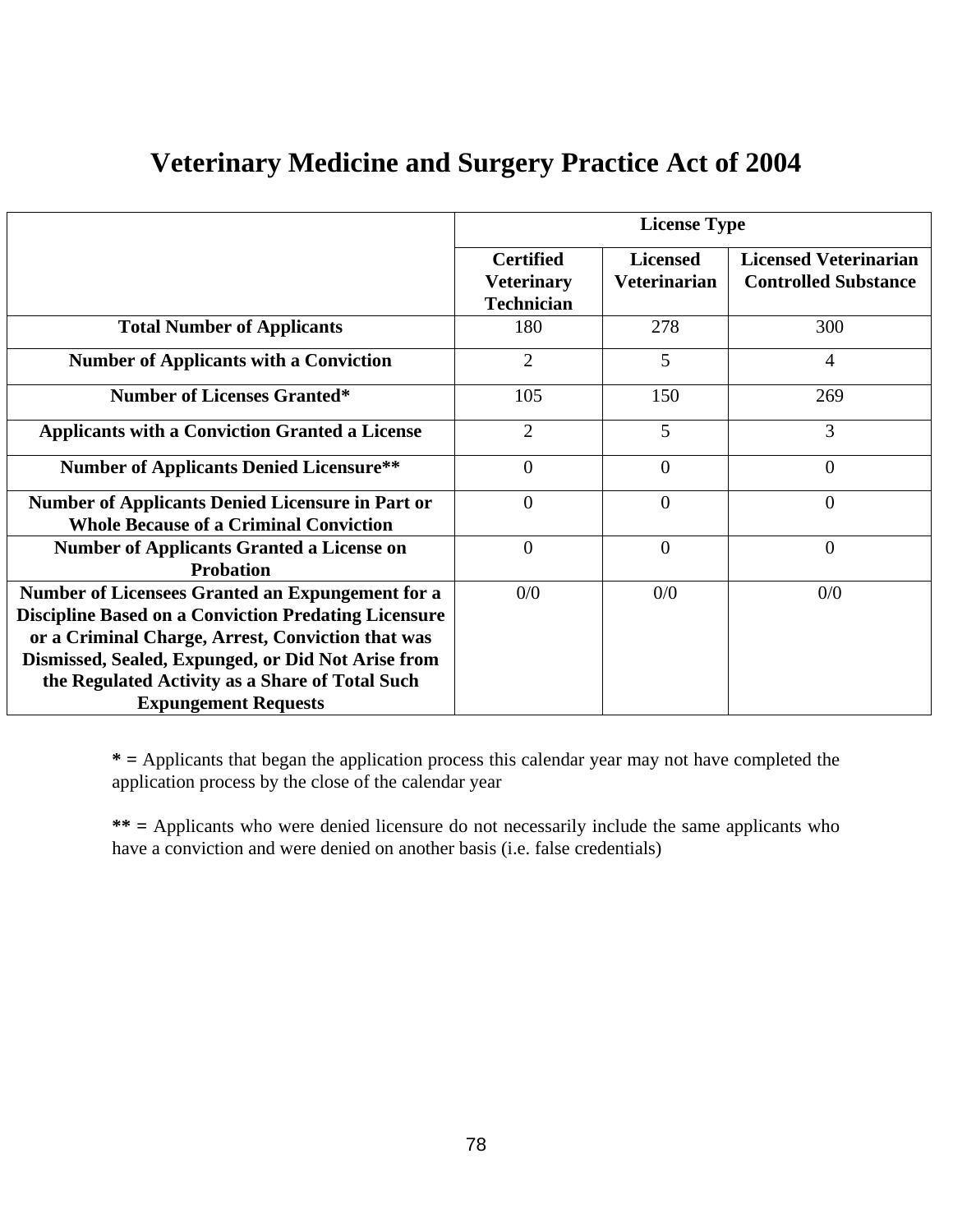# Veterinary Medicine and Surgery Practice Act of 2004

| | License Type | | |
|---|---|---|---|
| | **Certified Veterinary Technician** | **Licensed Veterinarian** | **Licensed Veterinarian Controlled Substance** |
| **Total Number of Applicants** | 180 | 278 | 300 |
| **Number of Applicants with a Conviction** | 2 | 5 | 4 |
| **Number of Licenses Granted*** | 105 | 150 | 269 |
| **Applicants with a Conviction Granted a License** | 2 | 5 | 3 |
| **Number of Applicants Denied Licensure**** | 0 | 0 | 0 |
| **Number of Applicants Denied Licensure in Part or Whole Because of a Criminal Conviction** | 0 | 0 | 0 |
| **Number of Applicants Granted a License on Probation** | 0 | 0 | 0 |
| **Number of Licensees Granted an Expungement for a Discipline Based on a Conviction Predating Licensure or a Criminal Charge, Arrest, Conviction that was Dismissed, Sealed, Expunged, or Did Not Arise from the Regulated Activity as a Share of Total Such Expungement Requests** | 0/0 | 0/0 | 0/0 |

**\* =** Applicants that began the application process this calendar year may not have completed the application process by the close of the calendar year

**\*\* =** Applicants who were denied licensure do not necessarily include the same applicants who have a conviction and were denied on another basis (i.e. false credentials)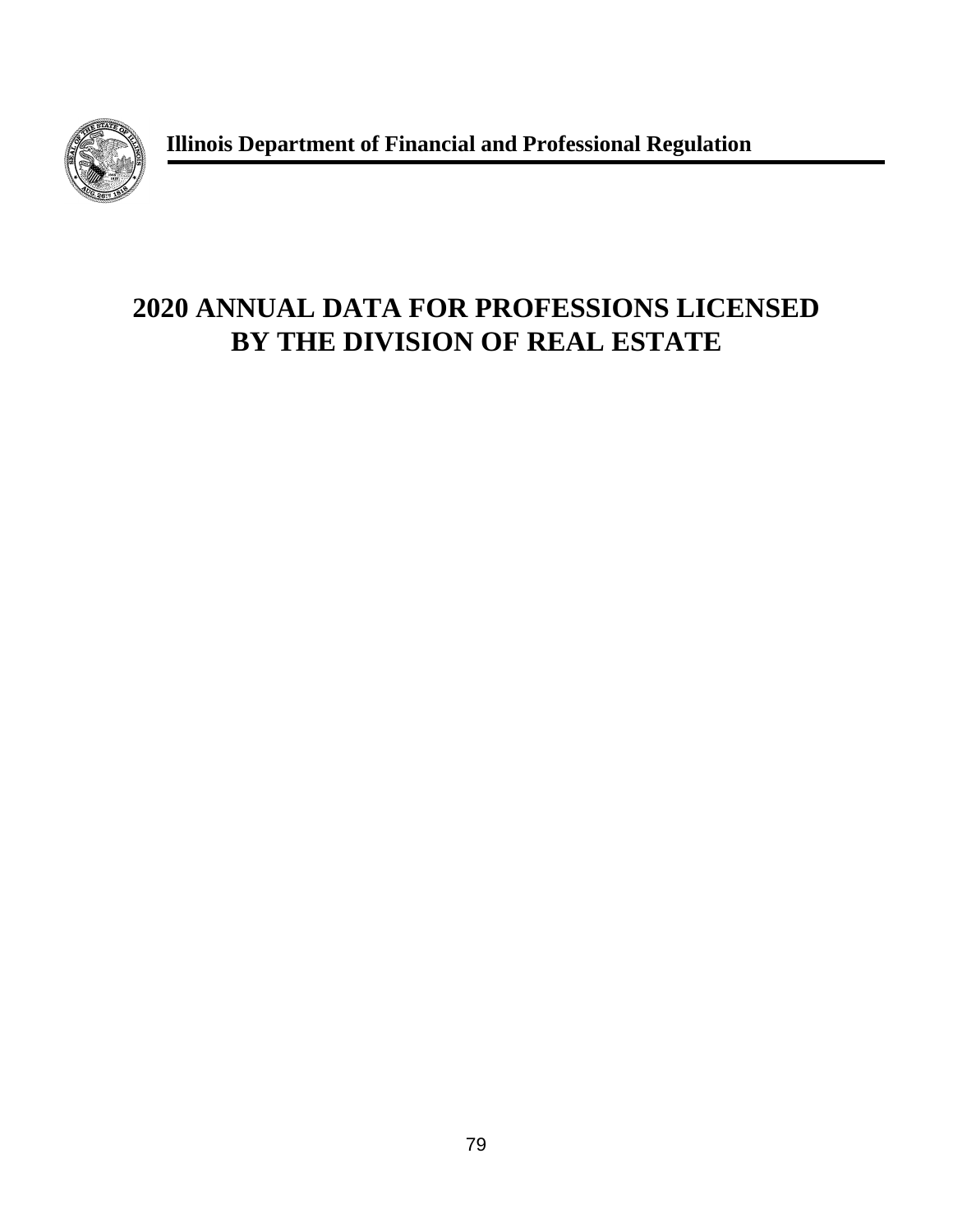**Illinois Department of Financial and Professional Regulation**

# 2020 ANNUAL DATA FOR PROFESSIONS LICENSED BY THE DIVISION OF REAL ESTATE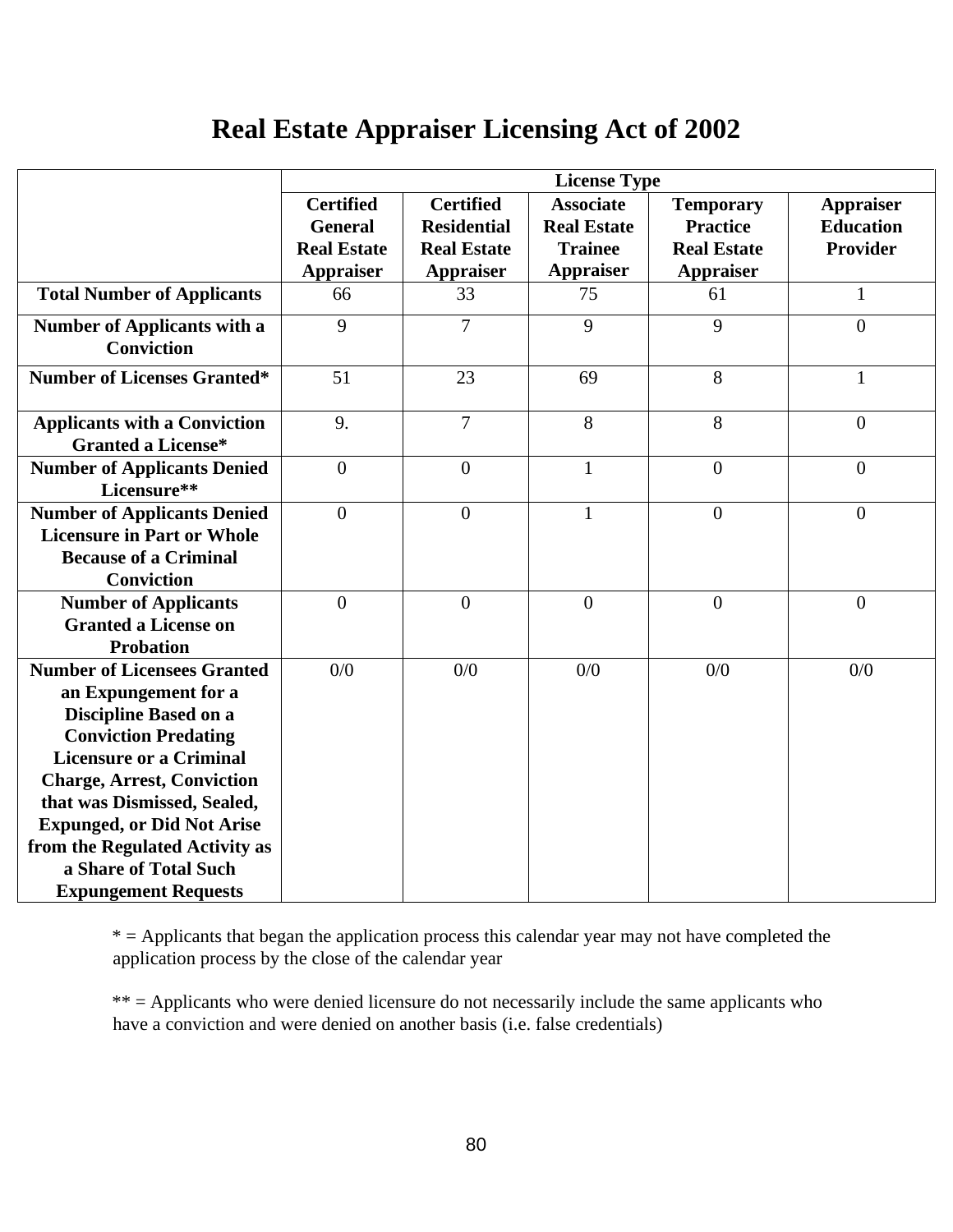# Real Estate Appraiser Licensing Act of 2002

| | License Type | | | | |
|---|---|---|---|---|---|
| | **Certified General Real Estate Appraiser** | **Certified Residential Real Estate Appraiser** | **Associate Real Estate Trainee Appraiser** | **Temporary Practice Real Estate Appraiser** | **Appraiser Education Provider** |
| **Total Number of Applicants** | 66 | 33 | 75 | 61 | 1 |
| **Number of Applicants with a Conviction** | 9 | 7 | 9 | 9 | 0 |
| **Number of Licenses Granted*** | 51 | 23 | 69 | 8 | 1 |
| **Applicants with a Conviction Granted a License*** | 9. | 7 | 8 | 8 | 0 |
| **Number of Applicants Denied Licensure**** | 0 | 0 | 1 | 0 | 0 |
| **Number of Applicants Denied Licensure in Part or Whole Because of a Criminal Conviction** | 0 | 0 | 1 | 0 | 0 |
| **Number of Applicants Granted a License on Probation** | 0 | 0 | 0 | 0 | 0 |
| **Number of Licensees Granted an Expungement for a Discipline Based on a Conviction Predating Licensure or a Criminal Charge, Arrest, Conviction that was Dismissed, Sealed, Expunged, or Did Not Arise from the Regulated Activity as a Share of Total Such Expungement Requests** | 0/0 | 0/0 | 0/0 | 0/0 | 0/0 |

* = Applicants that began the application process this calendar year may not have completed the application process by the close of the calendar year

** = Applicants who were denied licensure do not necessarily include the same applicants who have a conviction and were denied on another basis (i.e. false credentials)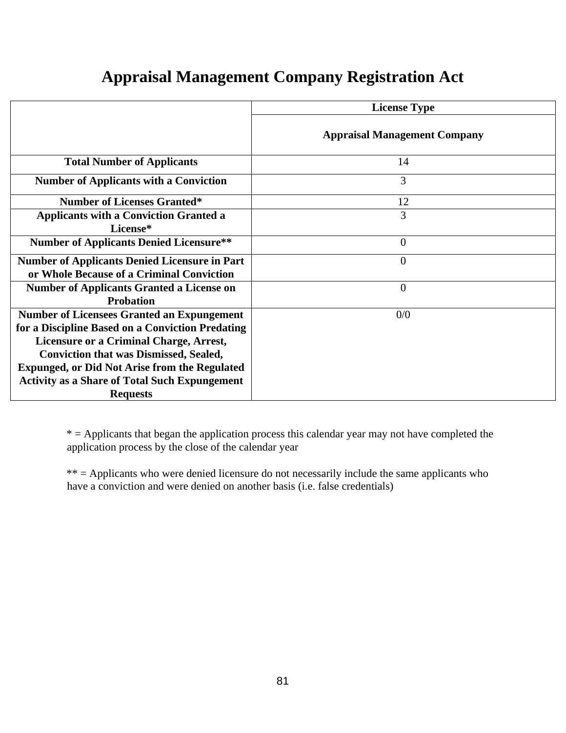# Appraisal Management Company Registration Act

| | License Type |
|---|---|
| | Appraisal Management Company |
| **Total Number of Applicants** | 14 |
| **Number of Applicants with a Conviction** | 3 |
| **Number of Licenses Granted*** | 12 |
| **Applicants with a Conviction Granted a License*** | 3 |
| **Number of Applicants Denied Licensure**** | 0 |
| **Number of Applicants Denied Licensure in Part or Whole Because of a Criminal Conviction** | 0 |
| **Number of Applicants Granted a License on Probation** | 0 |
| **Number of Licensees Granted an Expungement for a Discipline Based on a Conviction Predating Licensure or a Criminal Charge, Arrest, Conviction that was Dismissed, Sealed, Expunged, or Did Not Arise from the Regulated Activity as a Share of Total Such Expungement Requests** | 0/0 |

* = Applicants that began the application process this calendar year may not have completed the application process by the close of the calendar year

** = Applicants who were denied licensure do not necessarily include the same applicants who have a conviction and were denied on another basis (i.e. false credentials)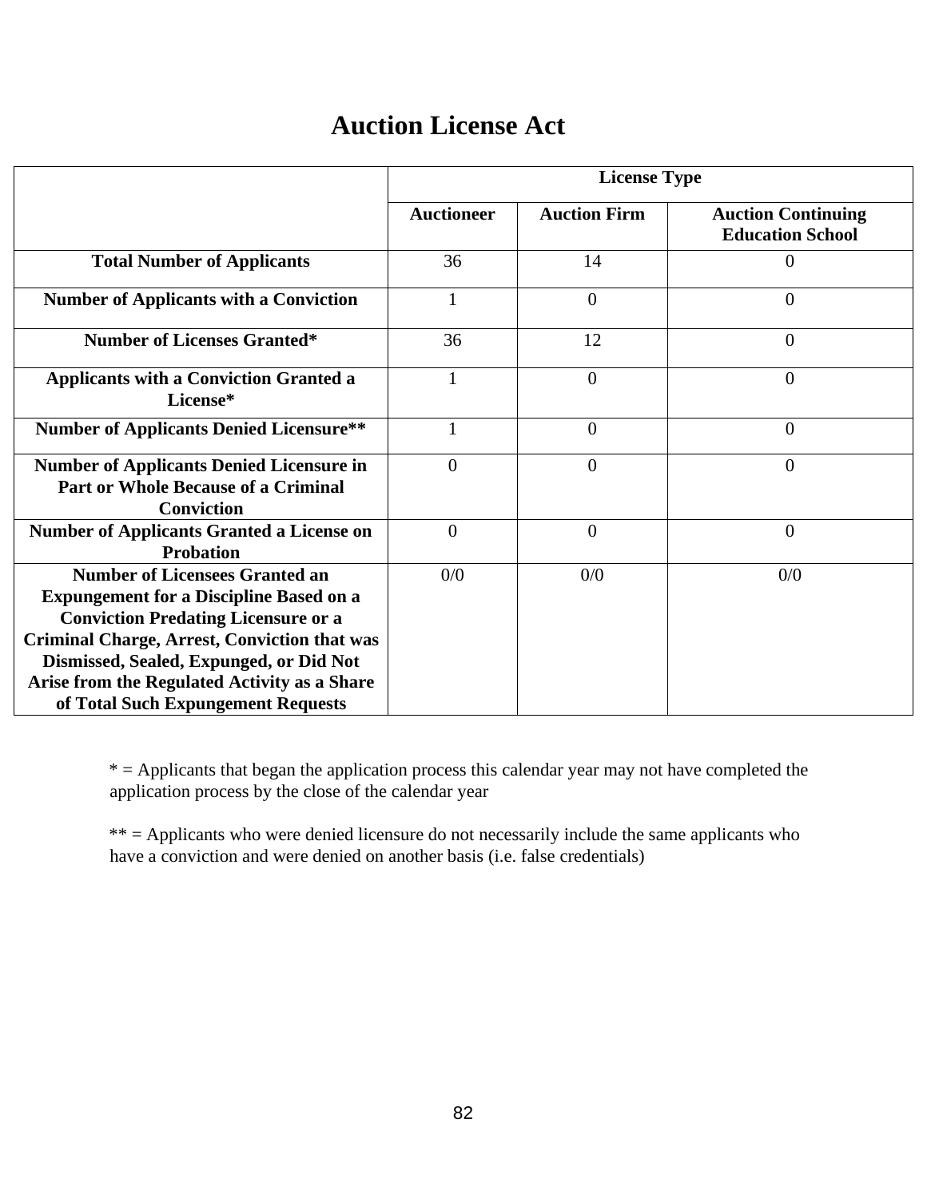# Auction License Act

| | License Type | | |
|---|---|---|---|
| | **Auctioneer** | **Auction Firm** | **Auction Continuing Education School** |
| **Total Number of Applicants** | 36 | 14 | 0 |
| **Number of Applicants with a Conviction** | 1 | 0 | 0 |
| **Number of Licenses Granted*** | 36 | 12 | 0 |
| **Applicants with a Conviction Granted a License*** | 1 | 0 | 0 |
| **Number of Applicants Denied Licensure**** | 1 | 0 | 0 |
| **Number of Applicants Denied Licensure in Part or Whole Because of a Criminal Conviction** | 0 | 0 | 0 |
| **Number of Applicants Granted a License on Probation** | 0 | 0 | 0 |
| **Number of Licensees Granted an Expungement for a Discipline Based on a Conviction Predating Licensure or a Criminal Charge, Arrest, Conviction that was Dismissed, Sealed, Expunged, or Did Not Arise from the Regulated Activity as a Share of Total Such Expungement Requests** | 0/0 | 0/0 | 0/0 |

* = Applicants that began the application process this calendar year may not have completed the application process by the close of the calendar year

** = Applicants who were denied licensure do not necessarily include the same applicants who have a conviction and were denied on another basis (i.e. false credentials)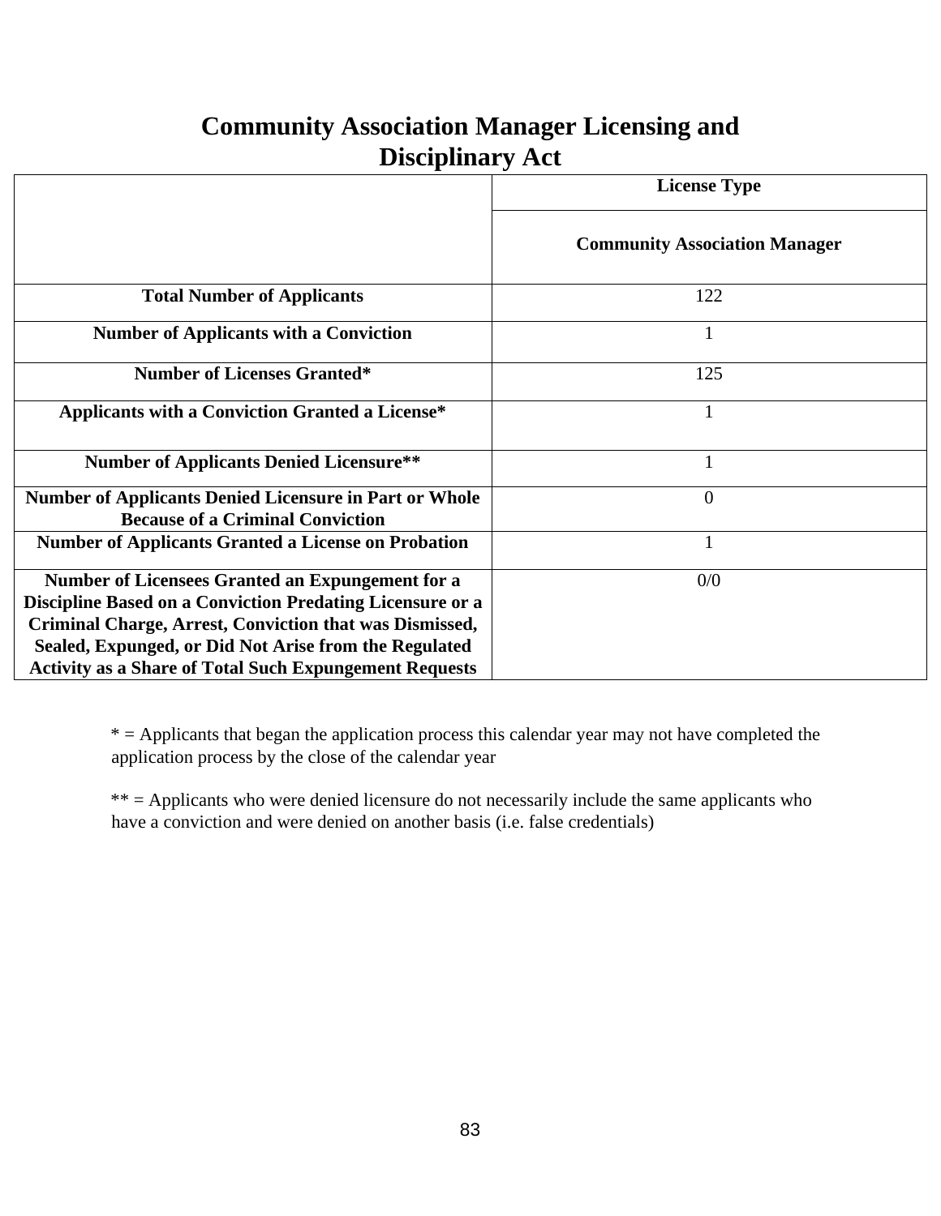# Community Association Manager Licensing and Disciplinary Act

| | License Type |
|---|---|
| | **Community Association Manager** |
| **Total Number of Applicants** | 122 |
| **Number of Applicants with a Conviction** | 1 |
| **Number of Licenses Granted*** | 125 |
| **Applicants with a Conviction Granted a License*** | 1 |
| **Number of Applicants Denied Licensure**** | 1 |
| **Number of Applicants Denied Licensure in Part or Whole Because of a Criminal Conviction** | 0 |
| **Number of Applicants Granted a License on Probation** | 1 |
| **Number of Licensees Granted an Expungement for a Discipline Based on a Conviction Predating Licensure or a Criminal Charge, Arrest, Conviction that was Dismissed, Sealed, Expunged, or Did Not Arise from the Regulated Activity as a Share of Total Such Expungement Requests** | 0/0 |

* = Applicants that began the application process this calendar year may not have completed the application process by the close of the calendar year

** = Applicants who were denied licensure do not necessarily include the same applicants who have a conviction and were denied on another basis (i.e. false credentials)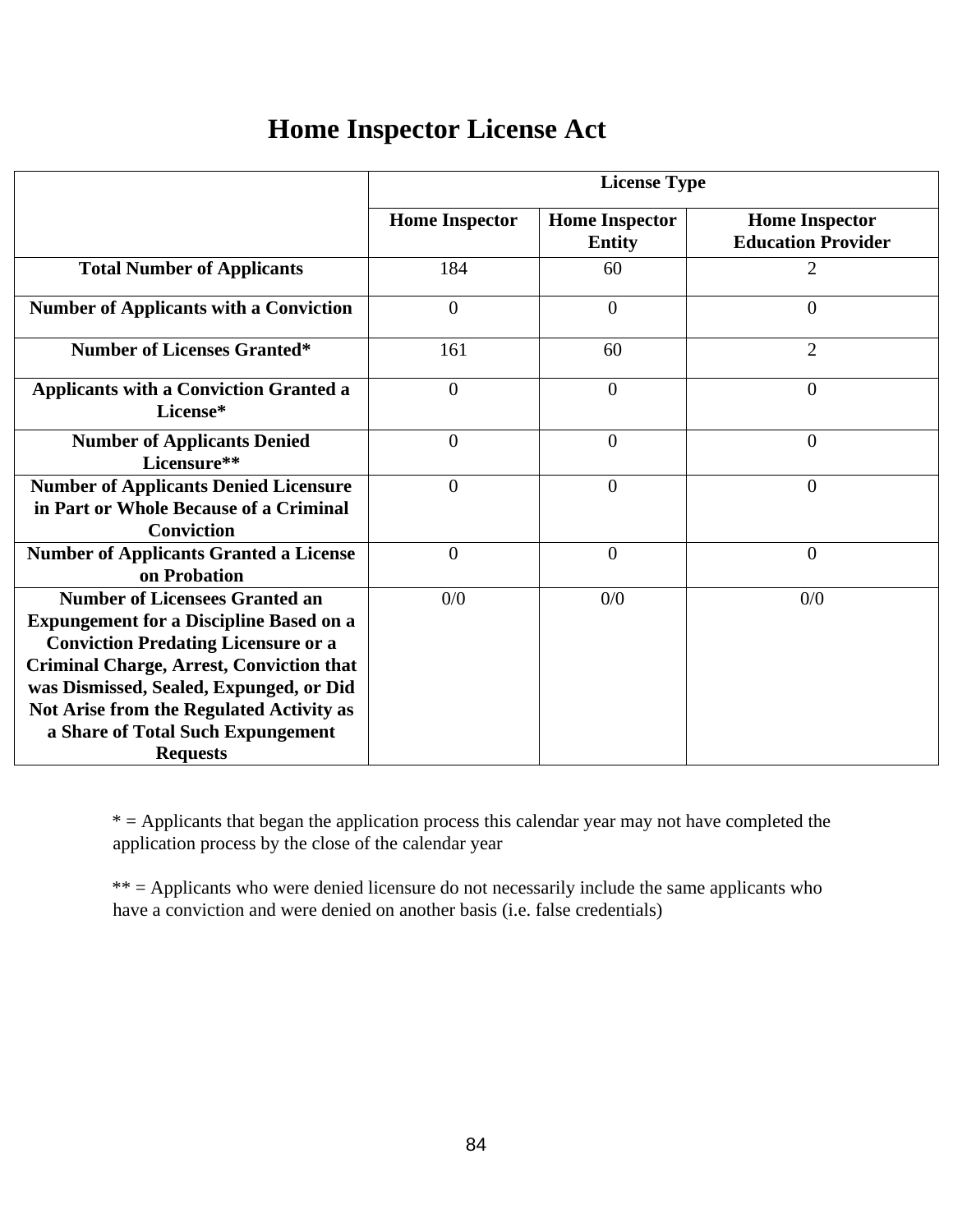# Home Inspector License Act

| | License Type | | |
|---|---|---|---|
| | **Home Inspector** | **Home Inspector Entity** | **Home Inspector Education Provider** |
| **Total Number of Applicants** | 184 | 60 | 2 |
| **Number of Applicants with a Conviction** | 0 | 0 | 0 |
| **Number of Licenses Granted*** | 161 | 60 | 2 |
| **Applicants with a Conviction Granted a License*** | 0 | 0 | 0 |
| **Number of Applicants Denied Licensure**** | 0 | 0 | 0 |
| **Number of Applicants Denied Licensure in Part or Whole Because of a Criminal Conviction** | 0 | 0 | 0 |
| **Number of Applicants Granted a License on Probation** | 0 | 0 | 0 |
| **Number of Licensees Granted an Expungement for a Discipline Based on a Conviction Predating Licensure or a Criminal Charge, Arrest, Conviction that was Dismissed, Sealed, Expunged, or Did Not Arise from the Regulated Activity as a Share of Total Such Expungement Requests** | 0/0 | 0/0 | 0/0 |

* = Applicants that began the application process this calendar year may not have completed the application process by the close of the calendar year

** = Applicants who were denied licensure do not necessarily include the same applicants who have a conviction and were denied on another basis (i.e. false credentials)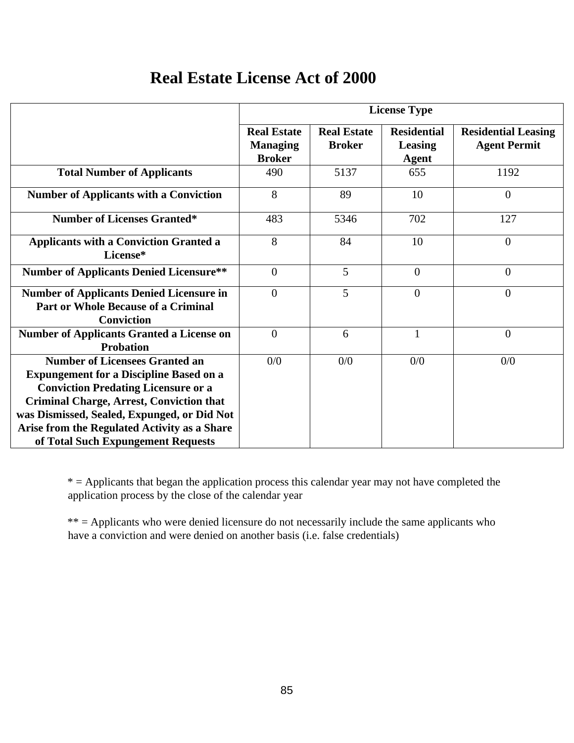# Real Estate License Act of 2000

| | License Type | | | |
|---|---|---|---|---|
| | **Real Estate Managing Broker** | **Real Estate Broker** | **Residential Leasing Agent** | **Residential Leasing Agent Permit** |
| **Total Number of Applicants** | 490 | 5137 | 655 | 1192 |
| **Number of Applicants with a Conviction** | 8 | 89 | 10 | 0 |
| **Number of Licenses Granted*** | 483 | 5346 | 702 | 127 |
| **Applicants with a Conviction Granted a License*** | 8 | 84 | 10 | 0 |
| **Number of Applicants Denied Licensure**** | 0 | 5 | 0 | 0 |
| **Number of Applicants Denied Licensure in Part or Whole Because of a Criminal Conviction** | 0 | 5 | 0 | 0 |
| **Number of Applicants Granted a License on Probation** | 0 | 6 | 1 | 0 |
| **Number of Licensees Granted an Expungement for a Discipline Based on a Conviction Predating Licensure or a Criminal Charge, Arrest, Conviction that was Dismissed, Sealed, Expunged, or Did Not Arise from the Regulated Activity as a Share of Total Such Expungement Requests** | 0/0 | 0/0 | 0/0 | 0/0 |

* = Applicants that began the application process this calendar year may not have completed the application process by the close of the calendar year

** = Applicants who were denied licensure do not necessarily include the same applicants who have a conviction and were denied on another basis (i.e. false credentials)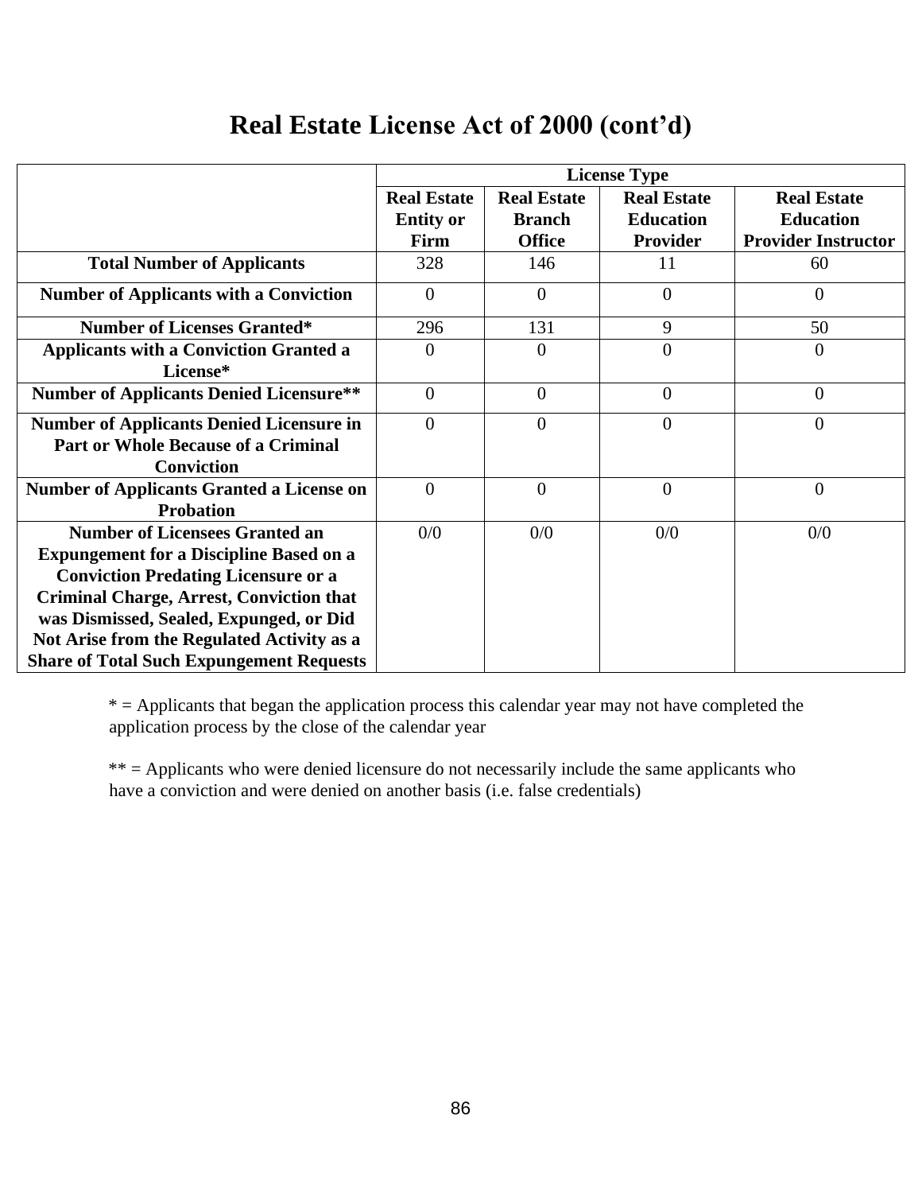# Real Estate License Act of 2000 (cont'd)

| | License Type | | | |
|---|---|---|---|---|
| | **Real Estate Entity or Firm** | **Real Estate Branch Office** | **Real Estate Education Provider** | **Real Estate Education Provider Instructor** |
| **Total Number of Applicants** | 328 | 146 | 11 | 60 |
| **Number of Applicants with a Conviction** | 0 | 0 | 0 | 0 |
| **Number of Licenses Granted*** | 296 | 131 | 9 | 50 |
| **Applicants with a Conviction Granted a License*** | 0 | 0 | 0 | 0 |
| **Number of Applicants Denied Licensure**** | 0 | 0 | 0 | 0 |
| **Number of Applicants Denied Licensure in Part or Whole Because of a Criminal Conviction** | 0 | 0 | 0 | 0 |
| **Number of Applicants Granted a License on Probation** | 0 | 0 | 0 | 0 |
| **Number of Licensees Granted an Expungement for a Discipline Based on a Conviction Predating Licensure or a Criminal Charge, Arrest, Conviction that was Dismissed, Sealed, Expunged, or Did Not Arise from the Regulated Activity as a Share of Total Such Expungement Requests** | 0/0 | 0/0 | 0/0 | 0/0 |

* = Applicants that began the application process this calendar year may not have completed the application process by the close of the calendar year

** = Applicants who were denied licensure do not necessarily include the same applicants who have a conviction and were denied on another basis (i.e. false credentials)